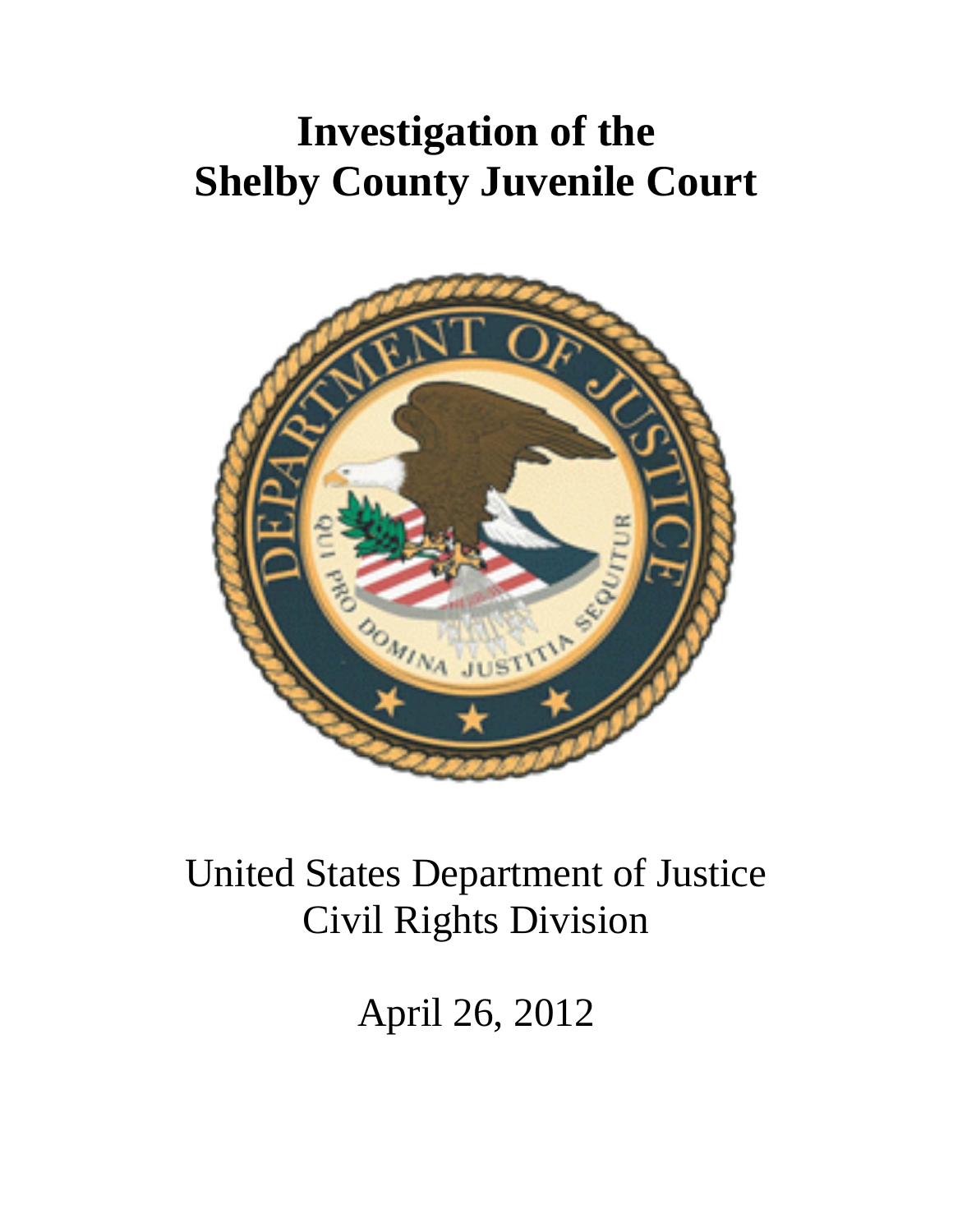# Investigation of the Shelby County Juvenile Court

United States Department of Justice
Civil Rights Division

April 26, 2012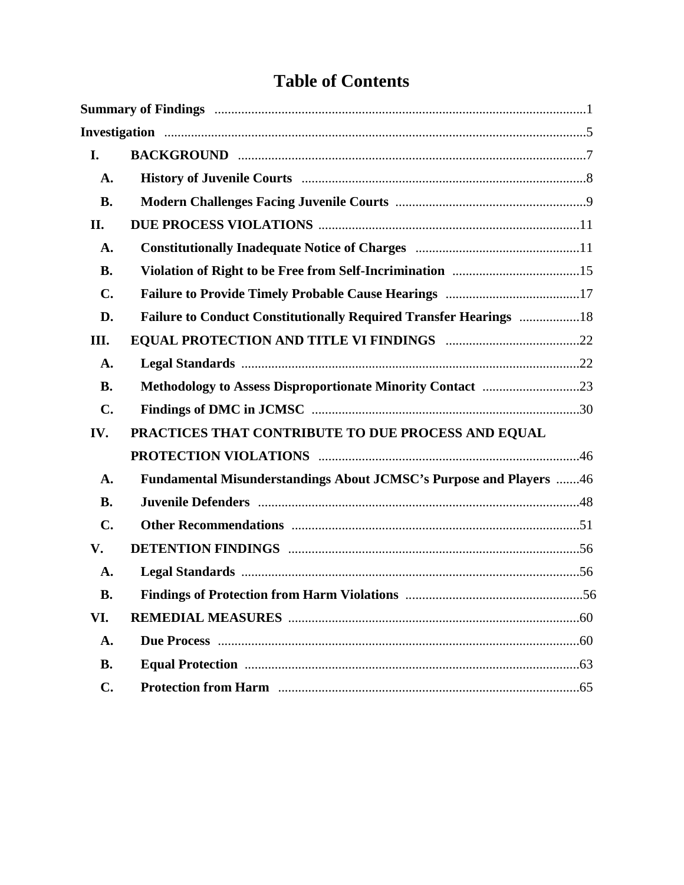# Table of Contents

**Summary of Findings** .......... 1

**Investigation** .......... 5

**I. BACKGROUND** .......... 7

- **A. History of Juvenile Courts** .......... 8
- **B. Modern Challenges Facing Juvenile Courts** .......... 9

**II. DUE PROCESS VIOLATIONS** .......... 11

- **A. Constitutionally Inadequate Notice of Charges** .......... 11
- **B. Violation of Right to be Free from Self-Incrimination** .......... 15
- **C. Failure to Provide Timely Probable Cause Hearings** .......... 17
- **D. Failure to Conduct Constitutionally Required Transfer Hearings** .......... 18

**III. EQUAL PROTECTION AND TITLE VI FINDINGS** .......... 22

- **A. Legal Standards** .......... 22
- **B. Methodology to Assess Disproportionate Minority Contact** .......... 23
- **C. Findings of DMC in JCMSC** .......... 30

**IV. PRACTICES THAT CONTRIBUTE TO DUE PROCESS AND EQUAL PROTECTION VIOLATIONS** .......... 46

- **A. Fundamental Misunderstandings About JCMSC's Purpose and Players** .......... 46
- **B. Juvenile Defenders** .......... 48
- **C. Other Recommendations** .......... 51

**V. DETENTION FINDINGS** .......... 56

- **A. Legal Standards** .......... 56
- **B. Findings of Protection from Harm Violations** .......... 56

**VI. REMEDIAL MEASURES** .......... 60

- **A. Due Process** .......... 60
- **B. Equal Protection** .......... 63
- **C. Protection from Harm** .......... 65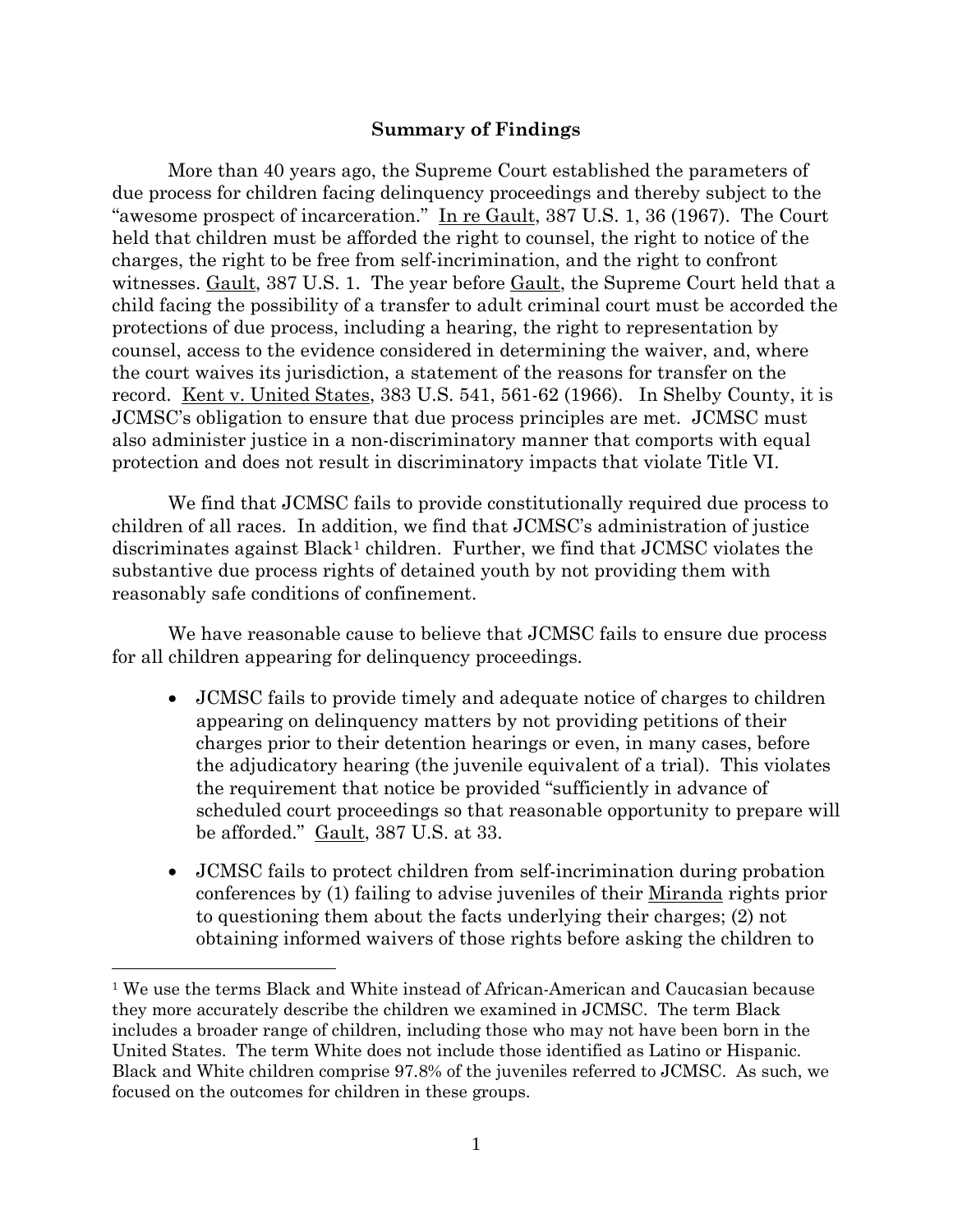## Summary of Findings

More than 40 years ago, the Supreme Court established the parameters of due process for children facing delinquency proceedings and thereby subject to the "awesome prospect of incarceration." In re Gault, 387 U.S. 1, 36 (1967). The Court held that children must be afforded the right to counsel, the right to notice of the charges, the right to be free from self-incrimination, and the right to confront witnesses. Gault, 387 U.S. 1. The year before Gault, the Supreme Court held that a child facing the possibility of a transfer to adult criminal court must be accorded the protections of due process, including a hearing, the right to representation by counsel, access to the evidence considered in determining the waiver, and, where the court waives its jurisdiction, a statement of the reasons for transfer on the record. Kent v. United States, 383 U.S. 541, 561-62 (1966). In Shelby County, it is JCMSC's obligation to ensure that due process principles are met. JCMSC must also administer justice in a non-discriminatory manner that comports with equal protection and does not result in discriminatory impacts that violate Title VI.

We find that JCMSC fails to provide constitutionally required due process to children of all races. In addition, we find that JCMSC's administration of justice discriminates against Black[1] children. Further, we find that JCMSC violates the substantive due process rights of detained youth by not providing them with reasonably safe conditions of confinement.

We have reasonable cause to believe that JCMSC fails to ensure due process for all children appearing for delinquency proceedings.

- JCMSC fails to provide timely and adequate notice of charges to children appearing on delinquency matters by not providing petitions of their charges prior to their detention hearings or even, in many cases, before the adjudicatory hearing (the juvenile equivalent of a trial). This violates the requirement that notice be provided "sufficiently in advance of scheduled court proceedings so that reasonable opportunity to prepare will be afforded." Gault, 387 U.S. at 33.
- JCMSC fails to protect children from self-incrimination during probation conferences by (1) failing to advise juveniles of their Miranda rights prior to questioning them about the facts underlying their charges; (2) not obtaining informed waivers of those rights before asking the children to

[1] We use the terms Black and White instead of African-American and Caucasian because they more accurately describe the children we examined in JCMSC. The term Black includes a broader range of children, including those who may not have been born in the United States. The term White does not include those identified as Latino or Hispanic. Black and White children comprise 97.8% of the juveniles referred to JCMSC. As such, we focused on the outcomes for children in these groups.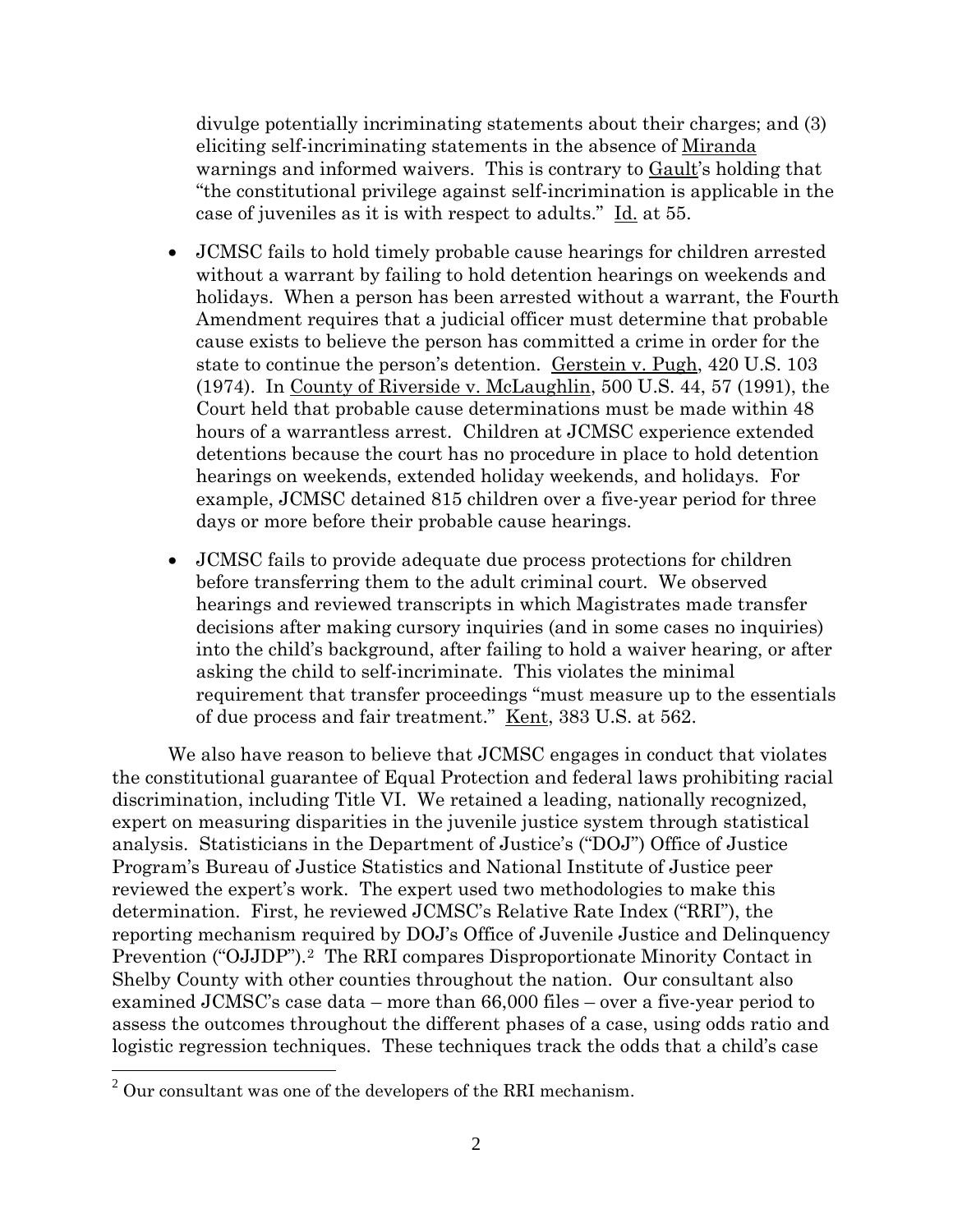divulge potentially incriminating statements about their charges; and (3) eliciting self-incriminating statements in the absence of Miranda warnings and informed waivers. This is contrary to Gault's holding that "the constitutional privilege against self-incrimination is applicable in the case of juveniles as it is with respect to adults." Id. at 55.

- JCMSC fails to hold timely probable cause hearings for children arrested without a warrant by failing to hold detention hearings on weekends and holidays. When a person has been arrested without a warrant, the Fourth Amendment requires that a judicial officer must determine that probable cause exists to believe the person has committed a crime in order for the state to continue the person's detention. Gerstein v. Pugh, 420 U.S. 103 (1974). In County of Riverside v. McLaughlin, 500 U.S. 44, 57 (1991), the Court held that probable cause determinations must be made within 48 hours of a warrantless arrest. Children at JCMSC experience extended detentions because the court has no procedure in place to hold detention hearings on weekends, extended holiday weekends, and holidays. For example, JCMSC detained 815 children over a five-year period for three days or more before their probable cause hearings.

- JCMSC fails to provide adequate due process protections for children before transferring them to the adult criminal court. We observed hearings and reviewed transcripts in which Magistrates made transfer decisions after making cursory inquiries (and in some cases no inquiries) into the child's background, after failing to hold a waiver hearing, or after asking the child to self-incriminate. This violates the minimal requirement that transfer proceedings "must measure up to the essentials of due process and fair treatment." Kent, 383 U.S. at 562.

We also have reason to believe that JCMSC engages in conduct that violates the constitutional guarantee of Equal Protection and federal laws prohibiting racial discrimination, including Title VI. We retained a leading, nationally recognized, expert on measuring disparities in the juvenile justice system through statistical analysis. Statisticians in the Department of Justice's ("DOJ") Office of Justice Program's Bureau of Justice Statistics and National Institute of Justice peer reviewed the expert's work. The expert used two methodologies to make this determination. First, he reviewed JCMSC's Relative Rate Index ("RRI"), the reporting mechanism required by DOJ's Office of Juvenile Justice and Delinquency Prevention ("OJJDP").[2] The RRI compares Disproportionate Minority Contact in Shelby County with other counties throughout the nation. Our consultant also examined JCMSC's case data – more than 66,000 files – over a five-year period to assess the outcomes throughout the different phases of a case, using odds ratio and logistic regression techniques. These techniques track the odds that a child's case

[2] Our consultant was one of the developers of the RRI mechanism.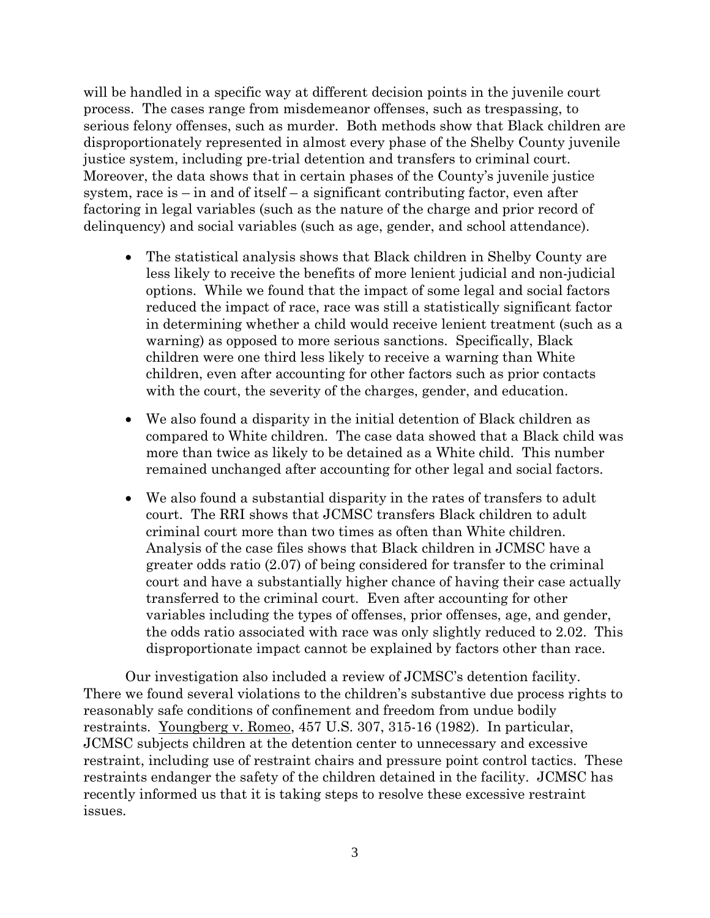will be handled in a specific way at different decision points in the juvenile court process. The cases range from misdemeanor offenses, such as trespassing, to serious felony offenses, such as murder. Both methods show that Black children are disproportionately represented in almost every phase of the Shelby County juvenile justice system, including pre-trial detention and transfers to criminal court. Moreover, the data shows that in certain phases of the County's juvenile justice system, race is – in and of itself – a significant contributing factor, even after factoring in legal variables (such as the nature of the charge and prior record of delinquency) and social variables (such as age, gender, and school attendance).

- The statistical analysis shows that Black children in Shelby County are less likely to receive the benefits of more lenient judicial and non-judicial options. While we found that the impact of some legal and social factors reduced the impact of race, race was still a statistically significant factor in determining whether a child would receive lenient treatment (such as a warning) as opposed to more serious sanctions. Specifically, Black children were one third less likely to receive a warning than White children, even after accounting for other factors such as prior contacts with the court, the severity of the charges, gender, and education.

- We also found a disparity in the initial detention of Black children as compared to White children. The case data showed that a Black child was more than twice as likely to be detained as a White child. This number remained unchanged after accounting for other legal and social factors.

- We also found a substantial disparity in the rates of transfers to adult court. The RRI shows that JCMSC transfers Black children to adult criminal court more than two times as often than White children. Analysis of the case files shows that Black children in JCMSC have a greater odds ratio (2.07) of being considered for transfer to the criminal court and have a substantially higher chance of having their case actually transferred to the criminal court. Even after accounting for other variables including the types of offenses, prior offenses, age, and gender, the odds ratio associated with race was only slightly reduced to 2.02. This disproportionate impact cannot be explained by factors other than race.

Our investigation also included a review of JCMSC's detention facility. There we found several violations to the children's substantive due process rights to reasonably safe conditions of confinement and freedom from undue bodily restraints. Youngberg v. Romeo, 457 U.S. 307, 315-16 (1982). In particular, JCMSC subjects children at the detention center to unnecessary and excessive restraint, including use of restraint chairs and pressure point control tactics. These restraints endanger the safety of the children detained in the facility. JCMSC has recently informed us that it is taking steps to resolve these excessive restraint issues.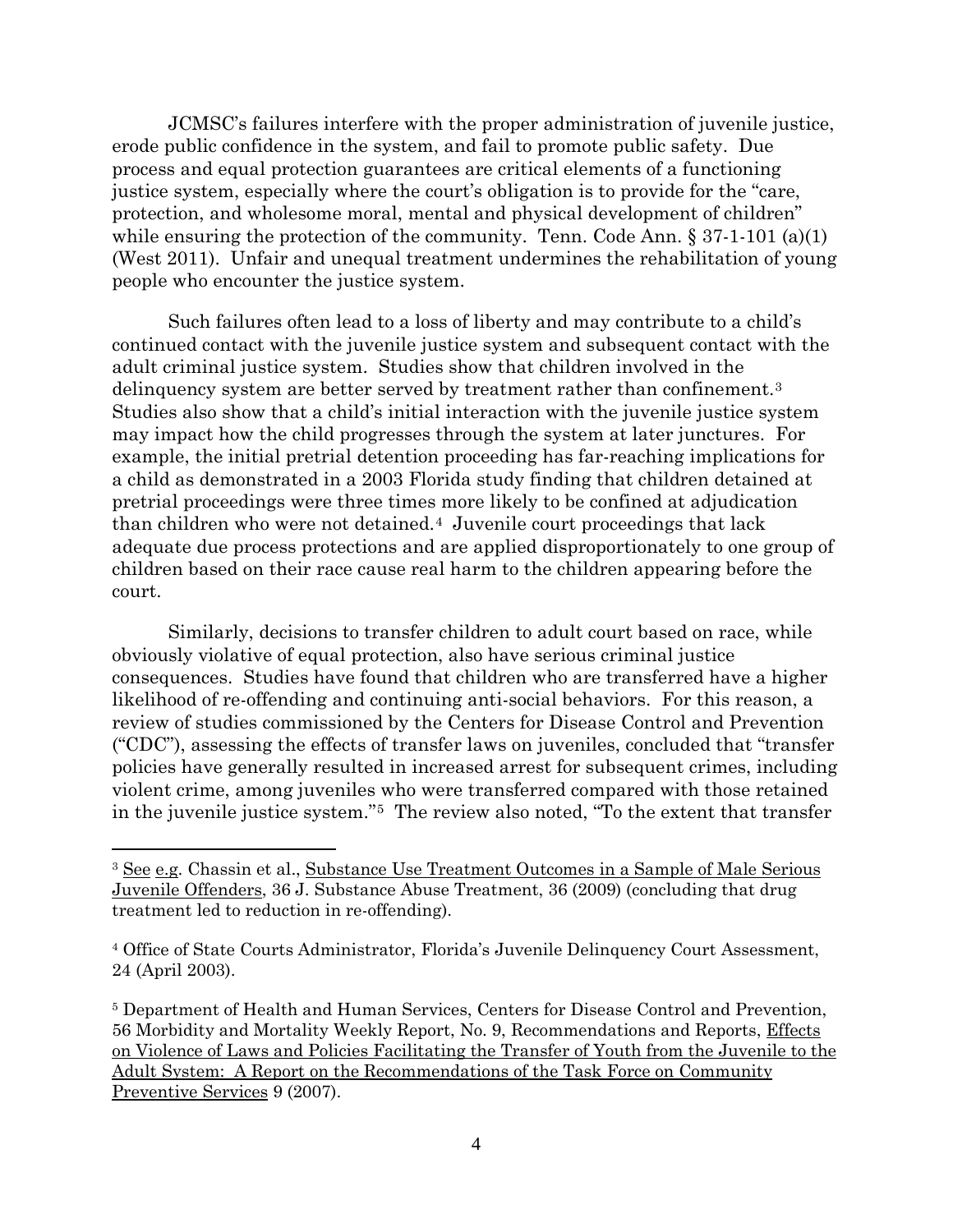JCMSC's failures interfere with the proper administration of juvenile justice, erode public confidence in the system, and fail to promote public safety. Due process and equal protection guarantees are critical elements of a functioning justice system, especially where the court's obligation is to provide for the "care, protection, and wholesome moral, mental and physical development of children" while ensuring the protection of the community. Tenn. Code Ann. § 37-1-101 (a)(1) (West 2011). Unfair and unequal treatment undermines the rehabilitation of young people who encounter the justice system.

Such failures often lead to a loss of liberty and may contribute to a child's continued contact with the juvenile justice system and subsequent contact with the adult criminal justice system. Studies show that children involved in the delinquency system are better served by treatment rather than confinement.[3] Studies also show that a child's initial interaction with the juvenile justice system may impact how the child progresses through the system at later junctures. For example, the initial pretrial detention proceeding has far-reaching implications for a child as demonstrated in a 2003 Florida study finding that children detained at pretrial proceedings were three times more likely to be confined at adjudication than children who were not detained.[4] Juvenile court proceedings that lack adequate due process protections and are applied disproportionately to one group of children based on their race cause real harm to the children appearing before the court.

Similarly, decisions to transfer children to adult court based on race, while obviously violative of equal protection, also have serious criminal justice consequences. Studies have found that children who are transferred have a higher likelihood of re-offending and continuing anti-social behaviors. For this reason, a review of studies commissioned by the Centers for Disease Control and Prevention ("CDC"), assessing the effects of transfer laws on juveniles, concluded that "transfer policies have generally resulted in increased arrest for subsequent crimes, including violent crime, among juveniles who were transferred compared with those retained in the juvenile justice system."[5] The review also noted, "To the extent that transfer

---

[3] See e.g. Chassin et al., Substance Use Treatment Outcomes in a Sample of Male Serious Juvenile Offenders, 36 J. Substance Abuse Treatment, 36 (2009) (concluding that drug treatment led to reduction in re-offending).

[4] Office of State Courts Administrator, Florida's Juvenile Delinquency Court Assessment, 24 (April 2003).

[5] Department of Health and Human Services, Centers for Disease Control and Prevention, 56 Morbidity and Mortality Weekly Report, No. 9, Recommendations and Reports, Effects on Violence of Laws and Policies Facilitating the Transfer of Youth from the Juvenile to the Adult System: A Report on the Recommendations of the Task Force on Community Preventive Services 9 (2007).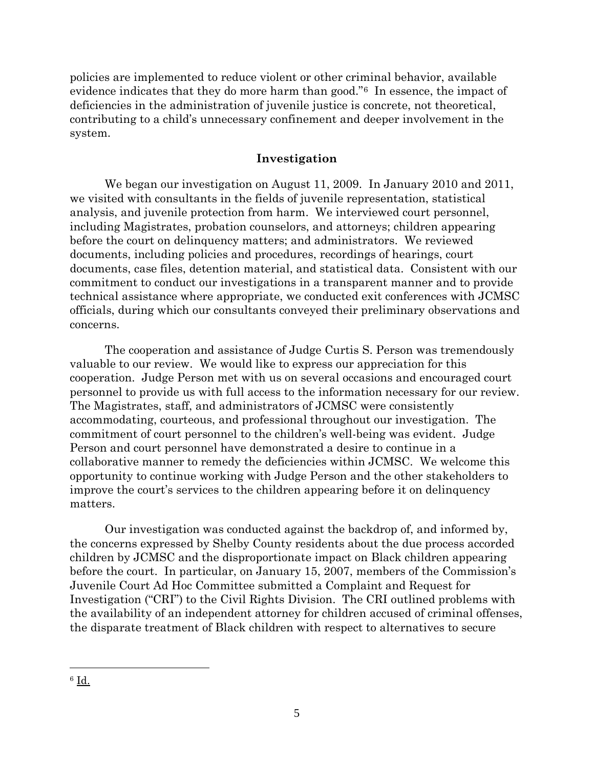policies are implemented to reduce violent or other criminal behavior, available evidence indicates that they do more harm than good."[6] In essence, the impact of deficiencies in the administration of juvenile justice is concrete, not theoretical, contributing to a child's unnecessary confinement and deeper involvement in the system.

## Investigation

We began our investigation on August 11, 2009. In January 2010 and 2011, we visited with consultants in the fields of juvenile representation, statistical analysis, and juvenile protection from harm. We interviewed court personnel, including Magistrates, probation counselors, and attorneys; children appearing before the court on delinquency matters; and administrators. We reviewed documents, including policies and procedures, recordings of hearings, court documents, case files, detention material, and statistical data. Consistent with our commitment to conduct our investigations in a transparent manner and to provide technical assistance where appropriate, we conducted exit conferences with JCMSC officials, during which our consultants conveyed their preliminary observations and concerns.

The cooperation and assistance of Judge Curtis S. Person was tremendously valuable to our review. We would like to express our appreciation for this cooperation. Judge Person met with us on several occasions and encouraged court personnel to provide us with full access to the information necessary for our review. The Magistrates, staff, and administrators of JCMSC were consistently accommodating, courteous, and professional throughout our investigation. The commitment of court personnel to the children's well-being was evident. Judge Person and court personnel have demonstrated a desire to continue in a collaborative manner to remedy the deficiencies within JCMSC. We welcome this opportunity to continue working with Judge Person and the other stakeholders to improve the court's services to the children appearing before it on delinquency matters.

Our investigation was conducted against the backdrop of, and informed by, the concerns expressed by Shelby County residents about the due process accorded children by JCMSC and the disproportionate impact on Black children appearing before the court. In particular, on January 15, 2007, members of the Commission's Juvenile Court Ad Hoc Committee submitted a Complaint and Request for Investigation ("CRI") to the Civil Rights Division. The CRI outlined problems with the availability of an independent attorney for children accused of criminal offenses, the disparate treatment of Black children with respect to alternatives to secure

---

[6] Id.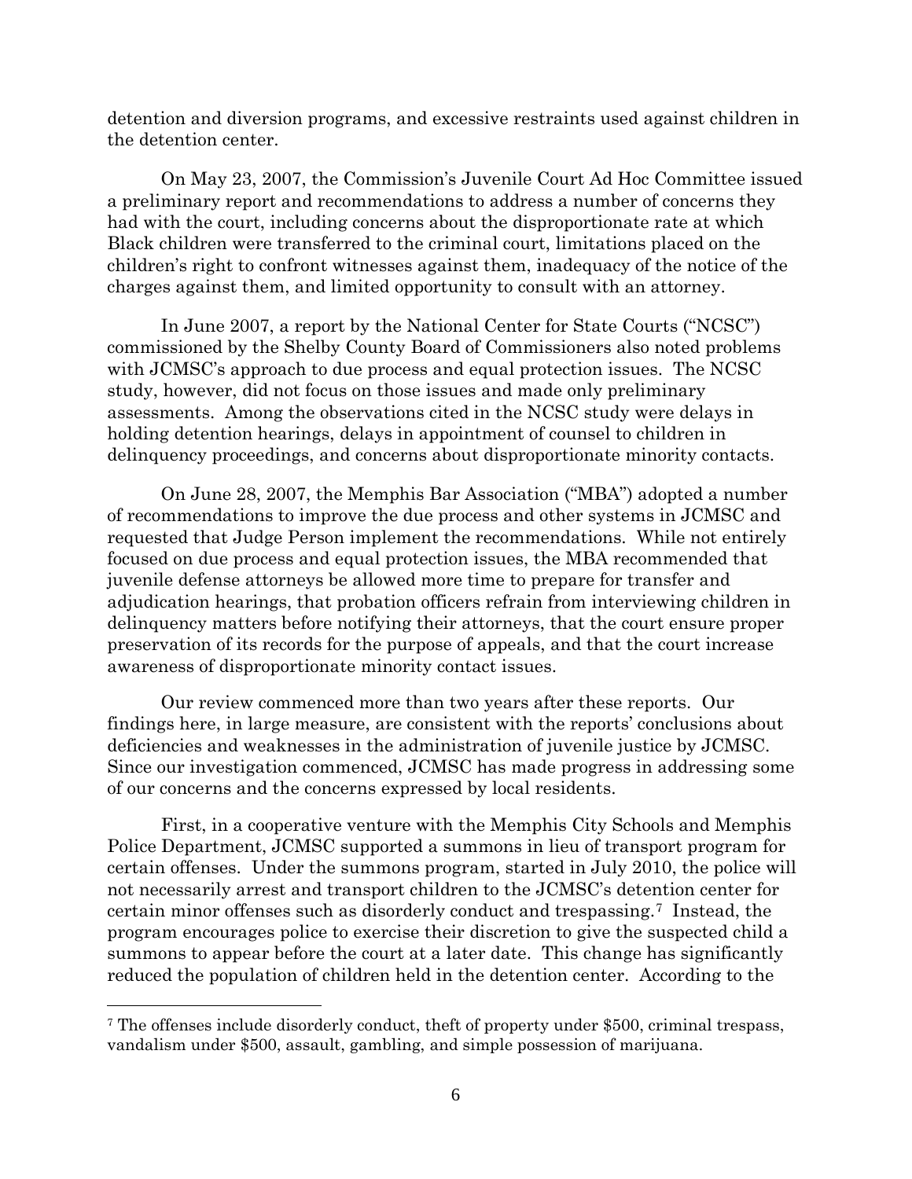detention and diversion programs, and excessive restraints used against children in the detention center.

On May 23, 2007, the Commission's Juvenile Court Ad Hoc Committee issued a preliminary report and recommendations to address a number of concerns they had with the court, including concerns about the disproportionate rate at which Black children were transferred to the criminal court, limitations placed on the children's right to confront witnesses against them, inadequacy of the notice of the charges against them, and limited opportunity to consult with an attorney.

In June 2007, a report by the National Center for State Courts ("NCSC") commissioned by the Shelby County Board of Commissioners also noted problems with JCMSC's approach to due process and equal protection issues. The NCSC study, however, did not focus on those issues and made only preliminary assessments. Among the observations cited in the NCSC study were delays in holding detention hearings, delays in appointment of counsel to children in delinquency proceedings, and concerns about disproportionate minority contacts.

On June 28, 2007, the Memphis Bar Association ("MBA") adopted a number of recommendations to improve the due process and other systems in JCMSC and requested that Judge Person implement the recommendations. While not entirely focused on due process and equal protection issues, the MBA recommended that juvenile defense attorneys be allowed more time to prepare for transfer and adjudication hearings, that probation officers refrain from interviewing children in delinquency matters before notifying their attorneys, that the court ensure proper preservation of its records for the purpose of appeals, and that the court increase awareness of disproportionate minority contact issues.

Our review commenced more than two years after these reports. Our findings here, in large measure, are consistent with the reports' conclusions about deficiencies and weaknesses in the administration of juvenile justice by JCMSC. Since our investigation commenced, JCMSC has made progress in addressing some of our concerns and the concerns expressed by local residents.

First, in a cooperative venture with the Memphis City Schools and Memphis Police Department, JCMSC supported a summons in lieu of transport program for certain offenses. Under the summons program, started in July 2010, the police will not necessarily arrest and transport children to the JCMSC's detention center for certain minor offenses such as disorderly conduct and trespassing.[7] Instead, the program encourages police to exercise their discretion to give the suspected child a summons to appear before the court at a later date. This change has significantly reduced the population of children held in the detention center. According to the

[7] The offenses include disorderly conduct, theft of property under $500, criminal trespass, vandalism under $500, assault, gambling, and simple possession of marijuana.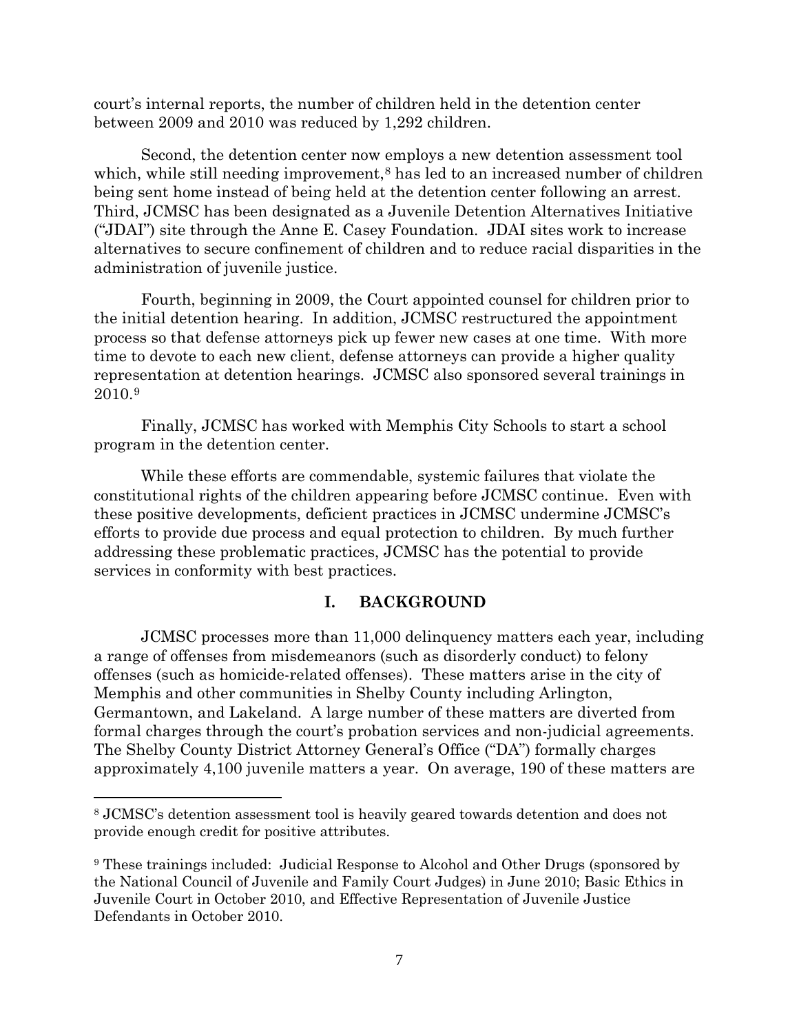court's internal reports, the number of children held in the detention center between 2009 and 2010 was reduced by 1,292 children.

Second, the detention center now employs a new detention assessment tool which, while still needing improvement,[8] has led to an increased number of children being sent home instead of being held at the detention center following an arrest. Third, JCMSC has been designated as a Juvenile Detention Alternatives Initiative ("JDAI") site through the Anne E. Casey Foundation. JDAI sites work to increase alternatives to secure confinement of children and to reduce racial disparities in the administration of juvenile justice.

Fourth, beginning in 2009, the Court appointed counsel for children prior to the initial detention hearing. In addition, JCMSC restructured the appointment process so that defense attorneys pick up fewer new cases at one time. With more time to devote to each new client, defense attorneys can provide a higher quality representation at detention hearings. JCMSC also sponsored several trainings in 2010.[9]

Finally, JCMSC has worked with Memphis City Schools to start a school program in the detention center.

While these efforts are commendable, systemic failures that violate the constitutional rights of the children appearing before JCMSC continue. Even with these positive developments, deficient practices in JCMSC undermine JCMSC's efforts to provide due process and equal protection to children. By much further addressing these problematic practices, JCMSC has the potential to provide services in conformity with best practices.

## I. BACKGROUND

JCMSC processes more than 11,000 delinquency matters each year, including a range of offenses from misdemeanors (such as disorderly conduct) to felony offenses (such as homicide-related offenses). These matters arise in the city of Memphis and other communities in Shelby County including Arlington, Germantown, and Lakeland. A large number of these matters are diverted from formal charges through the court's probation services and non-judicial agreements. The Shelby County District Attorney General's Office ("DA") formally charges approximately 4,100 juvenile matters a year. On average, 190 of these matters are

---

[8] JCMSC's detention assessment tool is heavily geared towards detention and does not provide enough credit for positive attributes.

[9] These trainings included: Judicial Response to Alcohol and Other Drugs (sponsored by the National Council of Juvenile and Family Court Judges) in June 2010; Basic Ethics in Juvenile Court in October 2010, and Effective Representation of Juvenile Justice Defendants in October 2010.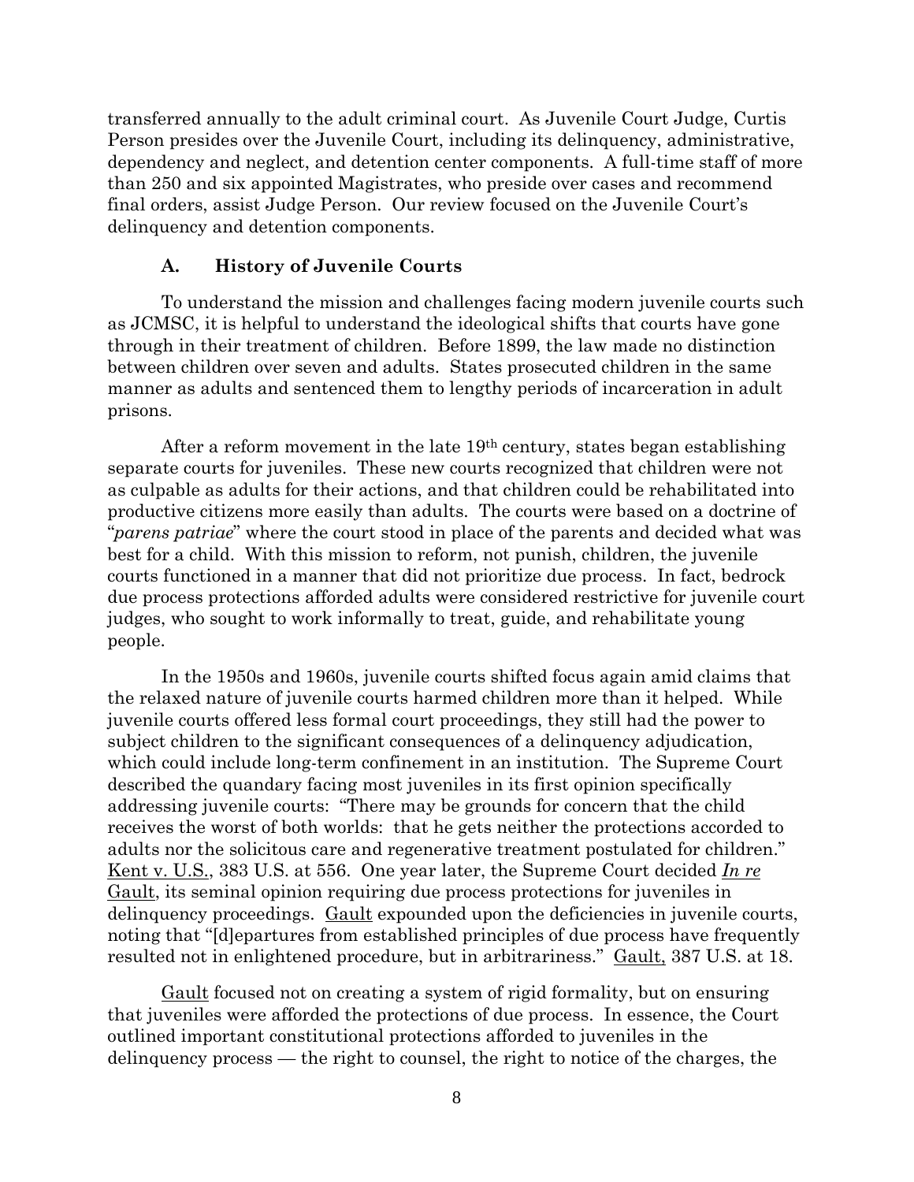transferred annually to the adult criminal court. As Juvenile Court Judge, Curtis Person presides over the Juvenile Court, including its delinquency, administrative, dependency and neglect, and detention center components. A full-time staff of more than 250 and six appointed Magistrates, who preside over cases and recommend final orders, assist Judge Person. Our review focused on the Juvenile Court's delinquency and detention components.

### A. History of Juvenile Courts

To understand the mission and challenges facing modern juvenile courts such as JCMSC, it is helpful to understand the ideological shifts that courts have gone through in their treatment of children. Before 1899, the law made no distinction between children over seven and adults. States prosecuted children in the same manner as adults and sentenced them to lengthy periods of incarceration in adult prisons.

After a reform movement in the late 19th century, states began establishing separate courts for juveniles. These new courts recognized that children were not as culpable as adults for their actions, and that children could be rehabilitated into productive citizens more easily than adults. The courts were based on a doctrine of "*parens patriae*" where the court stood in place of the parents and decided what was best for a child. With this mission to reform, not punish, children, the juvenile courts functioned in a manner that did not prioritize due process. In fact, bedrock due process protections afforded adults were considered restrictive for juvenile court judges, who sought to work informally to treat, guide, and rehabilitate young people.

In the 1950s and 1960s, juvenile courts shifted focus again amid claims that the relaxed nature of juvenile courts harmed children more than it helped. While juvenile courts offered less formal court proceedings, they still had the power to subject children to the significant consequences of a delinquency adjudication, which could include long-term confinement in an institution. The Supreme Court described the quandary facing most juveniles in its first opinion specifically addressing juvenile courts: "There may be grounds for concern that the child receives the worst of both worlds: that he gets neither the protections accorded to adults nor the solicitous care and regenerative treatment postulated for children." Kent v. U.S., 383 U.S. at 556. One year later, the Supreme Court decided *In re* Gault, its seminal opinion requiring due process protections for juveniles in delinquency proceedings. Gault expounded upon the deficiencies in juvenile courts, noting that "[d]epartures from established principles of due process have frequently resulted not in enlightened procedure, but in arbitrariness." Gault, 387 U.S. at 18.

Gault focused not on creating a system of rigid formality, but on ensuring that juveniles were afforded the protections of due process. In essence, the Court outlined important constitutional protections afforded to juveniles in the delinquency process — the right to counsel, the right to notice of the charges, the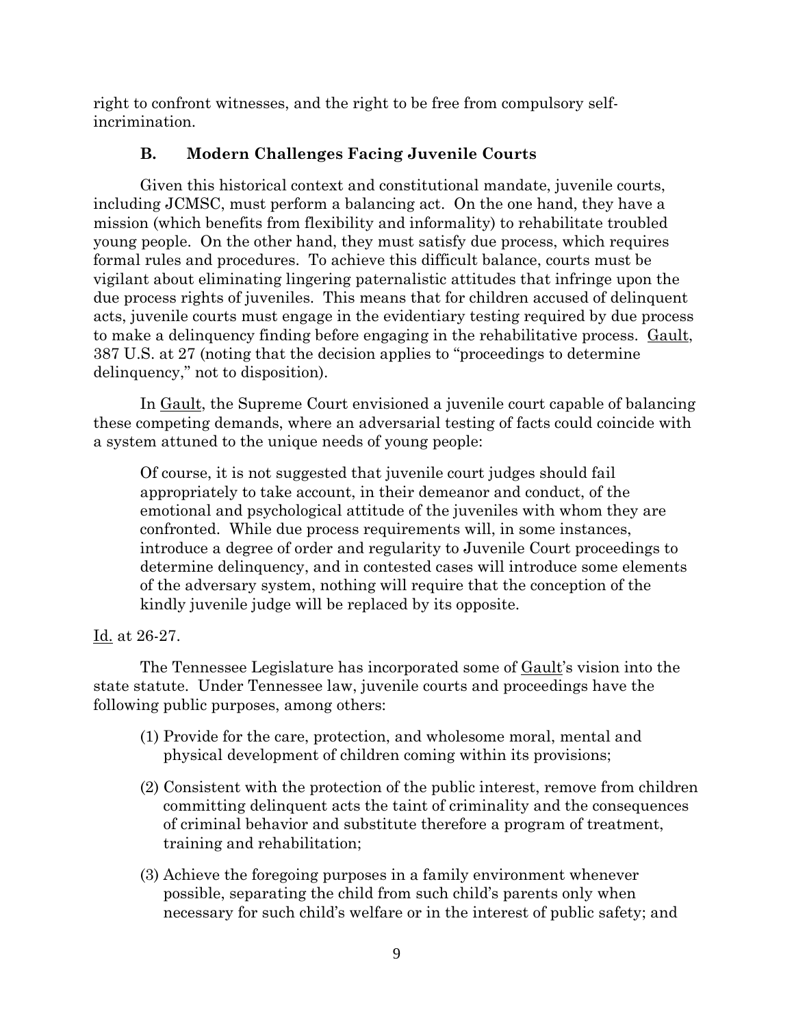right to confront witnesses, and the right to be free from compulsory self-incrimination.

### B. Modern Challenges Facing Juvenile Courts

Given this historical context and constitutional mandate, juvenile courts, including JCMSC, must perform a balancing act. On the one hand, they have a mission (which benefits from flexibility and informality) to rehabilitate troubled young people. On the other hand, they must satisfy due process, which requires formal rules and procedures. To achieve this difficult balance, courts must be vigilant about eliminating lingering paternalistic attitudes that infringe upon the due process rights of juveniles. This means that for children accused of delinquent acts, juvenile courts must engage in the evidentiary testing required by due process to make a delinquency finding before engaging in the rehabilitative process. Gault, 387 U.S. at 27 (noting that the decision applies to "proceedings to determine delinquency," not to disposition).

In Gault, the Supreme Court envisioned a juvenile court capable of balancing these competing demands, where an adversarial testing of facts could coincide with a system attuned to the unique needs of young people:

> Of course, it is not suggested that juvenile court judges should fail appropriately to take account, in their demeanor and conduct, of the emotional and psychological attitude of the juveniles with whom they are confronted. While due process requirements will, in some instances, introduce a degree of order and regularity to Juvenile Court proceedings to determine delinquency, and in contested cases will introduce some elements of the adversary system, nothing will require that the conception of the kindly juvenile judge will be replaced by its opposite.

Id. at 26-27.

The Tennessee Legislature has incorporated some of Gault's vision into the state statute. Under Tennessee law, juvenile courts and proceedings have the following public purposes, among others:

> (1) Provide for the care, protection, and wholesome moral, mental and physical development of children coming within its provisions;
>
> (2) Consistent with the protection of the public interest, remove from children committing delinquent acts the taint of criminality and the consequences of criminal behavior and substitute therefore a program of treatment, training and rehabilitation;
>
> (3) Achieve the foregoing purposes in a family environment whenever possible, separating the child from such child's parents only when necessary for such child's welfare or in the interest of public safety; and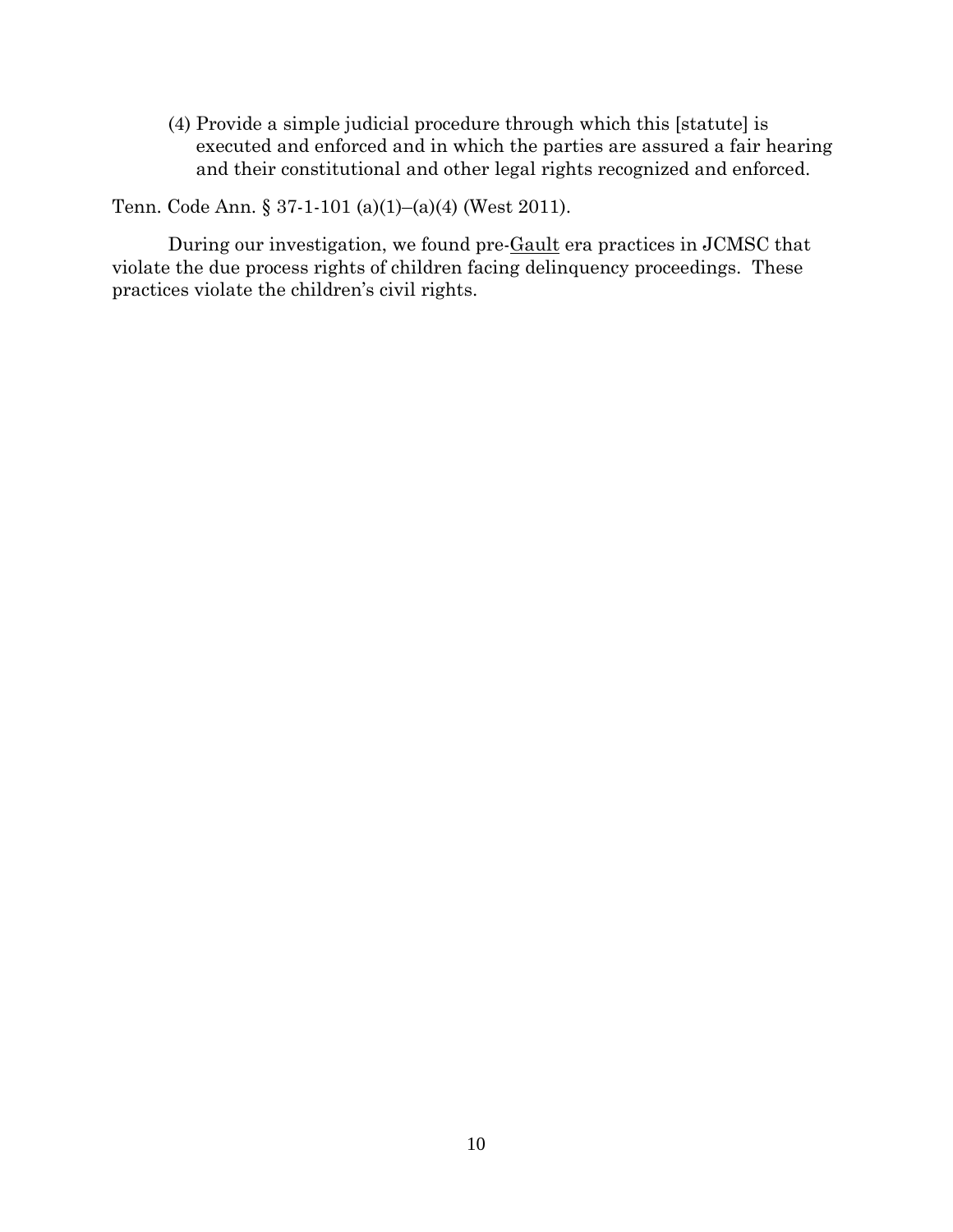(4) Provide a simple judicial procedure through which this [statute] is executed and enforced and in which the parties are assured a fair hearing and their constitutional and other legal rights recognized and enforced.

Tenn. Code Ann. § 37-1-101 (a)(1)–(a)(4) (West 2011).

During our investigation, we found pre-Gault era practices in JCMSC that violate the due process rights of children facing delinquency proceedings. These practices violate the children's civil rights.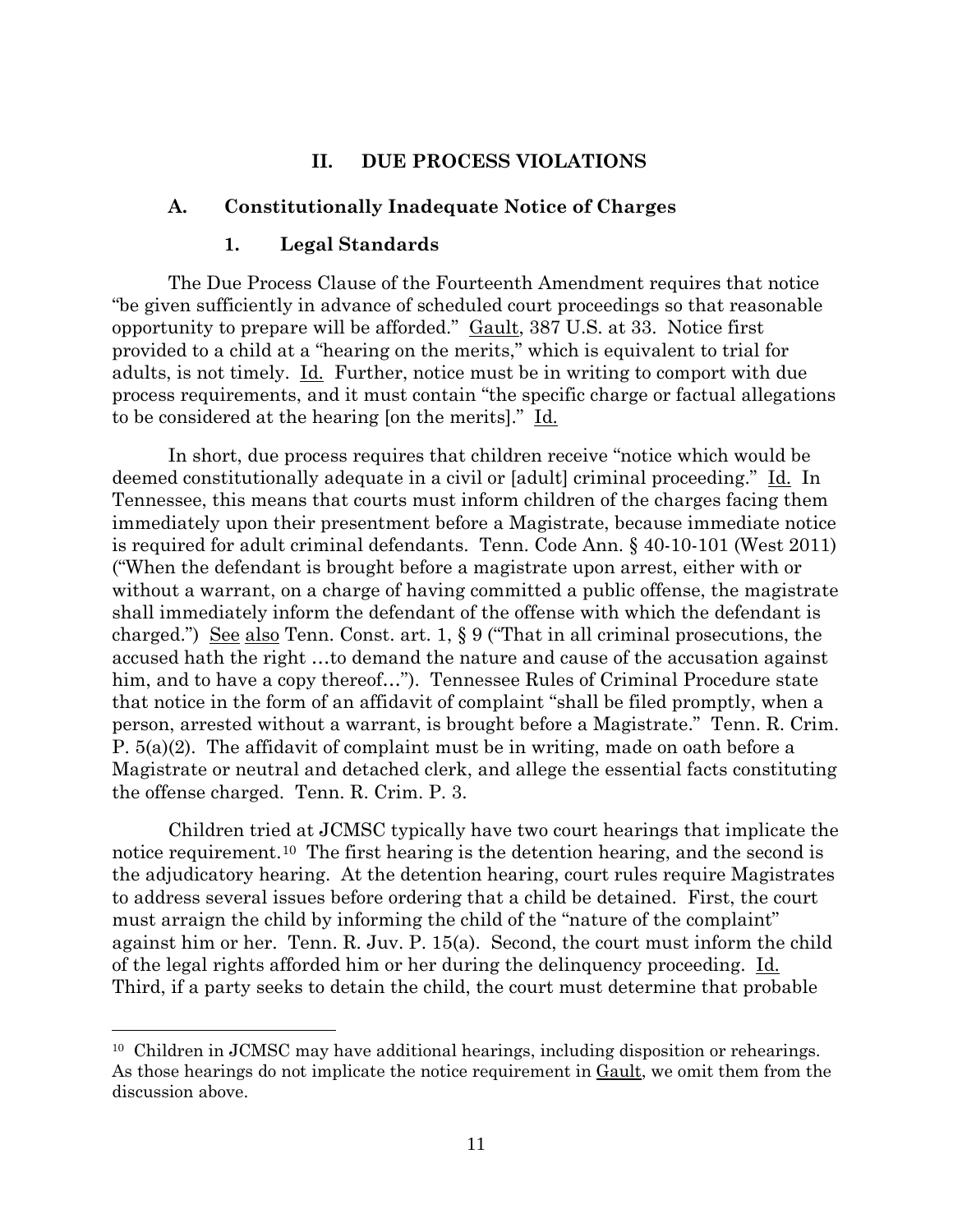## II. DUE PROCESS VIOLATIONS

### A. Constitutionally Inadequate Notice of Charges

#### 1. Legal Standards

The Due Process Clause of the Fourteenth Amendment requires that notice "be given sufficiently in advance of scheduled court proceedings so that reasonable opportunity to prepare will be afforded." Gault, 387 U.S. at 33. Notice first provided to a child at a "hearing on the merits," which is equivalent to trial for adults, is not timely. Id. Further, notice must be in writing to comport with due process requirements, and it must contain "the specific charge or factual allegations to be considered at the hearing [on the merits]." Id.

In short, due process requires that children receive "notice which would be deemed constitutionally adequate in a civil or [adult] criminal proceeding." Id. In Tennessee, this means that courts must inform children of the charges facing them immediately upon their presentment before a Magistrate, because immediate notice is required for adult criminal defendants. Tenn. Code Ann. § 40-10-101 (West 2011) ("When the defendant is brought before a magistrate upon arrest, either with or without a warrant, on a charge of having committed a public offense, the magistrate shall immediately inform the defendant of the offense with which the defendant is charged.") See also Tenn. Const. art. 1, § 9 ("That in all criminal prosecutions, the accused hath the right …to demand the nature and cause of the accusation against him, and to have a copy thereof…"). Tennessee Rules of Criminal Procedure state that notice in the form of an affidavit of complaint "shall be filed promptly, when a person, arrested without a warrant, is brought before a Magistrate." Tenn. R. Crim. P. 5(a)(2). The affidavit of complaint must be in writing, made on oath before a Magistrate or neutral and detached clerk, and allege the essential facts constituting the offense charged. Tenn. R. Crim. P. 3.

Children tried at JCMSC typically have two court hearings that implicate the notice requirement.[10] The first hearing is the detention hearing, and the second is the adjudicatory hearing. At the detention hearing, court rules require Magistrates to address several issues before ordering that a child be detained. First, the court must arraign the child by informing the child of the "nature of the complaint" against him or her. Tenn. R. Juv. P. 15(a). Second, the court must inform the child of the legal rights afforded him or her during the delinquency proceeding. Id. Third, if a party seeks to detain the child, the court must determine that probable

---

[10] Children in JCMSC may have additional hearings, including disposition or rehearings. As those hearings do not implicate the notice requirement in Gault, we omit them from the discussion above.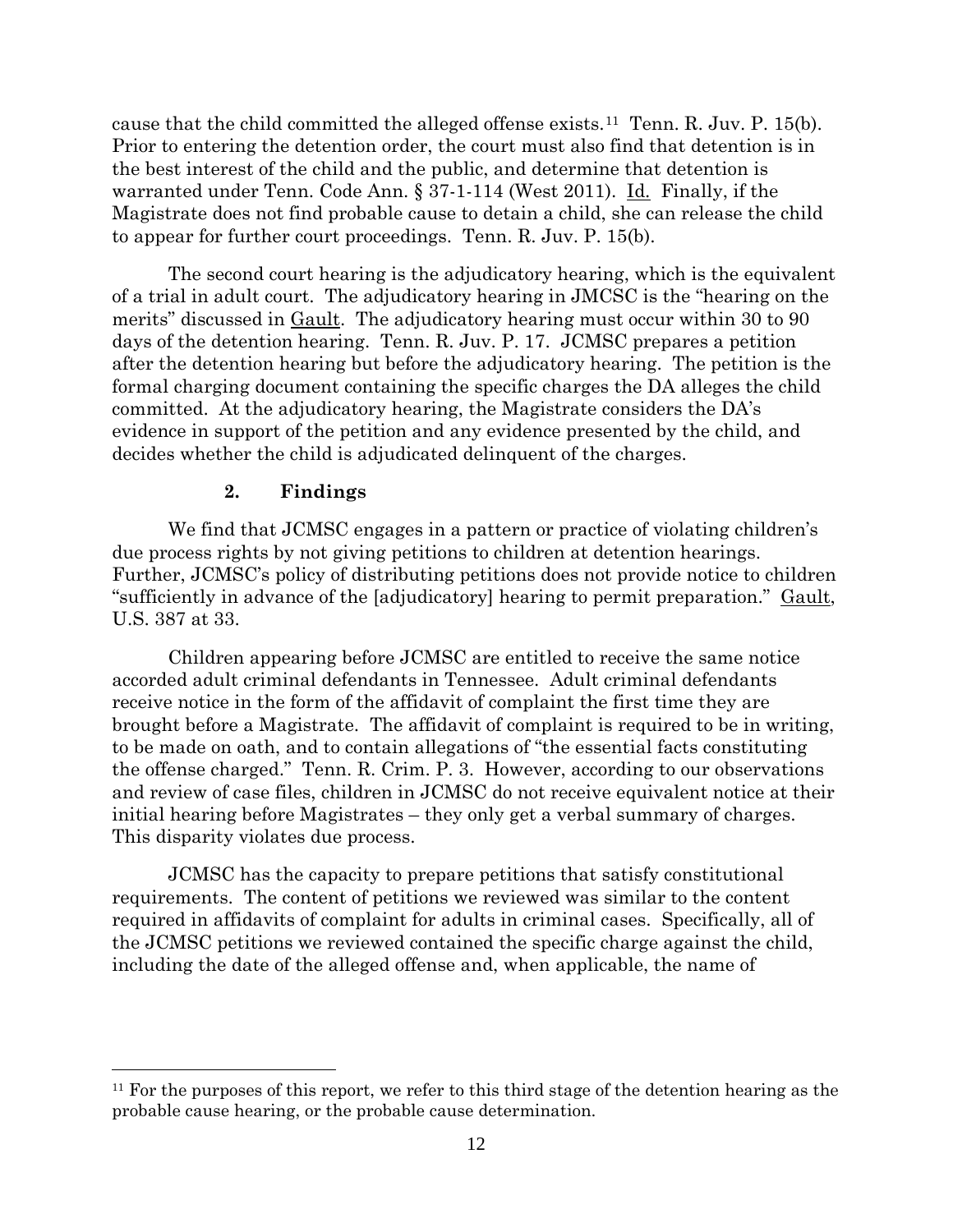cause that the child committed the alleged offense exists.[11] Tenn. R. Juv. P. 15(b). Prior to entering the detention order, the court must also find that detention is in the best interest of the child and the public, and determine that detention is warranted under Tenn. Code Ann. § 37-1-114 (West 2011). Id. Finally, if the Magistrate does not find probable cause to detain a child, she can release the child to appear for further court proceedings. Tenn. R. Juv. P. 15(b).

The second court hearing is the adjudicatory hearing, which is the equivalent of a trial in adult court. The adjudicatory hearing in JMCSC is the "hearing on the merits" discussed in Gault. The adjudicatory hearing must occur within 30 to 90 days of the detention hearing. Tenn. R. Juv. P. 17. JCMSC prepares a petition after the detention hearing but before the adjudicatory hearing. The petition is the formal charging document containing the specific charges the DA alleges the child committed. At the adjudicatory hearing, the Magistrate considers the DA's evidence in support of the petition and any evidence presented by the child, and decides whether the child is adjudicated delinquent of the charges.

### 2. Findings

We find that JCMSC engages in a pattern or practice of violating children's due process rights by not giving petitions to children at detention hearings. Further, JCMSC's policy of distributing petitions does not provide notice to children "sufficiently in advance of the [adjudicatory] hearing to permit preparation." Gault, U.S. 387 at 33.

Children appearing before JCMSC are entitled to receive the same notice accorded adult criminal defendants in Tennessee. Adult criminal defendants receive notice in the form of the affidavit of complaint the first time they are brought before a Magistrate. The affidavit of complaint is required to be in writing, to be made on oath, and to contain allegations of "the essential facts constituting the offense charged." Tenn. R. Crim. P. 3. However, according to our observations and review of case files, children in JCMSC do not receive equivalent notice at their initial hearing before Magistrates – they only get a verbal summary of charges. This disparity violates due process.

JCMSC has the capacity to prepare petitions that satisfy constitutional requirements. The content of petitions we reviewed was similar to the content required in affidavits of complaint for adults in criminal cases. Specifically, all of the JCMSC petitions we reviewed contained the specific charge against the child, including the date of the alleged offense and, when applicable, the name of

[11] For the purposes of this report, we refer to this third stage of the detention hearing as the probable cause hearing, or the probable cause determination.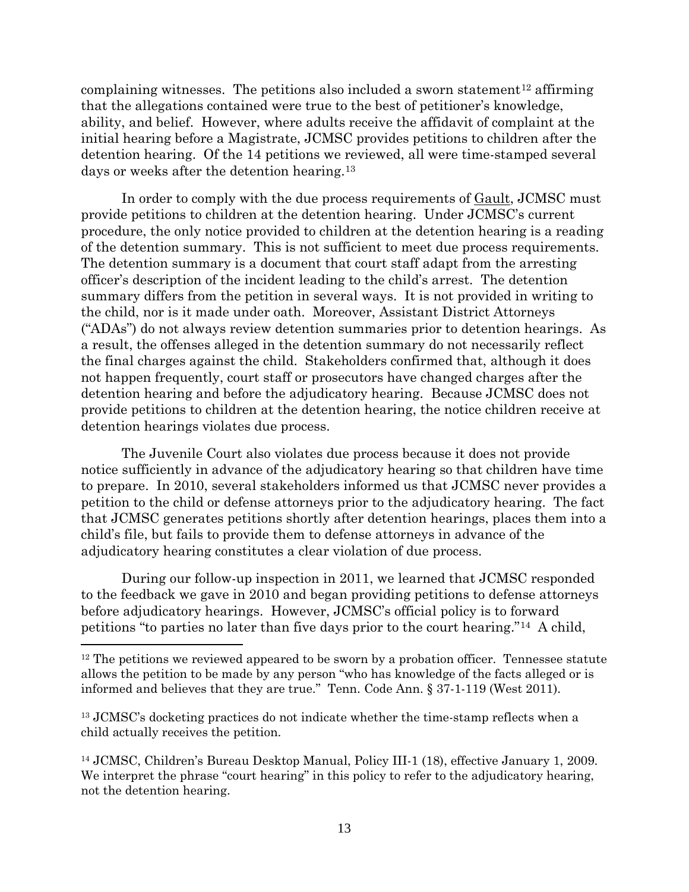complaining witnesses. The petitions also included a sworn statement[12] affirming that the allegations contained were true to the best of petitioner's knowledge, ability, and belief. However, where adults receive the affidavit of complaint at the initial hearing before a Magistrate, JCMSC provides petitions to children after the detention hearing. Of the 14 petitions we reviewed, all were time-stamped several days or weeks after the detention hearing.[13]

In order to comply with the due process requirements of Gault, JCMSC must provide petitions to children at the detention hearing. Under JCMSC's current procedure, the only notice provided to children at the detention hearing is a reading of the detention summary. This is not sufficient to meet due process requirements. The detention summary is a document that court staff adapt from the arresting officer's description of the incident leading to the child's arrest. The detention summary differs from the petition in several ways. It is not provided in writing to the child, nor is it made under oath. Moreover, Assistant District Attorneys ("ADAs") do not always review detention summaries prior to detention hearings. As a result, the offenses alleged in the detention summary do not necessarily reflect the final charges against the child. Stakeholders confirmed that, although it does not happen frequently, court staff or prosecutors have changed charges after the detention hearing and before the adjudicatory hearing. Because JCMSC does not provide petitions to children at the detention hearing, the notice children receive at detention hearings violates due process.

The Juvenile Court also violates due process because it does not provide notice sufficiently in advance of the adjudicatory hearing so that children have time to prepare. In 2010, several stakeholders informed us that JCMSC never provides a petition to the child or defense attorneys prior to the adjudicatory hearing. The fact that JCMSC generates petitions shortly after detention hearings, places them into a child's file, but fails to provide them to defense attorneys in advance of the adjudicatory hearing constitutes a clear violation of due process.

During our follow-up inspection in 2011, we learned that JCMSC responded to the feedback we gave in 2010 and began providing petitions to defense attorneys before adjudicatory hearings. However, JCMSC's official policy is to forward petitions "to parties no later than five days prior to the court hearing."[14] A child,

---

[12] The petitions we reviewed appeared to be sworn by a probation officer. Tennessee statute allows the petition to be made by any person "who has knowledge of the facts alleged or is informed and believes that they are true." Tenn. Code Ann. § 37-1-119 (West 2011).

[13] JCMSC's docketing practices do not indicate whether the time-stamp reflects when a child actually receives the petition.

[14] JCMSC, Children's Bureau Desktop Manual, Policy III-1 (18), effective January 1, 2009. We interpret the phrase "court hearing" in this policy to refer to the adjudicatory hearing, not the detention hearing.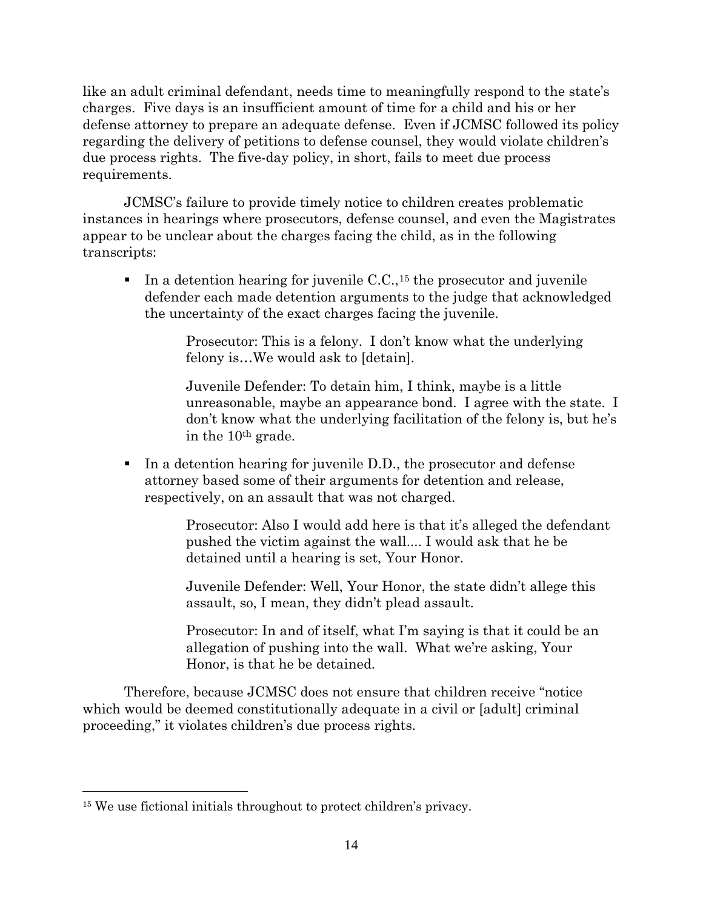like an adult criminal defendant, needs time to meaningfully respond to the state's charges. Five days is an insufficient amount of time for a child and his or her defense attorney to prepare an adequate defense. Even if JCMSC followed its policy regarding the delivery of petitions to defense counsel, they would violate children's due process rights. The five-day policy, in short, fails to meet due process requirements.

JCMSC's failure to provide timely notice to children creates problematic instances in hearings where prosecutors, defense counsel, and even the Magistrates appear to be unclear about the charges facing the child, as in the following transcripts:

- In a detention hearing for juvenile C.C.,[15] the prosecutor and juvenile defender each made detention arguments to the judge that acknowledged the uncertainty of the exact charges facing the juvenile.

  > Prosecutor: This is a felony. I don't know what the underlying felony is…We would ask to [detain].
  >
  > Juvenile Defender: To detain him, I think, maybe is a little unreasonable, maybe an appearance bond. I agree with the state. I don't know what the underlying facilitation of the felony is, but he's in the 10th grade.

- In a detention hearing for juvenile D.D., the prosecutor and defense attorney based some of their arguments for detention and release, respectively, on an assault that was not charged.

  > Prosecutor: Also I would add here is that it's alleged the defendant pushed the victim against the wall.... I would ask that he be detained until a hearing is set, Your Honor.
  >
  > Juvenile Defender: Well, Your Honor, the state didn't allege this assault, so, I mean, they didn't plead assault.
  >
  > Prosecutor: In and of itself, what I'm saying is that it could be an allegation of pushing into the wall. What we're asking, Your Honor, is that he be detained.

Therefore, because JCMSC does not ensure that children receive "notice which would be deemed constitutionally adequate in a civil or [adult] criminal proceeding," it violates children's due process rights.

---

[15] We use fictional initials throughout to protect children's privacy.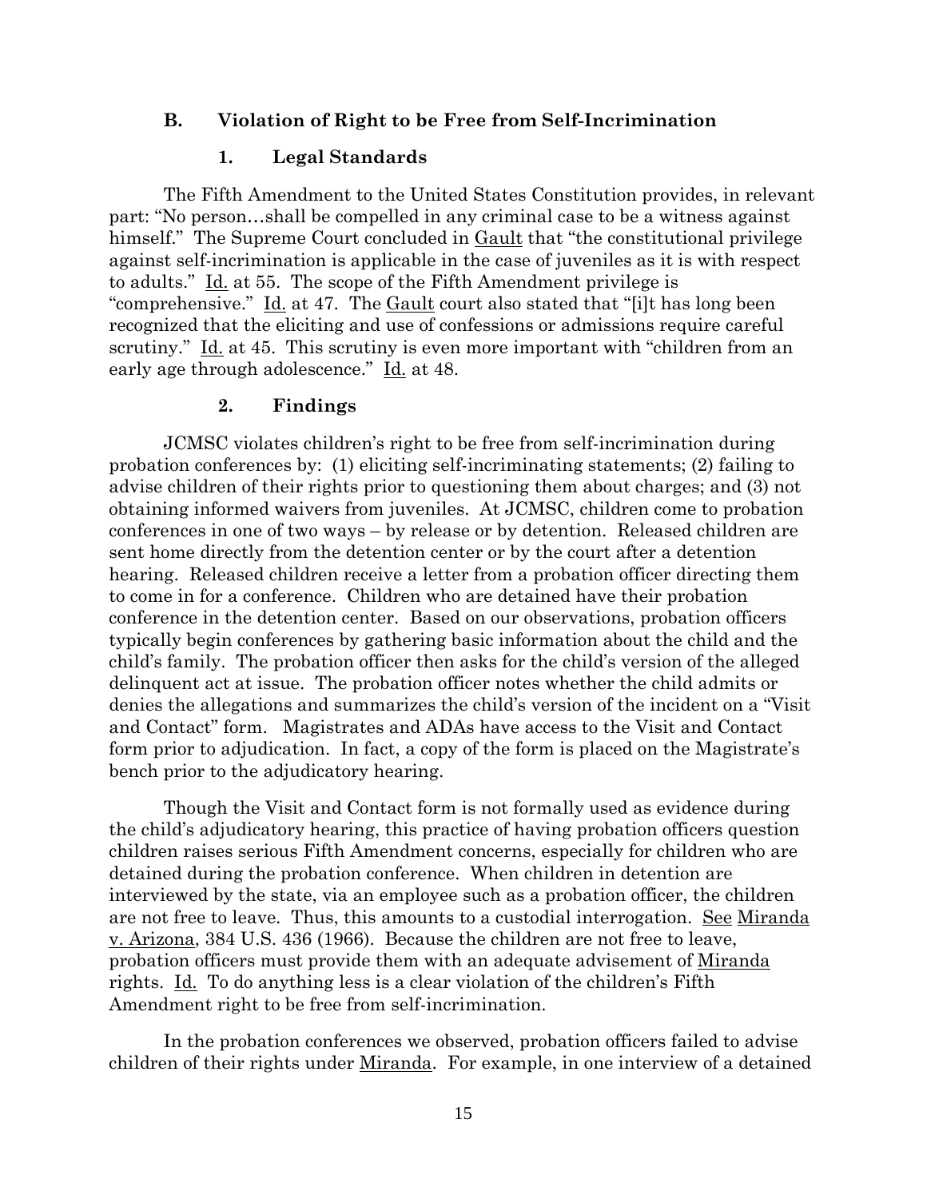## B. Violation of Right to be Free from Self-Incrimination

### 1. Legal Standards

The Fifth Amendment to the United States Constitution provides, in relevant part: "No person…shall be compelled in any criminal case to be a witness against himself." The Supreme Court concluded in Gault that "the constitutional privilege against self-incrimination is applicable in the case of juveniles as it is with respect to adults." Id. at 55. The scope of the Fifth Amendment privilege is "comprehensive." Id. at 47. The Gault court also stated that "[i]t has long been recognized that the eliciting and use of confessions or admissions require careful scrutiny." Id. at 45. This scrutiny is even more important with "children from an early age through adolescence." Id. at 48.

### 2. Findings

JCMSC violates children's right to be free from self-incrimination during probation conferences by: (1) eliciting self-incriminating statements; (2) failing to advise children of their rights prior to questioning them about charges; and (3) not obtaining informed waivers from juveniles. At JCMSC, children come to probation conferences in one of two ways – by release or by detention. Released children are sent home directly from the detention center or by the court after a detention hearing. Released children receive a letter from a probation officer directing them to come in for a conference. Children who are detained have their probation conference in the detention center. Based on our observations, probation officers typically begin conferences by gathering basic information about the child and the child's family. The probation officer then asks for the child's version of the alleged delinquent act at issue. The probation officer notes whether the child admits or denies the allegations and summarizes the child's version of the incident on a "Visit and Contact" form. Magistrates and ADAs have access to the Visit and Contact form prior to adjudication. In fact, a copy of the form is placed on the Magistrate's bench prior to the adjudicatory hearing.

Though the Visit and Contact form is not formally used as evidence during the child's adjudicatory hearing, this practice of having probation officers question children raises serious Fifth Amendment concerns, especially for children who are detained during the probation conference. When children in detention are interviewed by the state, via an employee such as a probation officer, the children are not free to leave. Thus, this amounts to a custodial interrogation. See Miranda v. Arizona, 384 U.S. 436 (1966). Because the children are not free to leave, probation officers must provide them with an adequate advisement of Miranda rights. Id. To do anything less is a clear violation of the children's Fifth Amendment right to be free from self-incrimination.

In the probation conferences we observed, probation officers failed to advise children of their rights under Miranda. For example, in one interview of a detained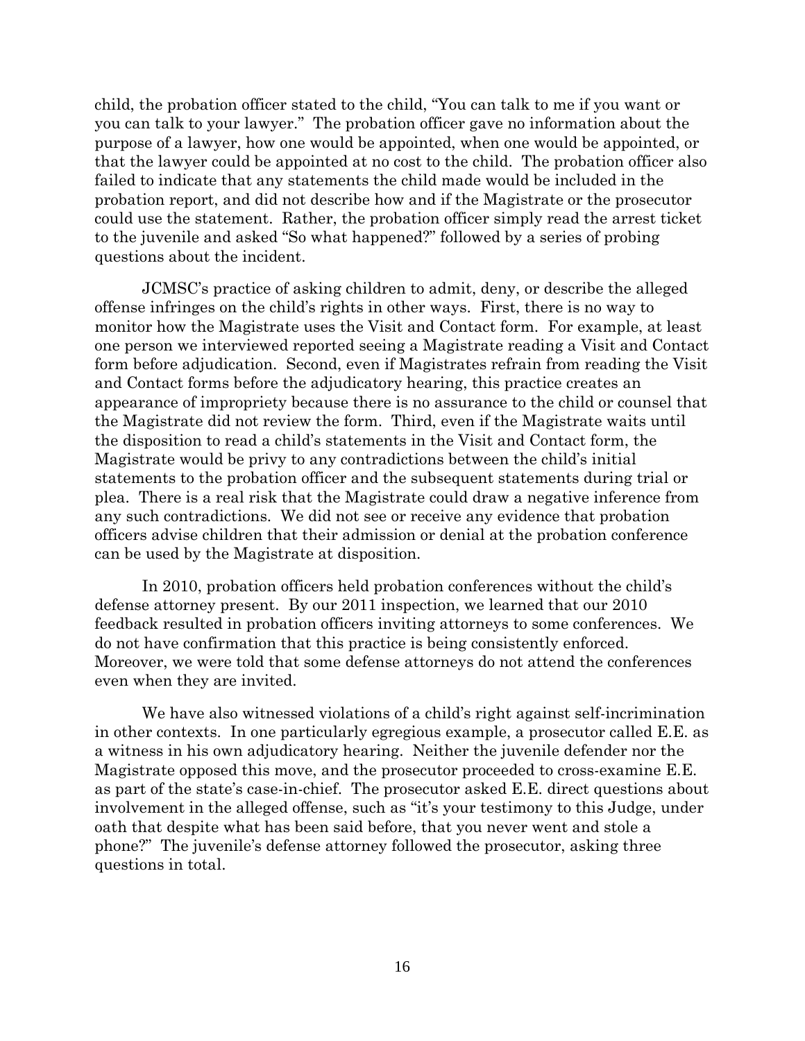child, the probation officer stated to the child, "You can talk to me if you want or you can talk to your lawyer." The probation officer gave no information about the purpose of a lawyer, how one would be appointed, when one would be appointed, or that the lawyer could be appointed at no cost to the child. The probation officer also failed to indicate that any statements the child made would be included in the probation report, and did not describe how and if the Magistrate or the prosecutor could use the statement. Rather, the probation officer simply read the arrest ticket to the juvenile and asked "So what happened?" followed by a series of probing questions about the incident.

JCMSC's practice of asking children to admit, deny, or describe the alleged offense infringes on the child's rights in other ways. First, there is no way to monitor how the Magistrate uses the Visit and Contact form. For example, at least one person we interviewed reported seeing a Magistrate reading a Visit and Contact form before adjudication. Second, even if Magistrates refrain from reading the Visit and Contact forms before the adjudicatory hearing, this practice creates an appearance of impropriety because there is no assurance to the child or counsel that the Magistrate did not review the form. Third, even if the Magistrate waits until the disposition to read a child's statements in the Visit and Contact form, the Magistrate would be privy to any contradictions between the child's initial statements to the probation officer and the subsequent statements during trial or plea. There is a real risk that the Magistrate could draw a negative inference from any such contradictions. We did not see or receive any evidence that probation officers advise children that their admission or denial at the probation conference can be used by the Magistrate at disposition.

In 2010, probation officers held probation conferences without the child's defense attorney present. By our 2011 inspection, we learned that our 2010 feedback resulted in probation officers inviting attorneys to some conferences. We do not have confirmation that this practice is being consistently enforced. Moreover, we were told that some defense attorneys do not attend the conferences even when they are invited.

We have also witnessed violations of a child's right against self-incrimination in other contexts. In one particularly egregious example, a prosecutor called E.E. as a witness in his own adjudicatory hearing. Neither the juvenile defender nor the Magistrate opposed this move, and the prosecutor proceeded to cross-examine E.E. as part of the state's case-in-chief. The prosecutor asked E.E. direct questions about involvement in the alleged offense, such as "it's your testimony to this Judge, under oath that despite what has been said before, that you never went and stole a phone?" The juvenile's defense attorney followed the prosecutor, asking three questions in total.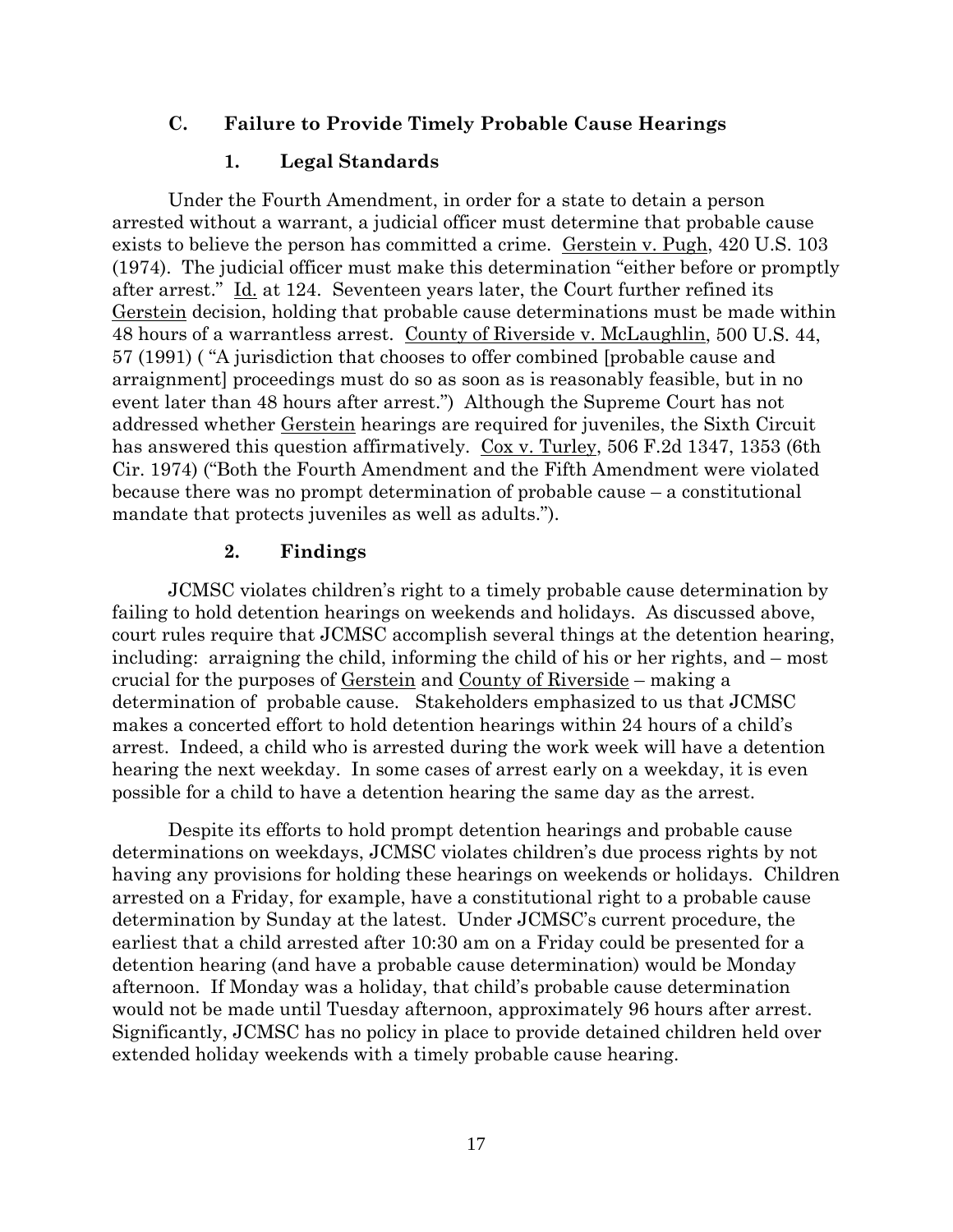### C. Failure to Provide Timely Probable Cause Hearings

#### 1. Legal Standards

Under the Fourth Amendment, in order for a state to detain a person arrested without a warrant, a judicial officer must determine that probable cause exists to believe the person has committed a crime. Gerstein v. Pugh, 420 U.S. 103 (1974). The judicial officer must make this determination "either before or promptly after arrest." Id. at 124. Seventeen years later, the Court further refined its Gerstein decision, holding that probable cause determinations must be made within 48 hours of a warrantless arrest. County of Riverside v. McLaughlin, 500 U.S. 44, 57 (1991) ( "A jurisdiction that chooses to offer combined [probable cause and arraignment] proceedings must do so as soon as is reasonably feasible, but in no event later than 48 hours after arrest.") Although the Supreme Court has not addressed whether Gerstein hearings are required for juveniles, the Sixth Circuit has answered this question affirmatively. Cox v. Turley, 506 F.2d 1347, 1353 (6th Cir. 1974) ("Both the Fourth Amendment and the Fifth Amendment were violated because there was no prompt determination of probable cause – a constitutional mandate that protects juveniles as well as adults.").

#### 2. Findings

JCMSC violates children's right to a timely probable cause determination by failing to hold detention hearings on weekends and holidays. As discussed above, court rules require that JCMSC accomplish several things at the detention hearing, including: arraigning the child, informing the child of his or her rights, and – most crucial for the purposes of Gerstein and County of Riverside – making a determination of probable cause. Stakeholders emphasized to us that JCMSC makes a concerted effort to hold detention hearings within 24 hours of a child's arrest. Indeed, a child who is arrested during the work week will have a detention hearing the next weekday. In some cases of arrest early on a weekday, it is even possible for a child to have a detention hearing the same day as the arrest.

Despite its efforts to hold prompt detention hearings and probable cause determinations on weekdays, JCMSC violates children's due process rights by not having any provisions for holding these hearings on weekends or holidays. Children arrested on a Friday, for example, have a constitutional right to a probable cause determination by Sunday at the latest. Under JCMSC's current procedure, the earliest that a child arrested after 10:30 am on a Friday could be presented for a detention hearing (and have a probable cause determination) would be Monday afternoon. If Monday was a holiday, that child's probable cause determination would not be made until Tuesday afternoon, approximately 96 hours after arrest. Significantly, JCMSC has no policy in place to provide detained children held over extended holiday weekends with a timely probable cause hearing.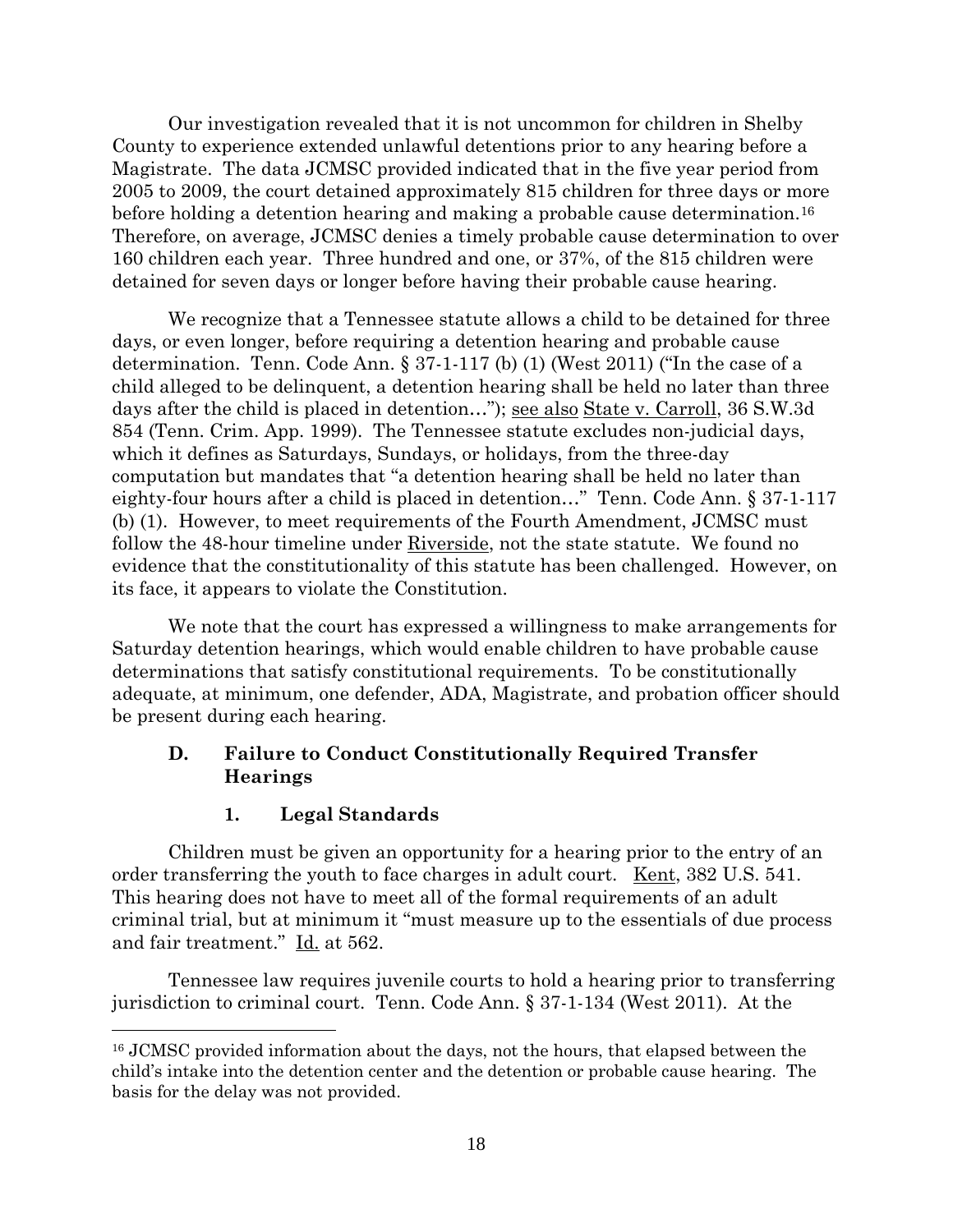Our investigation revealed that it is not uncommon for children in Shelby County to experience extended unlawful detentions prior to any hearing before a Magistrate. The data JCMSC provided indicated that in the five year period from 2005 to 2009, the court detained approximately 815 children for three days or more before holding a detention hearing and making a probable cause determination.[16] Therefore, on average, JCMSC denies a timely probable cause determination to over 160 children each year. Three hundred and one, or 37%, of the 815 children were detained for seven days or longer before having their probable cause hearing.

We recognize that a Tennessee statute allows a child to be detained for three days, or even longer, before requiring a detention hearing and probable cause determination. Tenn. Code Ann. § 37-1-117 (b) (1) (West 2011) ("In the case of a child alleged to be delinquent, a detention hearing shall be held no later than three days after the child is placed in detention…"); see also State v. Carroll, 36 S.W.3d 854 (Tenn. Crim. App. 1999). The Tennessee statute excludes non-judicial days, which it defines as Saturdays, Sundays, or holidays, from the three-day computation but mandates that "a detention hearing shall be held no later than eighty-four hours after a child is placed in detention…" Tenn. Code Ann. § 37-1-117 (b) (1). However, to meet requirements of the Fourth Amendment, JCMSC must follow the 48-hour timeline under Riverside, not the state statute. We found no evidence that the constitutionality of this statute has been challenged. However, on its face, it appears to violate the Constitution.

We note that the court has expressed a willingness to make arrangements for Saturday detention hearings, which would enable children to have probable cause determinations that satisfy constitutional requirements. To be constitutionally adequate, at minimum, one defender, ADA, Magistrate, and probation officer should be present during each hearing.

### D. Failure to Conduct Constitutionally Required Transfer Hearings

#### 1. Legal Standards

Children must be given an opportunity for a hearing prior to the entry of an order transferring the youth to face charges in adult court. Kent, 382 U.S. 541. This hearing does not have to meet all of the formal requirements of an adult criminal trial, but at minimum it "must measure up to the essentials of due process and fair treatment." Id. at 562.

Tennessee law requires juvenile courts to hold a hearing prior to transferring jurisdiction to criminal court. Tenn. Code Ann. § 37-1-134 (West 2011). At the

---

[16] JCMSC provided information about the days, not the hours, that elapsed between the child's intake into the detention center and the detention or probable cause hearing. The basis for the delay was not provided.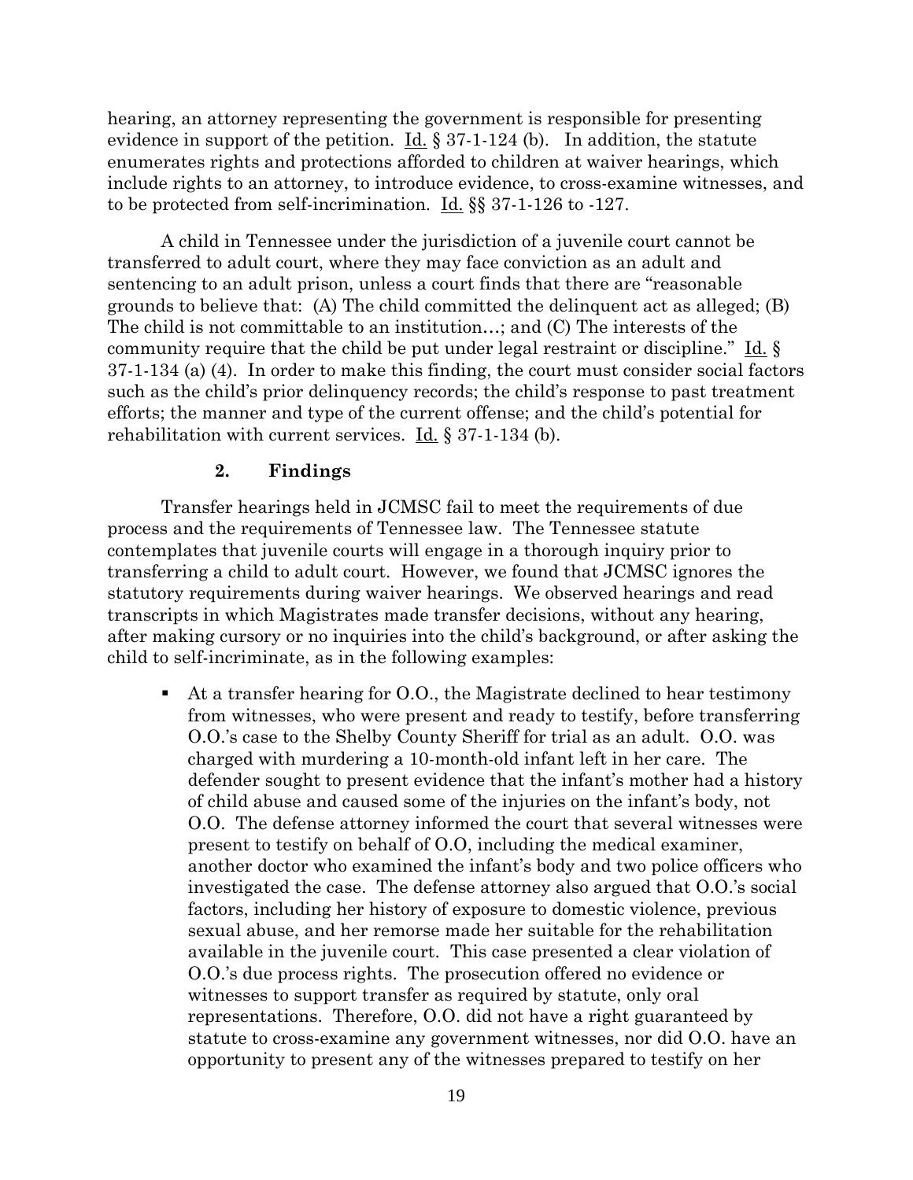hearing, an attorney representing the government is responsible for presenting evidence in support of the petition. Id. § 37-1-124 (b). In addition, the statute enumerates rights and protections afforded to children at waiver hearings, which include rights to an attorney, to introduce evidence, to cross-examine witnesses, and to be protected from self-incrimination. Id. §§ 37-1-126 to -127.

A child in Tennessee under the jurisdiction of a juvenile court cannot be transferred to adult court, where they may face conviction as an adult and sentencing to an adult prison, unless a court finds that there are "reasonable grounds to believe that: (A) The child committed the delinquent act as alleged; (B) The child is not committable to an institution…; and (C) The interests of the community require that the child be put under legal restraint or discipline." Id. § 37-1-134 (a) (4). In order to make this finding, the court must consider social factors such as the child's prior delinquency records; the child's response to past treatment efforts; the manner and type of the current offense; and the child's potential for rehabilitation with current services. Id. § 37-1-134 (b).

### 2. Findings

Transfer hearings held in JCMSC fail to meet the requirements of due process and the requirements of Tennessee law. The Tennessee statute contemplates that juvenile courts will engage in a thorough inquiry prior to transferring a child to adult court. However, we found that JCMSC ignores the statutory requirements during waiver hearings. We observed hearings and read transcripts in which Magistrates made transfer decisions, without any hearing, after making cursory or no inquiries into the child's background, or after asking the child to self-incriminate, as in the following examples:

- At a transfer hearing for O.O., the Magistrate declined to hear testimony from witnesses, who were present and ready to testify, before transferring O.O.'s case to the Shelby County Sheriff for trial as an adult. O.O. was charged with murdering a 10-month-old infant left in her care. The defender sought to present evidence that the infant's mother had a history of child abuse and caused some of the injuries on the infant's body, not O.O. The defense attorney informed the court that several witnesses were present to testify on behalf of O.O, including the medical examiner, another doctor who examined the infant's body and two police officers who investigated the case. The defense attorney also argued that O.O.'s social factors, including her history of exposure to domestic violence, previous sexual abuse, and her remorse made her suitable for the rehabilitation available in the juvenile court. This case presented a clear violation of O.O.'s due process rights. The prosecution offered no evidence or witnesses to support transfer as required by statute, only oral representations. Therefore, O.O. did not have a right guaranteed by statute to cross-examine any government witnesses, nor did O.O. have an opportunity to present any of the witnesses prepared to testify on her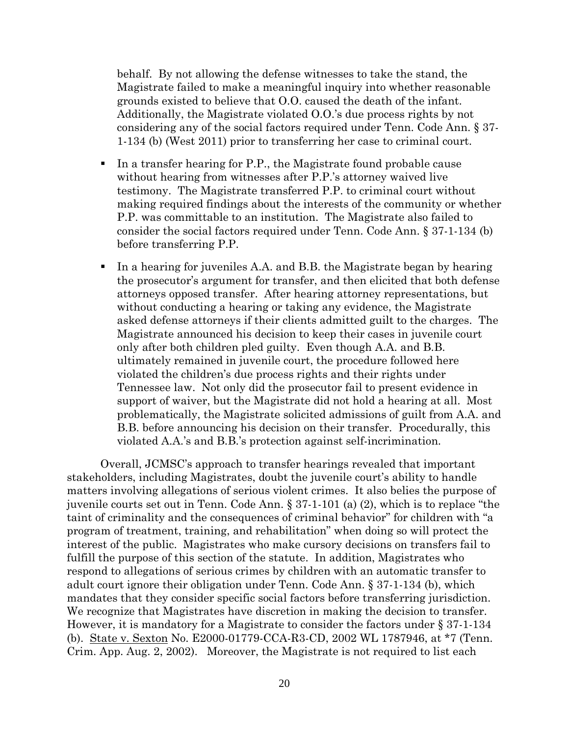behalf. By not allowing the defense witnesses to take the stand, the Magistrate failed to make a meaningful inquiry into whether reasonable grounds existed to believe that O.O. caused the death of the infant. Additionally, the Magistrate violated O.O.'s due process rights by not considering any of the social factors required under Tenn. Code Ann. § 37-1-134 (b) (West 2011) prior to transferring her case to criminal court.

- In a transfer hearing for P.P., the Magistrate found probable cause without hearing from witnesses after P.P.'s attorney waived live testimony. The Magistrate transferred P.P. to criminal court without making required findings about the interests of the community or whether P.P. was committable to an institution. The Magistrate also failed to consider the social factors required under Tenn. Code Ann. § 37-1-134 (b) before transferring P.P.

- In a hearing for juveniles A.A. and B.B. the Magistrate began by hearing the prosecutor's argument for transfer, and then elicited that both defense attorneys opposed transfer. After hearing attorney representations, but without conducting a hearing or taking any evidence, the Magistrate asked defense attorneys if their clients admitted guilt to the charges. The Magistrate announced his decision to keep their cases in juvenile court only after both children pled guilty. Even though A.A. and B.B. ultimately remained in juvenile court, the procedure followed here violated the children's due process rights and their rights under Tennessee law. Not only did the prosecutor fail to present evidence in support of waiver, but the Magistrate did not hold a hearing at all. Most problematically, the Magistrate solicited admissions of guilt from A.A. and B.B. before announcing his decision on their transfer. Procedurally, this violated A.A.'s and B.B.'s protection against self-incrimination.

Overall, JCMSC's approach to transfer hearings revealed that important stakeholders, including Magistrates, doubt the juvenile court's ability to handle matters involving allegations of serious violent crimes. It also belies the purpose of juvenile courts set out in Tenn. Code Ann. § 37-1-101 (a) (2), which is to replace "the taint of criminality and the consequences of criminal behavior" for children with "a program of treatment, training, and rehabilitation" when doing so will protect the interest of the public. Magistrates who make cursory decisions on transfers fail to fulfill the purpose of this section of the statute. In addition, Magistrates who respond to allegations of serious crimes by children with an automatic transfer to adult court ignore their obligation under Tenn. Code Ann. § 37-1-134 (b), which mandates that they consider specific social factors before transferring jurisdiction. We recognize that Magistrates have discretion in making the decision to transfer. However, it is mandatory for a Magistrate to consider the factors under § 37-1-134 (b). State v. Sexton No. E2000-01779-CCA-R3-CD, 2002 WL 1787946, at *7 (Tenn. Crim. App. Aug. 2, 2002). Moreover, the Magistrate is not required to list each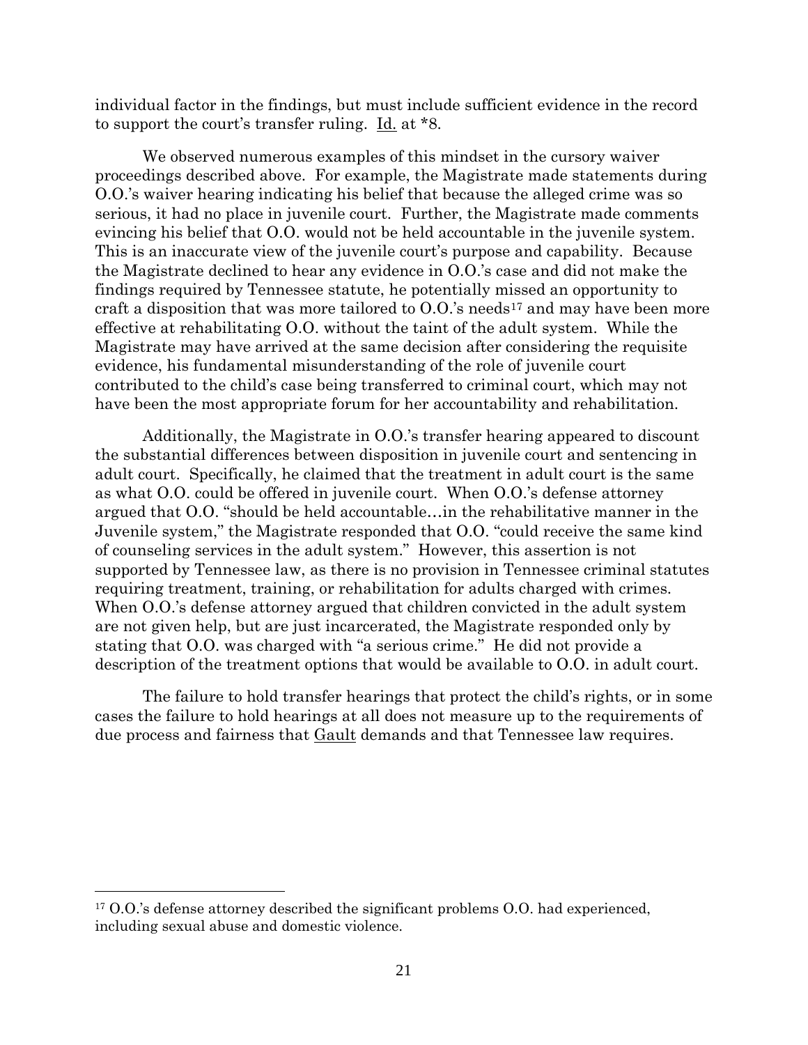individual factor in the findings, but must include sufficient evidence in the record to support the court's transfer ruling. Id. at *8.

We observed numerous examples of this mindset in the cursory waiver proceedings described above. For example, the Magistrate made statements during O.O.'s waiver hearing indicating his belief that because the alleged crime was so serious, it had no place in juvenile court. Further, the Magistrate made comments evincing his belief that O.O. would not be held accountable in the juvenile system. This is an inaccurate view of the juvenile court's purpose and capability. Because the Magistrate declined to hear any evidence in O.O.'s case and did not make the findings required by Tennessee statute, he potentially missed an opportunity to craft a disposition that was more tailored to O.O.'s needs[17] and may have been more effective at rehabilitating O.O. without the taint of the adult system. While the Magistrate may have arrived at the same decision after considering the requisite evidence, his fundamental misunderstanding of the role of juvenile court contributed to the child's case being transferred to criminal court, which may not have been the most appropriate forum for her accountability and rehabilitation.

Additionally, the Magistrate in O.O.'s transfer hearing appeared to discount the substantial differences between disposition in juvenile court and sentencing in adult court. Specifically, he claimed that the treatment in adult court is the same as what O.O. could be offered in juvenile court. When O.O.'s defense attorney argued that O.O. "should be held accountable…in the rehabilitative manner in the Juvenile system," the Magistrate responded that O.O. "could receive the same kind of counseling services in the adult system." However, this assertion is not supported by Tennessee law, as there is no provision in Tennessee criminal statutes requiring treatment, training, or rehabilitation for adults charged with crimes. When O.O.'s defense attorney argued that children convicted in the adult system are not given help, but are just incarcerated, the Magistrate responded only by stating that O.O. was charged with "a serious crime." He did not provide a description of the treatment options that would be available to O.O. in adult court.

The failure to hold transfer hearings that protect the child's rights, or in some cases the failure to hold hearings at all does not measure up to the requirements of due process and fairness that Gault demands and that Tennessee law requires.

---

[17] O.O.'s defense attorney described the significant problems O.O. had experienced, including sexual abuse and domestic violence.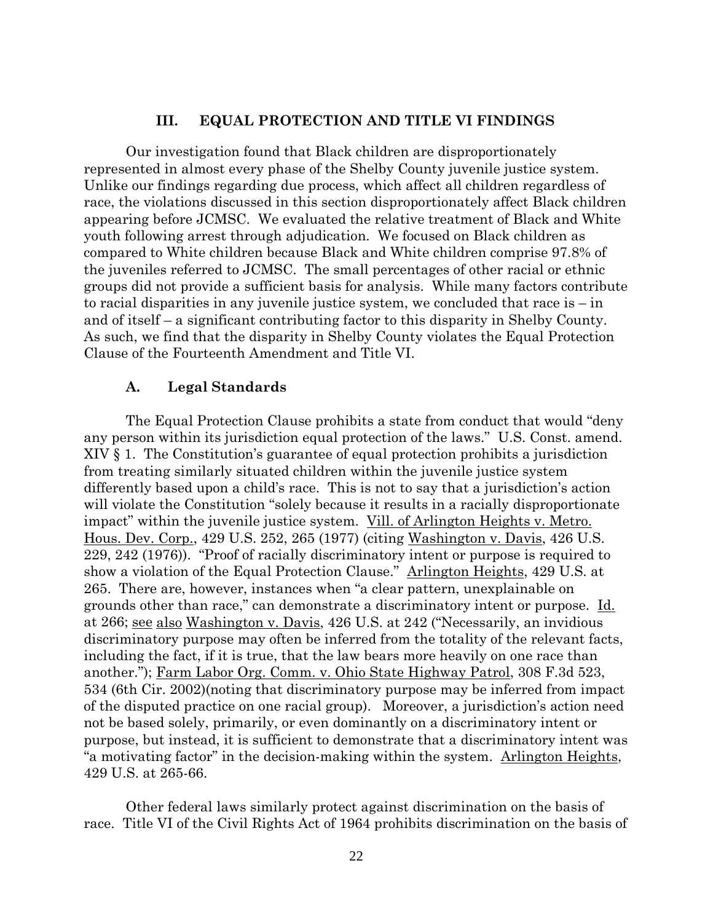## III. EQUAL PROTECTION AND TITLE VI FINDINGS

Our investigation found that Black children are disproportionately represented in almost every phase of the Shelby County juvenile justice system. Unlike our findings regarding due process, which affect all children regardless of race, the violations discussed in this section disproportionately affect Black children appearing before JCMSC. We evaluated the relative treatment of Black and White youth following arrest through adjudication. We focused on Black children as compared to White children because Black and White children comprise 97.8% of the juveniles referred to JCMSC. The small percentages of other racial or ethnic groups did not provide a sufficient basis for analysis. While many factors contribute to racial disparities in any juvenile justice system, we concluded that race is – in and of itself – a significant contributing factor to this disparity in Shelby County. As such, we find that the disparity in Shelby County violates the Equal Protection Clause of the Fourteenth Amendment and Title VI.

### A. Legal Standards

The Equal Protection Clause prohibits a state from conduct that would "deny any person within its jurisdiction equal protection of the laws." U.S. Const. amend. XIV § 1. The Constitution's guarantee of equal protection prohibits a jurisdiction from treating similarly situated children within the juvenile justice system differently based upon a child's race. This is not to say that a jurisdiction's action will violate the Constitution "solely because it results in a racially disproportionate impact" within the juvenile justice system. Vill. of Arlington Heights v. Metro. Hous. Dev. Corp., 429 U.S. 252, 265 (1977) (citing Washington v. Davis, 426 U.S. 229, 242 (1976)). "Proof of racially discriminatory intent or purpose is required to show a violation of the Equal Protection Clause." Arlington Heights, 429 U.S. at 265. There are, however, instances when "a clear pattern, unexplainable on grounds other than race," can demonstrate a discriminatory intent or purpose. Id. at 266; see also Washington v. Davis, 426 U.S. at 242 ("Necessarily, an invidious discriminatory purpose may often be inferred from the totality of the relevant facts, including the fact, if it is true, that the law bears more heavily on one race than another."); Farm Labor Org. Comm. v. Ohio State Highway Patrol, 308 F.3d 523, 534 (6th Cir. 2002)(noting that discriminatory purpose may be inferred from impact of the disputed practice on one racial group). Moreover, a jurisdiction's action need not be based solely, primarily, or even dominantly on a discriminatory intent or purpose, but instead, it is sufficient to demonstrate that a discriminatory intent was "a motivating factor" in the decision-making within the system. Arlington Heights, 429 U.S. at 265-66.

Other federal laws similarly protect against discrimination on the basis of race. Title VI of the Civil Rights Act of 1964 prohibits discrimination on the basis of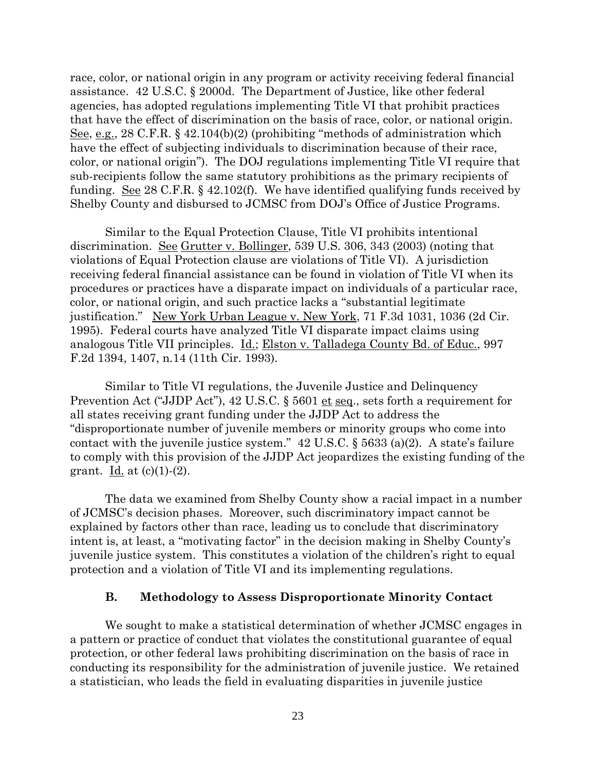race, color, or national origin in any program or activity receiving federal financial assistance. 42 U.S.C. § 2000d. The Department of Justice, like other federal agencies, has adopted regulations implementing Title VI that prohibit practices that have the effect of discrimination on the basis of race, color, or national origin. See, e.g., 28 C.F.R. § 42.104(b)(2) (prohibiting "methods of administration which have the effect of subjecting individuals to discrimination because of their race, color, or national origin"). The DOJ regulations implementing Title VI require that sub-recipients follow the same statutory prohibitions as the primary recipients of funding. See 28 C.F.R. § 42.102(f). We have identified qualifying funds received by Shelby County and disbursed to JCMSC from DOJ's Office of Justice Programs.

Similar to the Equal Protection Clause, Title VI prohibits intentional discrimination. See Grutter v. Bollinger, 539 U.S. 306, 343 (2003) (noting that violations of Equal Protection clause are violations of Title VI). A jurisdiction receiving federal financial assistance can be found in violation of Title VI when its procedures or practices have a disparate impact on individuals of a particular race, color, or national origin, and such practice lacks a "substantial legitimate justification." New York Urban League v. New York, 71 F.3d 1031, 1036 (2d Cir. 1995). Federal courts have analyzed Title VI disparate impact claims using analogous Title VII principles. Id.; Elston v. Talladega County Bd. of Educ., 997 F.2d 1394, 1407, n.14 (11th Cir. 1993).

Similar to Title VI regulations, the Juvenile Justice and Delinquency Prevention Act ("JJDP Act"), 42 U.S.C. § 5601 et seq., sets forth a requirement for all states receiving grant funding under the JJDP Act to address the "disproportionate number of juvenile members or minority groups who come into contact with the juvenile justice system." 42 U.S.C. § 5633 (a)(2). A state's failure to comply with this provision of the JJDP Act jeopardizes the existing funding of the grant. Id. at (c)(1)-(2).

The data we examined from Shelby County show a racial impact in a number of JCMSC's decision phases. Moreover, such discriminatory impact cannot be explained by factors other than race, leading us to conclude that discriminatory intent is, at least, a "motivating factor" in the decision making in Shelby County's juvenile justice system. This constitutes a violation of the children's right to equal protection and a violation of Title VI and its implementing regulations.

### B. Methodology to Assess Disproportionate Minority Contact

We sought to make a statistical determination of whether JCMSC engages in a pattern or practice of conduct that violates the constitutional guarantee of equal protection, or other federal laws prohibiting discrimination on the basis of race in conducting its responsibility for the administration of juvenile justice. We retained a statistician, who leads the field in evaluating disparities in juvenile justice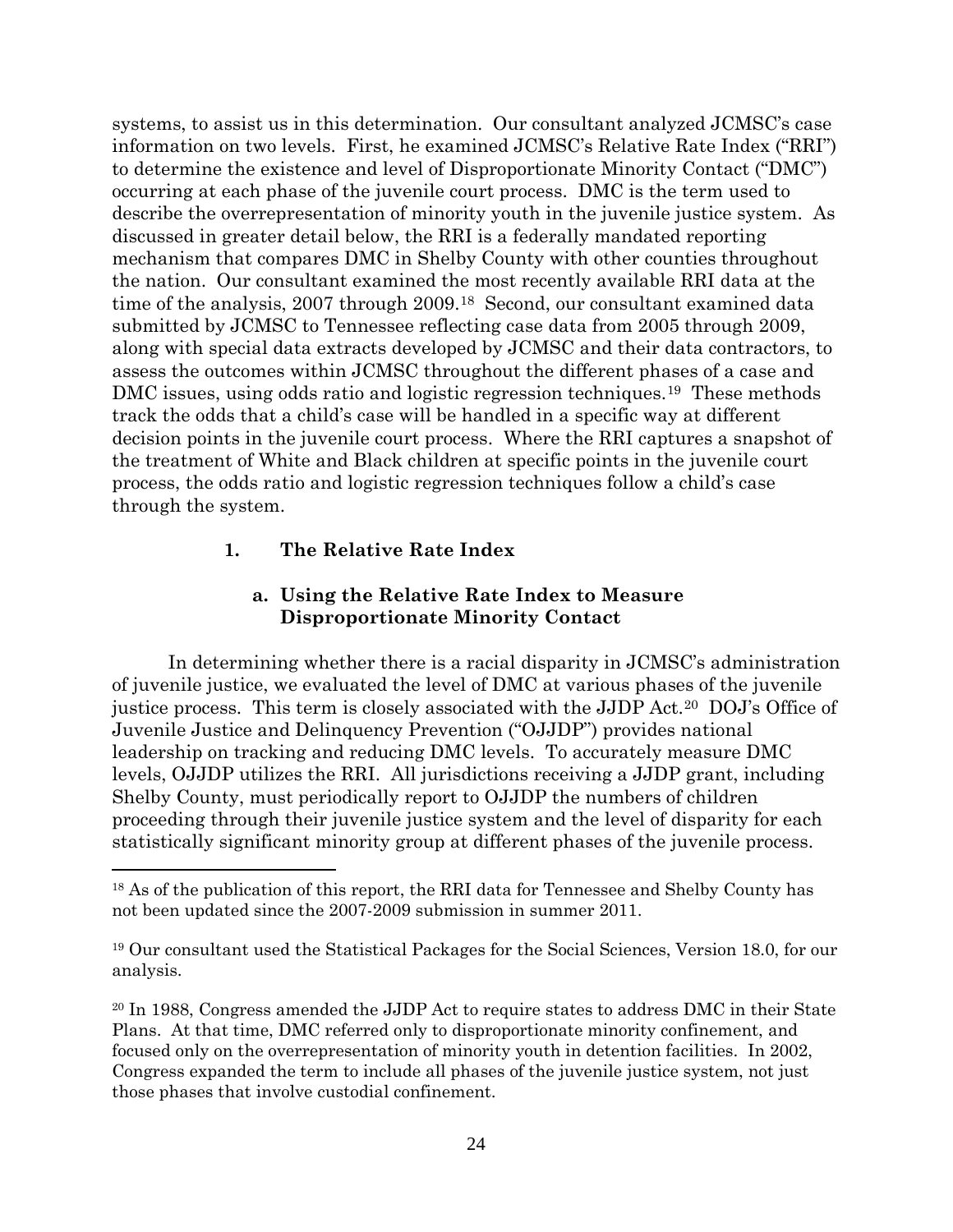systems, to assist us in this determination. Our consultant analyzed JCMSC's case information on two levels. First, he examined JCMSC's Relative Rate Index ("RRI") to determine the existence and level of Disproportionate Minority Contact ("DMC") occurring at each phase of the juvenile court process. DMC is the term used to describe the overrepresentation of minority youth in the juvenile justice system. As discussed in greater detail below, the RRI is a federally mandated reporting mechanism that compares DMC in Shelby County with other counties throughout the nation. Our consultant examined the most recently available RRI data at the time of the analysis, 2007 through 2009.[18] Second, our consultant examined data submitted by JCMSC to Tennessee reflecting case data from 2005 through 2009, along with special data extracts developed by JCMSC and their data contractors, to assess the outcomes within JCMSC throughout the different phases of a case and DMC issues, using odds ratio and logistic regression techniques.[19] These methods track the odds that a child's case will be handled in a specific way at different decision points in the juvenile court process. Where the RRI captures a snapshot of the treatment of White and Black children at specific points in the juvenile court process, the odds ratio and logistic regression techniques follow a child's case through the system.

### 1. The Relative Rate Index

#### a. Using the Relative Rate Index to Measure Disproportionate Minority Contact

In determining whether there is a racial disparity in JCMSC's administration of juvenile justice, we evaluated the level of DMC at various phases of the juvenile justice process. This term is closely associated with the JJDP Act.[20] DOJ's Office of Juvenile Justice and Delinquency Prevention ("OJJDP") provides national leadership on tracking and reducing DMC levels. To accurately measure DMC levels, OJJDP utilizes the RRI. All jurisdictions receiving a JJDP grant, including Shelby County, must periodically report to OJJDP the numbers of children proceeding through their juvenile justice system and the level of disparity for each statistically significant minority group at different phases of the juvenile process.

---

[18] As of the publication of this report, the RRI data for Tennessee and Shelby County has not been updated since the 2007-2009 submission in summer 2011.

[19] Our consultant used the Statistical Packages for the Social Sciences, Version 18.0, for our analysis.

[20] In 1988, Congress amended the JJDP Act to require states to address DMC in their State Plans. At that time, DMC referred only to disproportionate minority confinement, and focused only on the overrepresentation of minority youth in detention facilities. In 2002, Congress expanded the term to include all phases of the juvenile justice system, not just those phases that involve custodial confinement.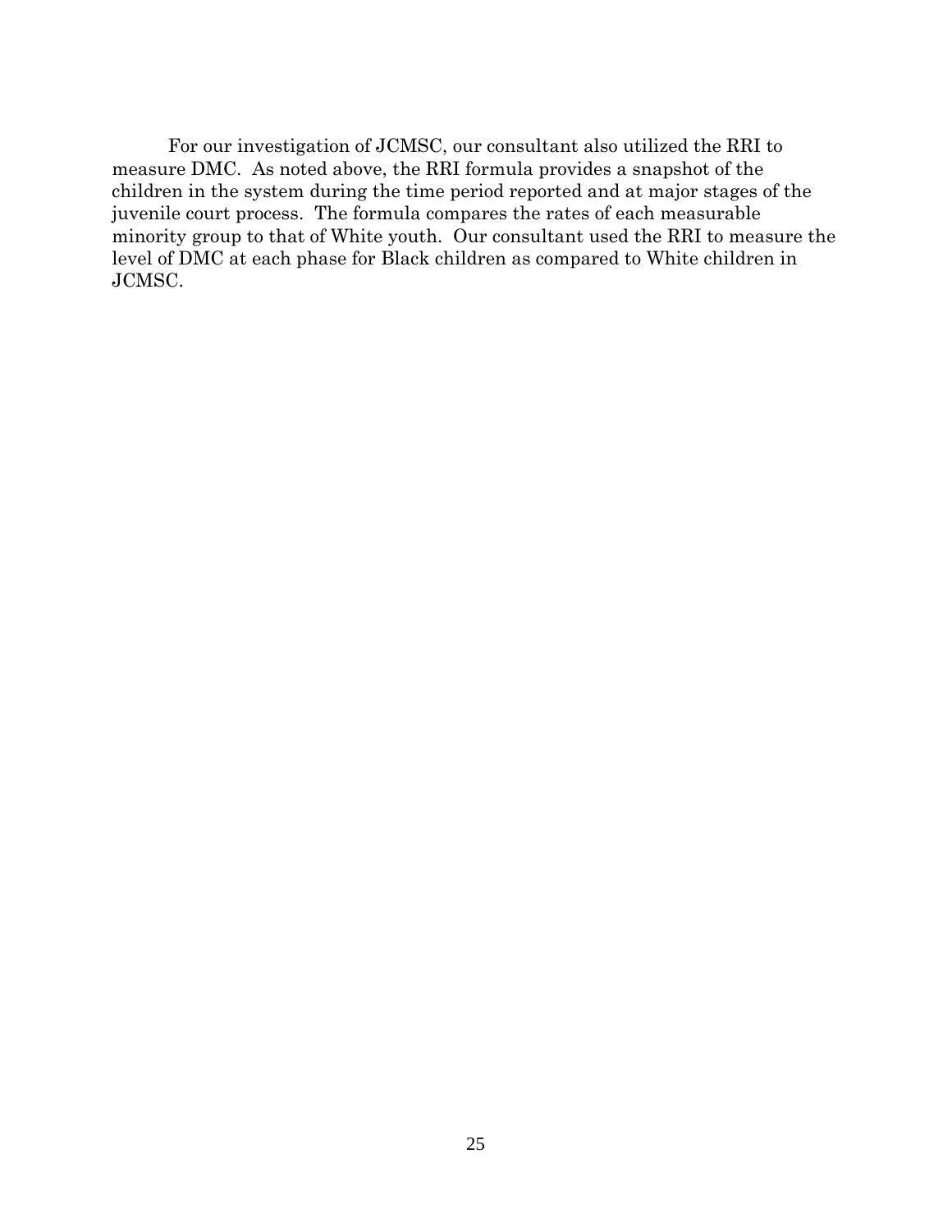For our investigation of JCMSC, our consultant also utilized the RRI to measure DMC. As noted above, the RRI formula provides a snapshot of the children in the system during the time period reported and at major stages of the juvenile court process. The formula compares the rates of each measurable minority group to that of White youth. Our consultant used the RRI to measure the level of DMC at each phase for Black children as compared to White children in JCMSC.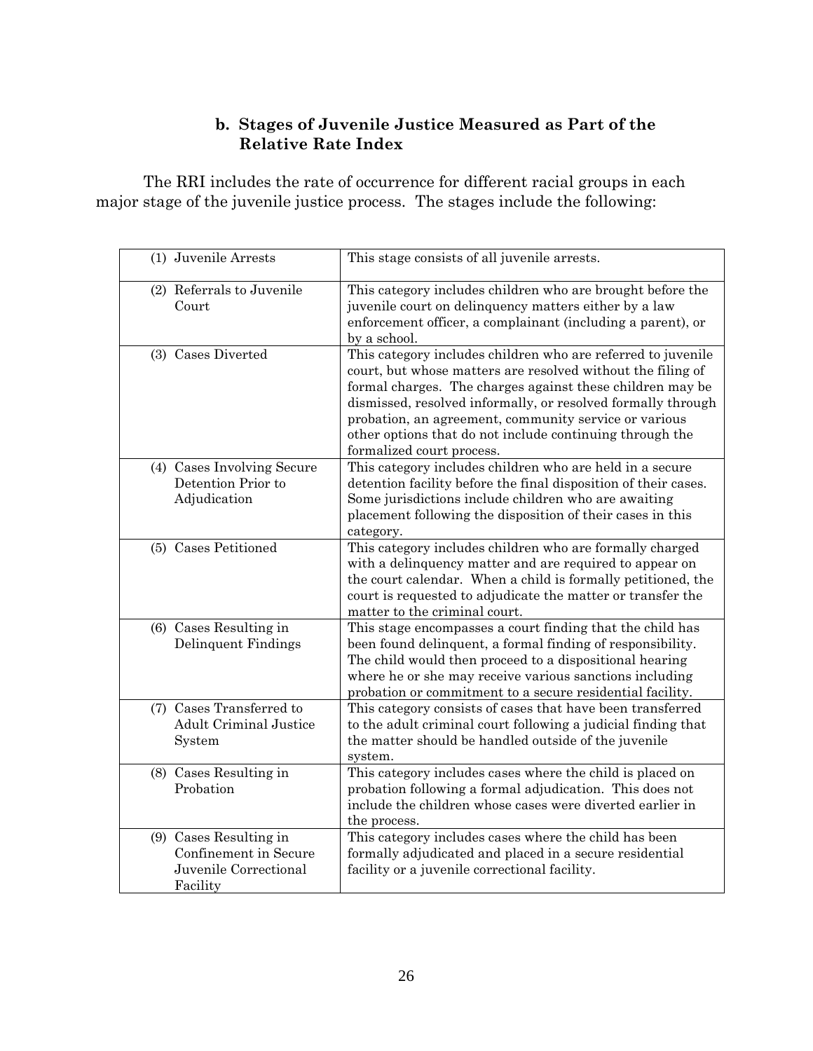### b. Stages of Juvenile Justice Measured as Part of the Relative Rate Index

The RRI includes the rate of occurrence for different racial groups in each major stage of the juvenile justice process. The stages include the following:

| Stage | Description |
|---|---|
| (1) Juvenile Arrests | This stage consists of all juvenile arrests. |
| (2) Referrals to Juvenile Court | This category includes children who are brought before the juvenile court on delinquency matters either by a law enforcement officer, a complainant (including a parent), or by a school. |
| (3) Cases Diverted | This category includes children who are referred to juvenile court, but whose matters are resolved without the filing of formal charges. The charges against these children may be dismissed, resolved informally, or resolved formally through probation, an agreement, community service or various other options that do not include continuing through the formalized court process. |
| (4) Cases Involving Secure Detention Prior to Adjudication | This category includes children who are held in a secure detention facility before the final disposition of their cases. Some jurisdictions include children who are awaiting placement following the disposition of their cases in this category. |
| (5) Cases Petitioned | This category includes children who are formally charged with a delinquency matter and are required to appear on the court calendar. When a child is formally petitioned, the court is requested to adjudicate the matter or transfer the matter to the criminal court. |
| (6) Cases Resulting in Delinquent Findings | This stage encompasses a court finding that the child has been found delinquent, a formal finding of responsibility. The child would then proceed to a dispositional hearing where he or she may receive various sanctions including probation or commitment to a secure residential facility. |
| (7) Cases Transferred to Adult Criminal Justice System | This category consists of cases that have been transferred to the adult criminal court following a judicial finding that the matter should be handled outside of the juvenile system. |
| (8) Cases Resulting in Probation | This category includes cases where the child is placed on probation following a formal adjudication. This does not include the children whose cases were diverted earlier in the process. |
| (9) Cases Resulting in Confinement in Secure Juvenile Correctional Facility | This category includes cases where the child has been formally adjudicated and placed in a secure residential facility or a juvenile correctional facility. |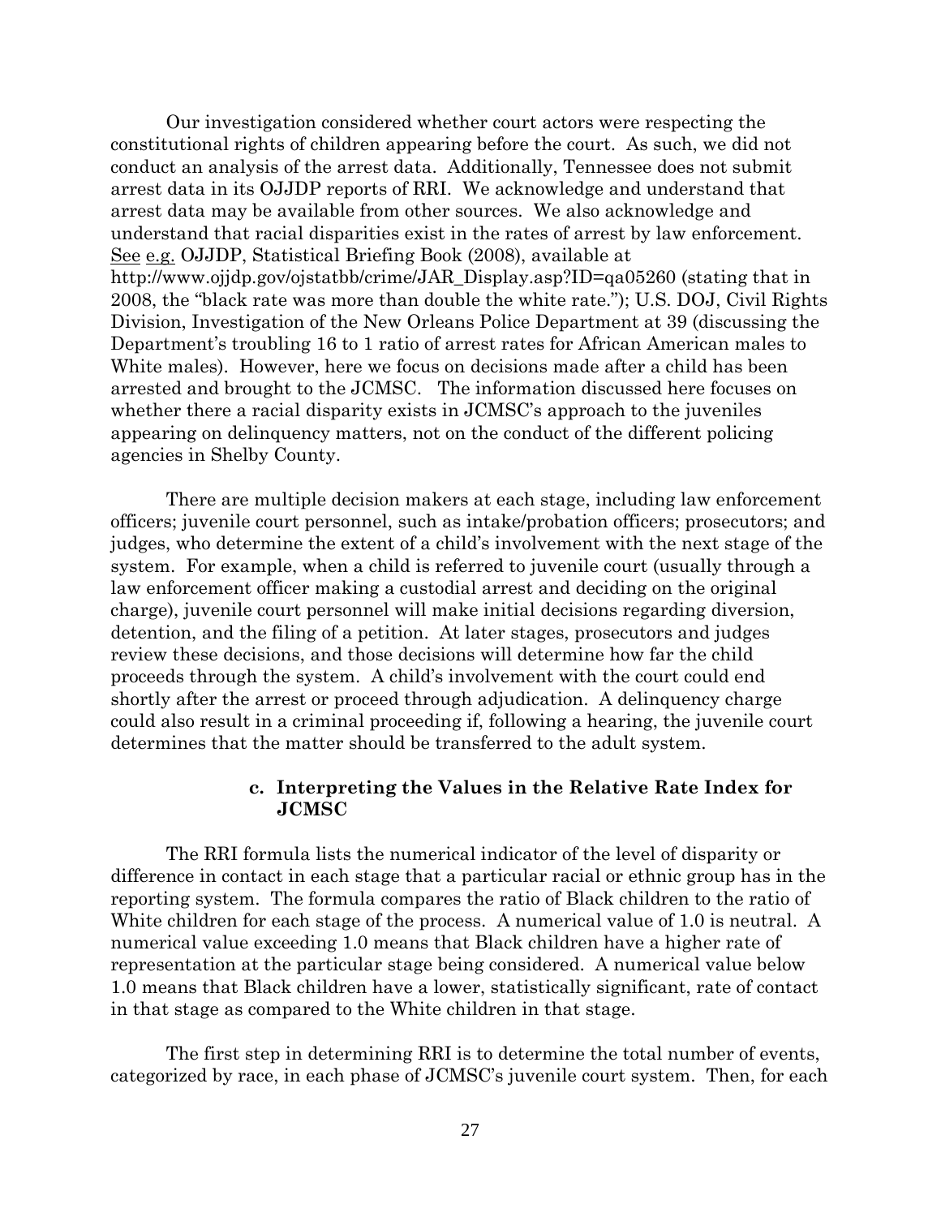Our investigation considered whether court actors were respecting the constitutional rights of children appearing before the court. As such, we did not conduct an analysis of the arrest data. Additionally, Tennessee does not submit arrest data in its OJJDP reports of RRI. We acknowledge and understand that arrest data may be available from other sources. We also acknowledge and understand that racial disparities exist in the rates of arrest by law enforcement. See e.g. OJJDP, Statistical Briefing Book (2008), available at http://www.ojjdp.gov/ojstatbb/crime/JAR_Display.asp?ID=qa05260 (stating that in 2008, the "black rate was more than double the white rate."); U.S. DOJ, Civil Rights Division, Investigation of the New Orleans Police Department at 39 (discussing the Department's troubling 16 to 1 ratio of arrest rates for African American males to White males). However, here we focus on decisions made after a child has been arrested and brought to the JCMSC. The information discussed here focuses on whether there a racial disparity exists in JCMSC's approach to the juveniles appearing on delinquency matters, not on the conduct of the different policing agencies in Shelby County.

There are multiple decision makers at each stage, including law enforcement officers; juvenile court personnel, such as intake/probation officers; prosecutors; and judges, who determine the extent of a child's involvement with the next stage of the system. For example, when a child is referred to juvenile court (usually through a law enforcement officer making a custodial arrest and deciding on the original charge), juvenile court personnel will make initial decisions regarding diversion, detention, and the filing of a petition. At later stages, prosecutors and judges review these decisions, and those decisions will determine how far the child proceeds through the system. A child's involvement with the court could end shortly after the arrest or proceed through adjudication. A delinquency charge could also result in a criminal proceeding if, following a hearing, the juvenile court determines that the matter should be transferred to the adult system.

### c. Interpreting the Values in the Relative Rate Index for JCMSC

The RRI formula lists the numerical indicator of the level of disparity or difference in contact in each stage that a particular racial or ethnic group has in the reporting system. The formula compares the ratio of Black children to the ratio of White children for each stage of the process. A numerical value of 1.0 is neutral. A numerical value exceeding 1.0 means that Black children have a higher rate of representation at the particular stage being considered. A numerical value below 1.0 means that Black children have a lower, statistically significant, rate of contact in that stage as compared to the White children in that stage.

The first step in determining RRI is to determine the total number of events, categorized by race, in each phase of JCMSC's juvenile court system. Then, for each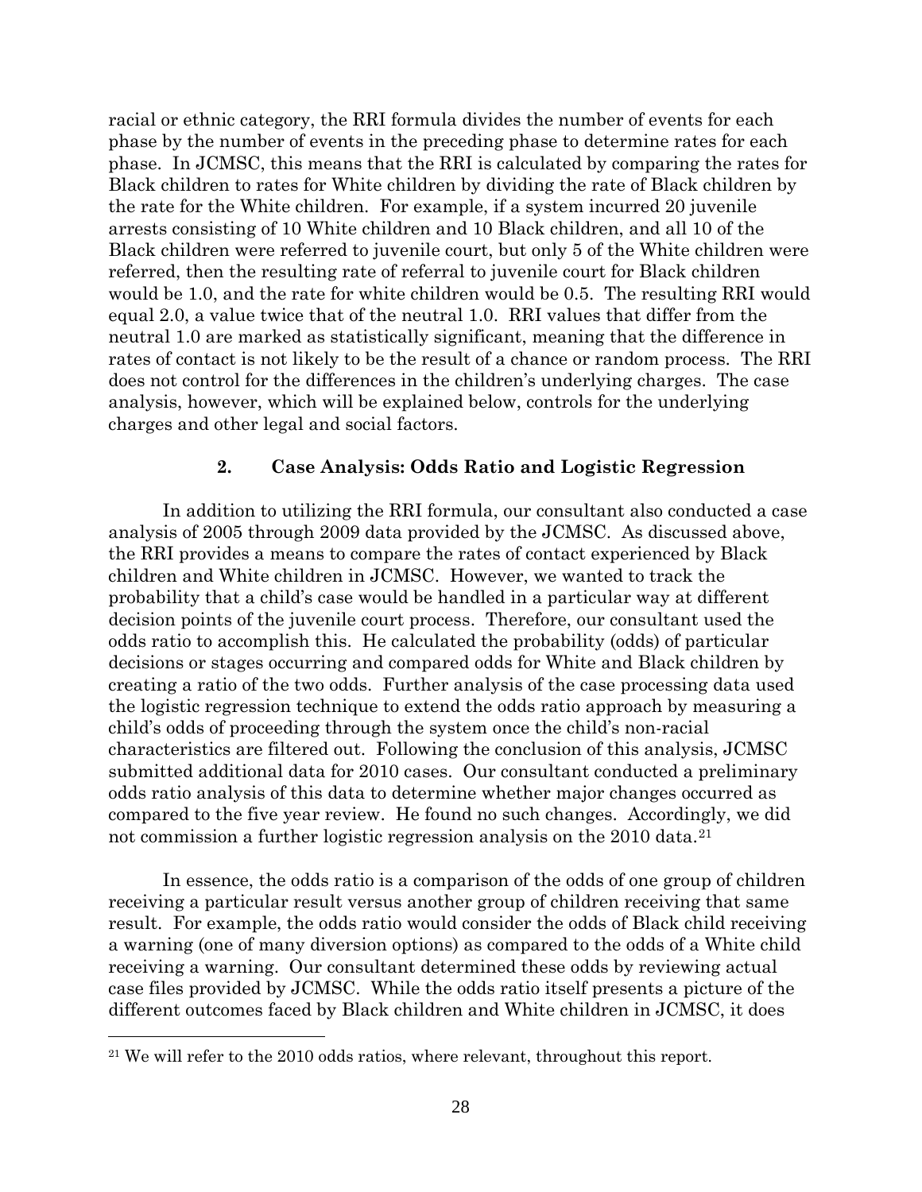racial or ethnic category, the RRI formula divides the number of events for each phase by the number of events in the preceding phase to determine rates for each phase. In JCMSC, this means that the RRI is calculated by comparing the rates for Black children to rates for White children by dividing the rate of Black children by the rate for the White children. For example, if a system incurred 20 juvenile arrests consisting of 10 White children and 10 Black children, and all 10 of the Black children were referred to juvenile court, but only 5 of the White children were referred, then the resulting rate of referral to juvenile court for Black children would be 1.0, and the rate for white children would be 0.5. The resulting RRI would equal 2.0, a value twice that of the neutral 1.0. RRI values that differ from the neutral 1.0 are marked as statistically significant, meaning that the difference in rates of contact is not likely to be the result of a chance or random process. The RRI does not control for the differences in the children's underlying charges. The case analysis, however, which will be explained below, controls for the underlying charges and other legal and social factors.

### 2. Case Analysis: Odds Ratio and Logistic Regression

In addition to utilizing the RRI formula, our consultant also conducted a case analysis of 2005 through 2009 data provided by the JCMSC. As discussed above, the RRI provides a means to compare the rates of contact experienced by Black children and White children in JCMSC. However, we wanted to track the probability that a child's case would be handled in a particular way at different decision points of the juvenile court process. Therefore, our consultant used the odds ratio to accomplish this. He calculated the probability (odds) of particular decisions or stages occurring and compared odds for White and Black children by creating a ratio of the two odds. Further analysis of the case processing data used the logistic regression technique to extend the odds ratio approach by measuring a child's odds of proceeding through the system once the child's non-racial characteristics are filtered out. Following the conclusion of this analysis, JCMSC submitted additional data for 2010 cases. Our consultant conducted a preliminary odds ratio analysis of this data to determine whether major changes occurred as compared to the five year review. He found no such changes. Accordingly, we did not commission a further logistic regression analysis on the 2010 data.[21]

In essence, the odds ratio is a comparison of the odds of one group of children receiving a particular result versus another group of children receiving that same result. For example, the odds ratio would consider the odds of Black child receiving a warning (one of many diversion options) as compared to the odds of a White child receiving a warning. Our consultant determined these odds by reviewing actual case files provided by JCMSC. While the odds ratio itself presents a picture of the different outcomes faced by Black children and White children in JCMSC, it does

[21] We will refer to the 2010 odds ratios, where relevant, throughout this report.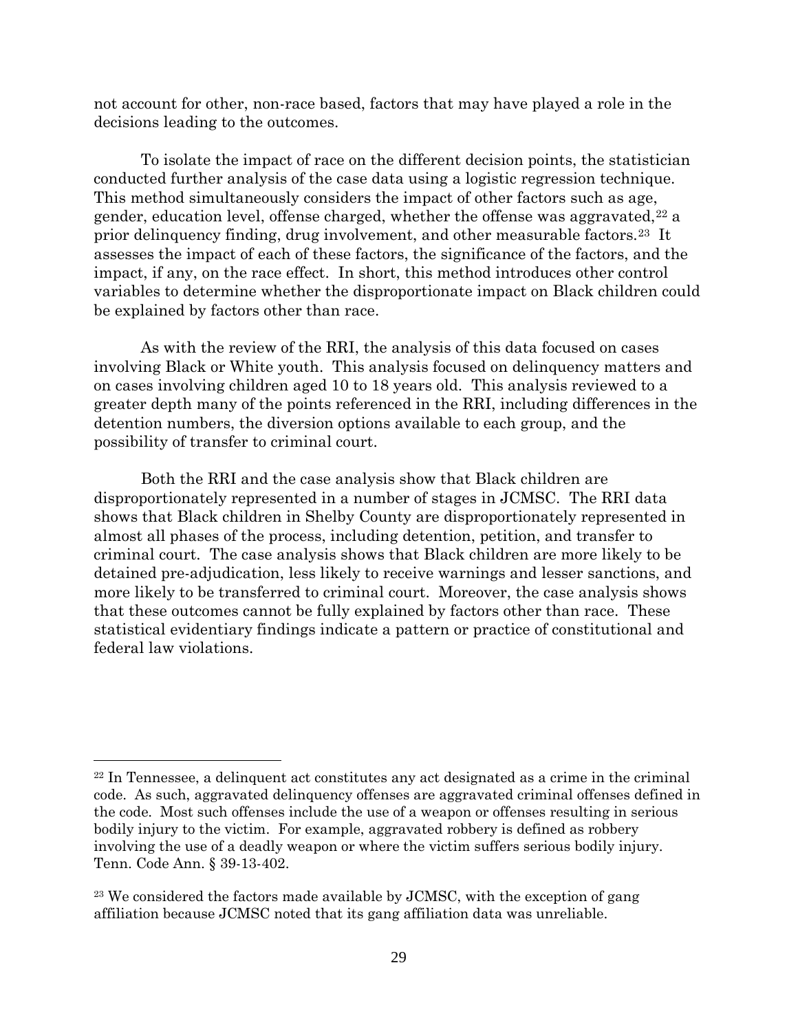not account for other, non-race based, factors that may have played a role in the decisions leading to the outcomes.

To isolate the impact of race on the different decision points, the statistician conducted further analysis of the case data using a logistic regression technique. This method simultaneously considers the impact of other factors such as age, gender, education level, offense charged, whether the offense was aggravated,[22] a prior delinquency finding, drug involvement, and other measurable factors.[23] It assesses the impact of each of these factors, the significance of the factors, and the impact, if any, on the race effect. In short, this method introduces other control variables to determine whether the disproportionate impact on Black children could be explained by factors other than race.

As with the review of the RRI, the analysis of this data focused on cases involving Black or White youth. This analysis focused on delinquency matters and on cases involving children aged 10 to 18 years old. This analysis reviewed to a greater depth many of the points referenced in the RRI, including differences in the detention numbers, the diversion options available to each group, and the possibility of transfer to criminal court.

Both the RRI and the case analysis show that Black children are disproportionately represented in a number of stages in JCMSC. The RRI data shows that Black children in Shelby County are disproportionately represented in almost all phases of the process, including detention, petition, and transfer to criminal court. The case analysis shows that Black children are more likely to be detained pre-adjudication, less likely to receive warnings and lesser sanctions, and more likely to be transferred to criminal court. Moreover, the case analysis shows that these outcomes cannot be fully explained by factors other than race. These statistical evidentiary findings indicate a pattern or practice of constitutional and federal law violations.

---

[22] In Tennessee, a delinquent act constitutes any act designated as a crime in the criminal code. As such, aggravated delinquency offenses are aggravated criminal offenses defined in the code. Most such offenses include the use of a weapon or offenses resulting in serious bodily injury to the victim. For example, aggravated robbery is defined as robbery involving the use of a deadly weapon or where the victim suffers serious bodily injury. Tenn. Code Ann. § 39-13-402.

[23] We considered the factors made available by JCMSC, with the exception of gang affiliation because JCMSC noted that its gang affiliation data was unreliable.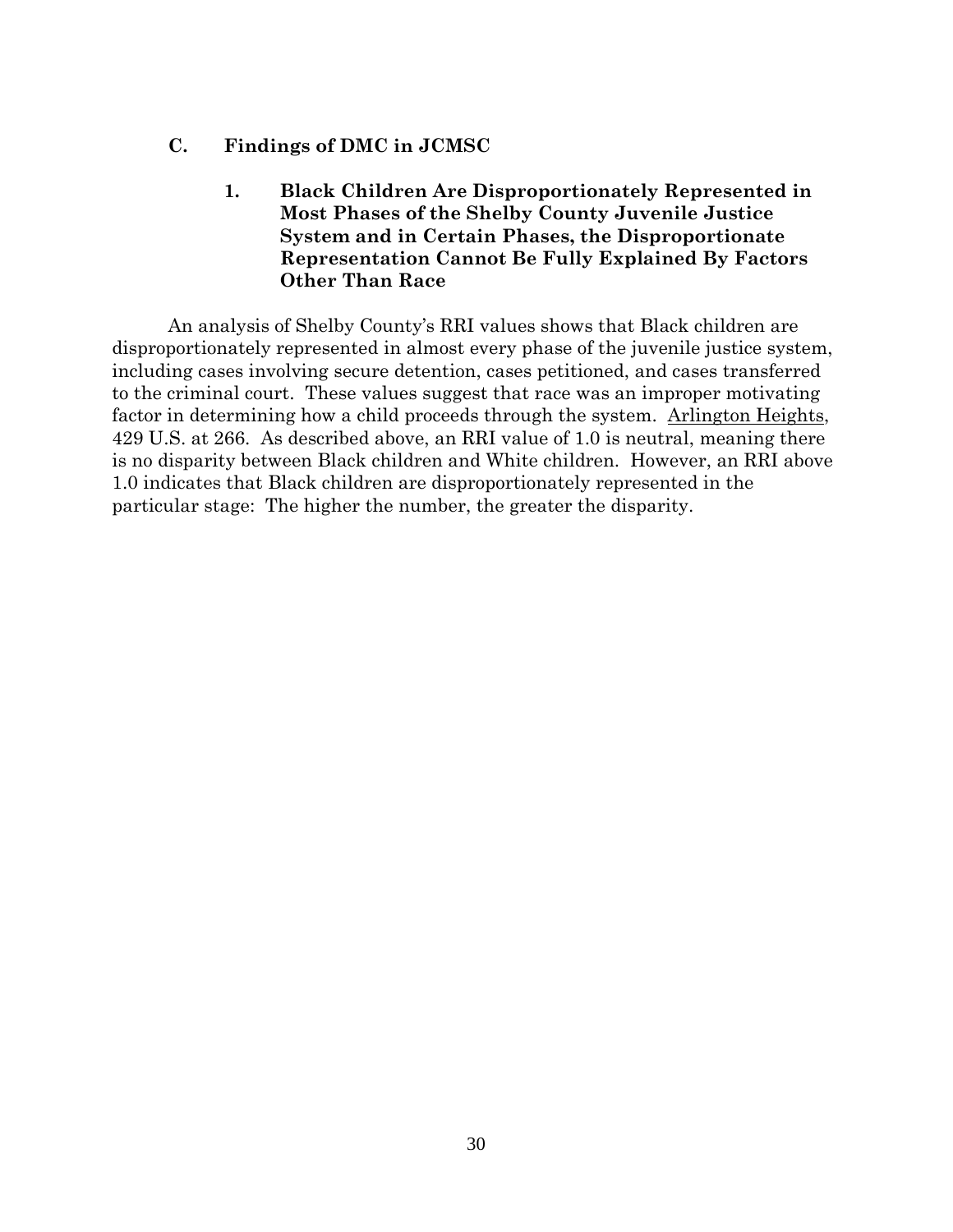### C. Findings of DMC in JCMSC

#### 1. Black Children Are Disproportionately Represented in Most Phases of the Shelby County Juvenile Justice System and in Certain Phases, the Disproportionate Representation Cannot Be Fully Explained By Factors Other Than Race

An analysis of Shelby County's RRI values shows that Black children are disproportionately represented in almost every phase of the juvenile justice system, including cases involving secure detention, cases petitioned, and cases transferred to the criminal court. These values suggest that race was an improper motivating factor in determining how a child proceeds through the system. Arlington Heights, 429 U.S. at 266. As described above, an RRI value of 1.0 is neutral, meaning there is no disparity between Black children and White children. However, an RRI above 1.0 indicates that Black children are disproportionately represented in the particular stage: The higher the number, the greater the disparity.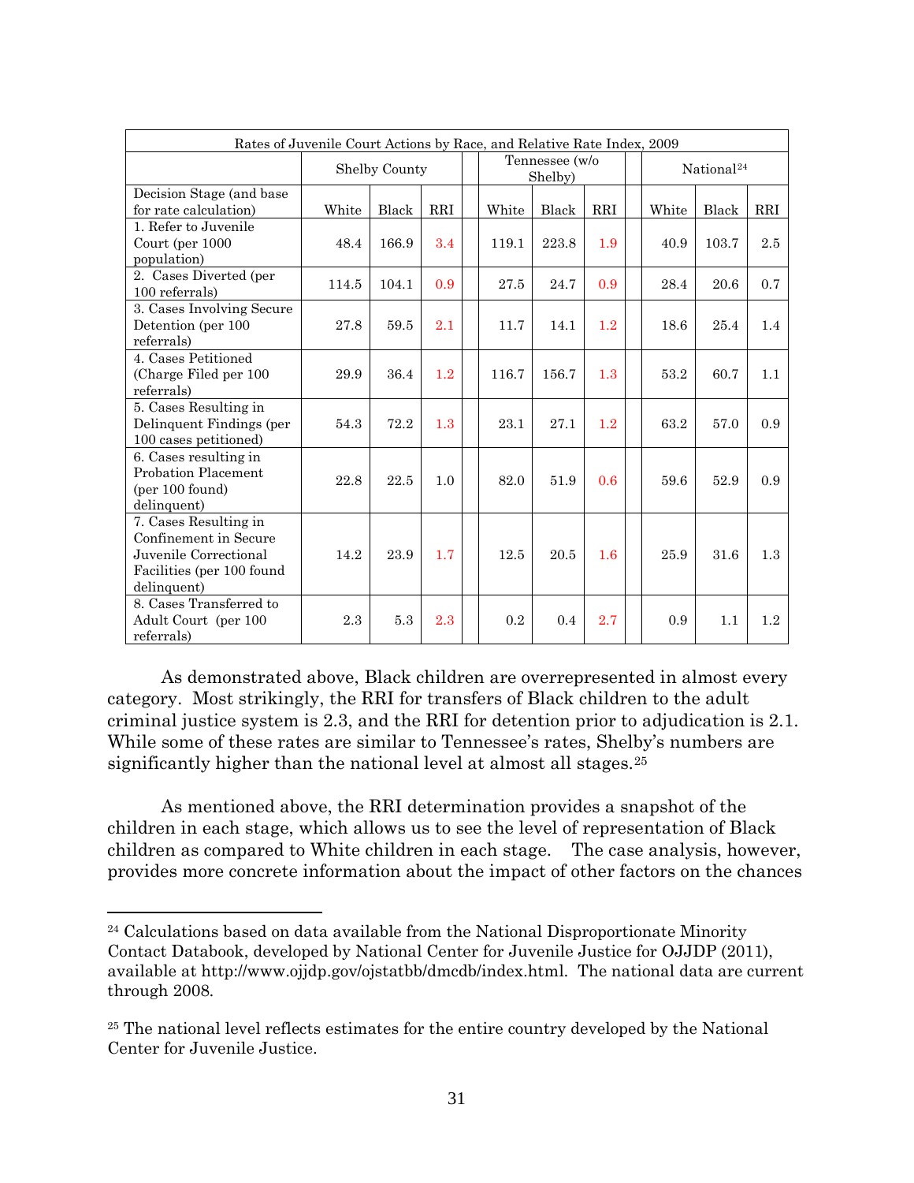| Rates of Juvenile Court Actions by Race, and Relative Rate Index, 2009 | | | | | | | | | | | |
|---|---|---|---|---|---|---|---|---|---|---|---|
| | Shelby County | | | | Tennessee (w/o Shelby) | | | | National[24] | | |
| Decision Stage (and base for rate calculation) | White | Black | RRI | | White | Black | RRI | | White | Black | RRI |
| 1. Refer to Juvenile Court (per 1000 population) | 48.4 | 166.9 | 3.4 | | 119.1 | 223.8 | 1.9 | | 40.9 | 103.7 | 2.5 |
| 2. Cases Diverted (per 100 referrals) | 114.5 | 104.1 | 0.9 | | 27.5 | 24.7 | 0.9 | | 28.4 | 20.6 | 0.7 |
| 3. Cases Involving Secure Detention (per 100 referrals) | 27.8 | 59.5 | 2.1 | | 11.7 | 14.1 | 1.2 | | 18.6 | 25.4 | 1.4 |
| 4. Cases Petitioned (Charge Filed per 100 referrals) | 29.9 | 36.4 | 1.2 | | 116.7 | 156.7 | 1.3 | | 53.2 | 60.7 | 1.1 |
| 5. Cases Resulting in Delinquent Findings (per 100 cases petitioned) | 54.3 | 72.2 | 1.3 | | 23.1 | 27.1 | 1.2 | | 63.2 | 57.0 | 0.9 |
| 6. Cases resulting in Probation Placement (per 100 found) delinquent) | 22.8 | 22.5 | 1.0 | | 82.0 | 51.9 | 0.6 | | 59.6 | 52.9 | 0.9 |
| 7. Cases Resulting in Confinement in Secure Juvenile Correctional Facilities (per 100 found delinquent) | 14.2 | 23.9 | 1.7 | | 12.5 | 20.5 | 1.6 | | 25.9 | 31.6 | 1.3 |
| 8. Cases Transferred to Adult Court (per 100 referrals) | 2.3 | 5.3 | 2.3 | | 0.2 | 0.4 | 2.7 | | 0.9 | 1.1 | 1.2 |

As demonstrated above, Black children are overrepresented in almost every category. Most strikingly, the RRI for transfers of Black children to the adult criminal justice system is 2.3, and the RRI for detention prior to adjudication is 2.1. While some of these rates are similar to Tennessee's rates, Shelby's numbers are significantly higher than the national level at almost all stages.[25]

As mentioned above, the RRI determination provides a snapshot of the children in each stage, which allows us to see the level of representation of Black children as compared to White children in each stage. The case analysis, however, provides more concrete information about the impact of other factors on the chances

[24] Calculations based on data available from the National Disproportionate Minority Contact Databook, developed by National Center for Juvenile Justice for OJJDP (2011), available at http://www.ojjdp.gov/ojstatbb/dmcdb/index.html. The national data are current through 2008.

[25] The national level reflects estimates for the entire country developed by the National Center for Juvenile Justice.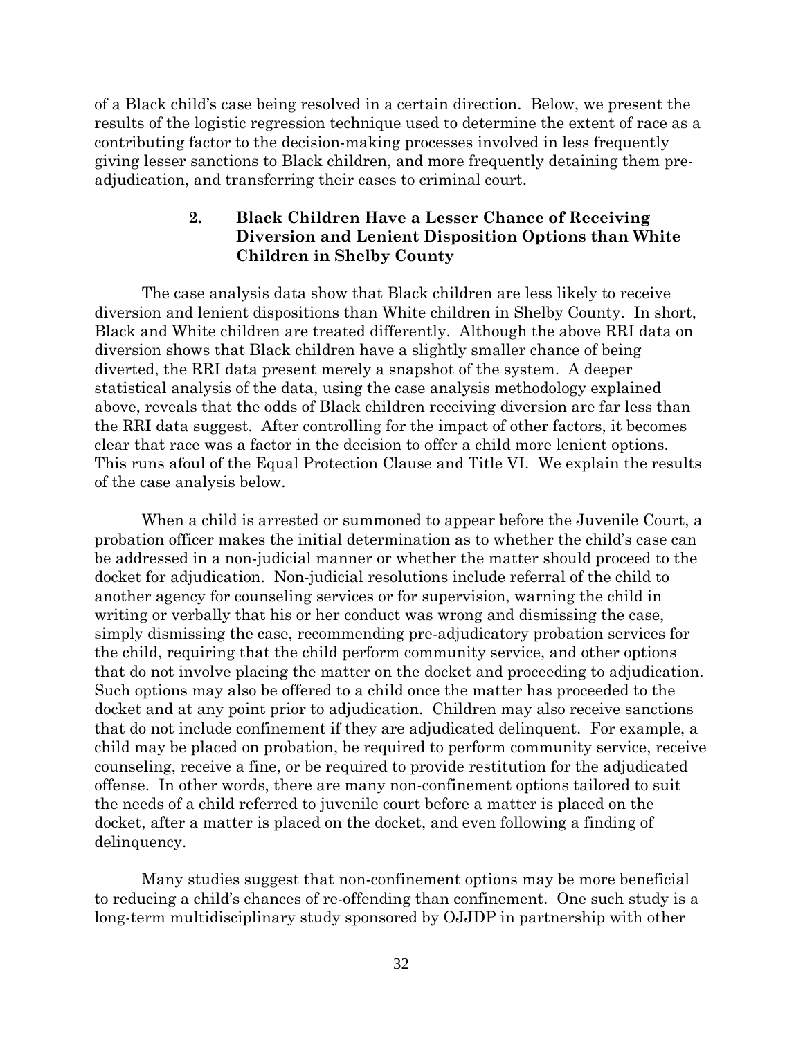of a Black child's case being resolved in a certain direction. Below, we present the results of the logistic regression technique used to determine the extent of race as a contributing factor to the decision-making processes involved in less frequently giving lesser sanctions to Black children, and more frequently detaining them pre-adjudication, and transferring their cases to criminal court.

### 2. Black Children Have a Lesser Chance of Receiving Diversion and Lenient Disposition Options than White Children in Shelby County

The case analysis data show that Black children are less likely to receive diversion and lenient dispositions than White children in Shelby County. In short, Black and White children are treated differently. Although the above RRI data on diversion shows that Black children have a slightly smaller chance of being diverted, the RRI data present merely a snapshot of the system. A deeper statistical analysis of the data, using the case analysis methodology explained above, reveals that the odds of Black children receiving diversion are far less than the RRI data suggest. After controlling for the impact of other factors, it becomes clear that race was a factor in the decision to offer a child more lenient options. This runs afoul of the Equal Protection Clause and Title VI. We explain the results of the case analysis below.

When a child is arrested or summoned to appear before the Juvenile Court, a probation officer makes the initial determination as to whether the child's case can be addressed in a non-judicial manner or whether the matter should proceed to the docket for adjudication. Non-judicial resolutions include referral of the child to another agency for counseling services or for supervision, warning the child in writing or verbally that his or her conduct was wrong and dismissing the case, simply dismissing the case, recommending pre-adjudicatory probation services for the child, requiring that the child perform community service, and other options that do not involve placing the matter on the docket and proceeding to adjudication. Such options may also be offered to a child once the matter has proceeded to the docket and at any point prior to adjudication. Children may also receive sanctions that do not include confinement if they are adjudicated delinquent. For example, a child may be placed on probation, be required to perform community service, receive counseling, receive a fine, or be required to provide restitution for the adjudicated offense. In other words, there are many non-confinement options tailored to suit the needs of a child referred to juvenile court before a matter is placed on the docket, after a matter is placed on the docket, and even following a finding of delinquency.

Many studies suggest that non-confinement options may be more beneficial to reducing a child's chances of re-offending than confinement. One such study is a long-term multidisciplinary study sponsored by OJJDP in partnership with other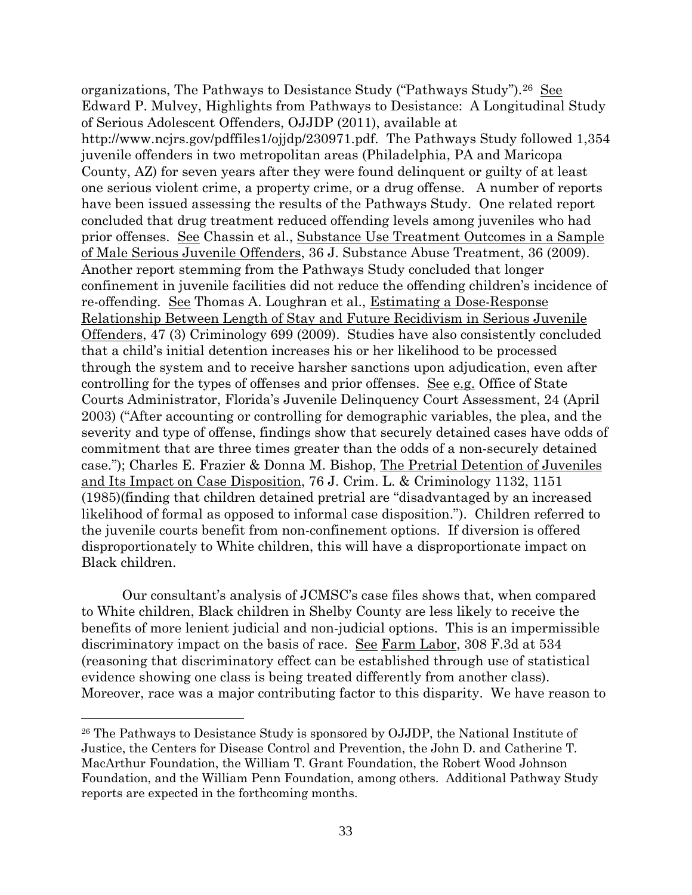organizations, The Pathways to Desistance Study ("Pathways Study").[26] See Edward P. Mulvey, Highlights from Pathways to Desistance: A Longitudinal Study of Serious Adolescent Offenders, OJJDP (2011), available at http://www.ncjrs.gov/pdffiles1/ojjdp/230971.pdf. The Pathways Study followed 1,354 juvenile offenders in two metropolitan areas (Philadelphia, PA and Maricopa County, AZ) for seven years after they were found delinquent or guilty of at least one serious violent crime, a property crime, or a drug offense. A number of reports have been issued assessing the results of the Pathways Study. One related report concluded that drug treatment reduced offending levels among juveniles who had prior offenses. See Chassin et al., Substance Use Treatment Outcomes in a Sample of Male Serious Juvenile Offenders, 36 J. Substance Abuse Treatment, 36 (2009). Another report stemming from the Pathways Study concluded that longer confinement in juvenile facilities did not reduce the offending children's incidence of re-offending. See Thomas A. Loughran et al., Estimating a Dose-Response Relationship Between Length of Stay and Future Recidivism in Serious Juvenile Offenders, 47 (3) Criminology 699 (2009). Studies have also consistently concluded that a child's initial detention increases his or her likelihood to be processed through the system and to receive harsher sanctions upon adjudication, even after controlling for the types of offenses and prior offenses. See e.g. Office of State Courts Administrator, Florida's Juvenile Delinquency Court Assessment, 24 (April 2003) ("After accounting or controlling for demographic variables, the plea, and the severity and type of offense, findings show that securely detained cases have odds of commitment that are three times greater than the odds of a non-securely detained case."); Charles E. Frazier & Donna M. Bishop, The Pretrial Detention of Juveniles and Its Impact on Case Disposition, 76 J. Crim. L. & Criminology 1132, 1151 (1985)(finding that children detained pretrial are "disadvantaged by an increased likelihood of formal as opposed to informal case disposition."). Children referred to the juvenile courts benefit from non-confinement options. If diversion is offered disproportionately to White children, this will have a disproportionate impact on Black children.

Our consultant's analysis of JCMSC's case files shows that, when compared to White children, Black children in Shelby County are less likely to receive the benefits of more lenient judicial and non-judicial options. This is an impermissible discriminatory impact on the basis of race. See Farm Labor, 308 F.3d at 534 (reasoning that discriminatory effect can be established through use of statistical evidence showing one class is being treated differently from another class). Moreover, race was a major contributing factor to this disparity. We have reason to

[26] The Pathways to Desistance Study is sponsored by OJJDP, the National Institute of Justice, the Centers for Disease Control and Prevention, the John D. and Catherine T. MacArthur Foundation, the William T. Grant Foundation, the Robert Wood Johnson Foundation, and the William Penn Foundation, among others. Additional Pathway Study reports are expected in the forthcoming months.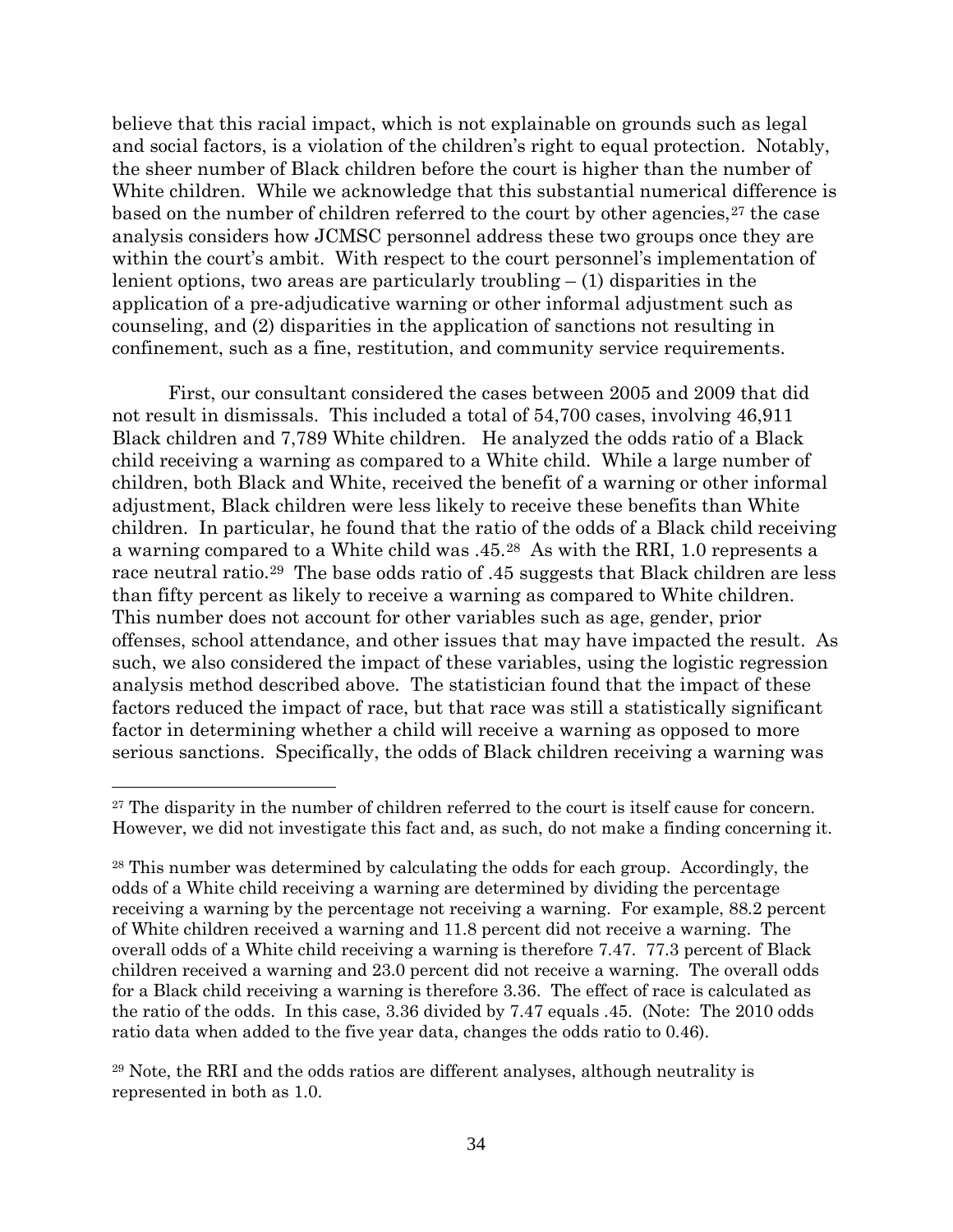believe that this racial impact, which is not explainable on grounds such as legal and social factors, is a violation of the children's right to equal protection. Notably, the sheer number of Black children before the court is higher than the number of White children. While we acknowledge that this substantial numerical difference is based on the number of children referred to the court by other agencies,[27] the case analysis considers how JCMSC personnel address these two groups once they are within the court's ambit. With respect to the court personnel's implementation of lenient options, two areas are particularly troubling – (1) disparities in the application of a pre-adjudicative warning or other informal adjustment such as counseling, and (2) disparities in the application of sanctions not resulting in confinement, such as a fine, restitution, and community service requirements.

First, our consultant considered the cases between 2005 and 2009 that did not result in dismissals. This included a total of 54,700 cases, involving 46,911 Black children and 7,789 White children. He analyzed the odds ratio of a Black child receiving a warning as compared to a White child. While a large number of children, both Black and White, received the benefit of a warning or other informal adjustment, Black children were less likely to receive these benefits than White children. In particular, he found that the ratio of the odds of a Black child receiving a warning compared to a White child was .45.[28] As with the RRI, 1.0 represents a race neutral ratio.[29] The base odds ratio of .45 suggests that Black children are less than fifty percent as likely to receive a warning as compared to White children. This number does not account for other variables such as age, gender, prior offenses, school attendance, and other issues that may have impacted the result. As such, we also considered the impact of these variables, using the logistic regression analysis method described above. The statistician found that the impact of these factors reduced the impact of race, but that race was still a statistically significant factor in determining whether a child will receive a warning as opposed to more serious sanctions. Specifically, the odds of Black children receiving a warning was

---

[27] The disparity in the number of children referred to the court is itself cause for concern. However, we did not investigate this fact and, as such, do not make a finding concerning it.

[28] This number was determined by calculating the odds for each group. Accordingly, the odds of a White child receiving a warning are determined by dividing the percentage receiving a warning by the percentage not receiving a warning. For example, 88.2 percent of White children received a warning and 11.8 percent did not receive a warning. The overall odds of a White child receiving a warning is therefore 7.47. 77.3 percent of Black children received a warning and 23.0 percent did not receive a warning. The overall odds for a Black child receiving a warning is therefore 3.36. The effect of race is calculated as the ratio of the odds. In this case, 3.36 divided by 7.47 equals .45. (Note: The 2010 odds ratio data when added to the five year data, changes the odds ratio to 0.46).

[29] Note, the RRI and the odds ratios are different analyses, although neutrality is represented in both as 1.0.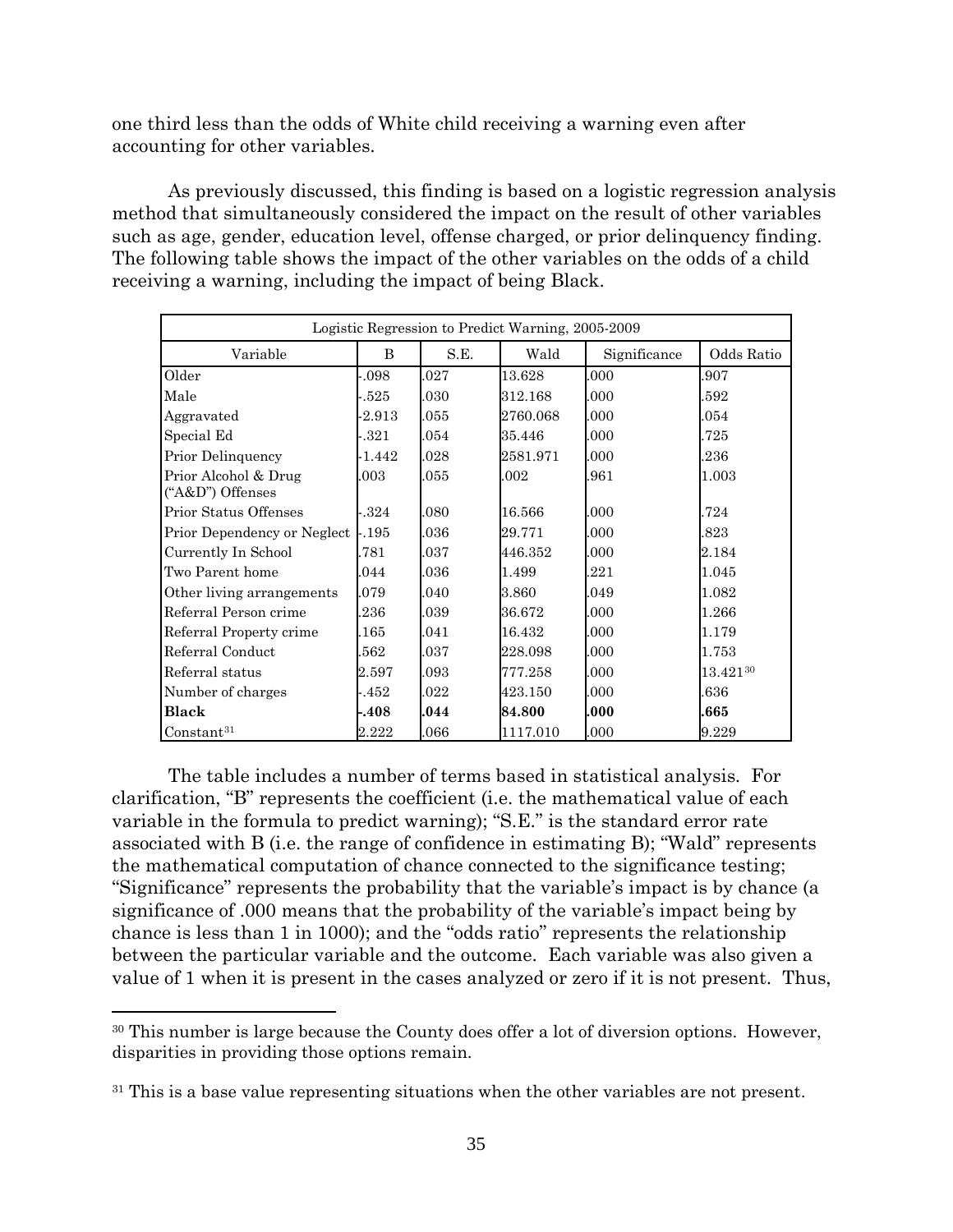one third less than the odds of White child receiving a warning even after accounting for other variables.

As previously discussed, this finding is based on a logistic regression analysis method that simultaneously considered the impact on the result of other variables such as age, gender, education level, offense charged, or prior delinquency finding. The following table shows the impact of the other variables on the odds of a child receiving a warning, including the impact of being Black.

| Logistic Regression to Predict Warning, 2005-2009 | | | | | |
|---|---|---|---|---|---|
| Variable | B | S.E. | Wald | Significance | Odds Ratio |
| Older | -.098 | .027 | 13.628 | .000 | .907 |
| Male | -.525 | .030 | 312.168 | .000 | .592 |
| Aggravated | -2.913 | .055 | 2760.068 | .000 | .054 |
| Special Ed | -.321 | .054 | 35.446 | .000 | .725 |
| Prior Delinquency | -1.442 | .028 | 2581.971 | .000 | .236 |
| Prior Alcohol & Drug ("A&D") Offenses | .003 | .055 | .002 | .961 | 1.003 |
| Prior Status Offenses | -.324 | .080 | 16.566 | .000 | .724 |
| Prior Dependency or Neglect | -.195 | .036 | 29.771 | .000 | .823 |
| Currently In School | .781 | .037 | 446.352 | .000 | 2.184 |
| Two Parent home | .044 | .036 | 1.499 | .221 | 1.045 |
| Other living arrangements | .079 | .040 | 3.860 | .049 | 1.082 |
| Referral Person crime | .236 | .039 | 36.672 | .000 | 1.266 |
| Referral Property crime | .165 | .041 | 16.432 | .000 | 1.179 |
| Referral Conduct | .562 | .037 | 228.098 | .000 | 1.753 |
| Referral status | 2.597 | .093 | 777.258 | .000 | 13.421[30] |
| Number of charges | -.452 | .022 | 423.150 | .000 | .636 |
| **Black** | **-.408** | **.044** | **84.800** | **.000** | **.665** |
| Constant[31] | 2.222 | .066 | 1117.010 | .000 | 9.229 |

The table includes a number of terms based in statistical analysis. For clarification, "B" represents the coefficient (i.e. the mathematical value of each variable in the formula to predict warning); "S.E." is the standard error rate associated with B (i.e. the range of confidence in estimating B); "Wald" represents the mathematical computation of chance connected to the significance testing; "Significance" represents the probability that the variable's impact is by chance (a significance of .000 means that the probability of the variable's impact being by chance is less than 1 in 1000); and the "odds ratio" represents the relationship between the particular variable and the outcome. Each variable was also given a value of 1 when it is present in the cases analyzed or zero if it is not present. Thus,

[30] This number is large because the County does offer a lot of diversion options. However, disparities in providing those options remain.

[31] This is a base value representing situations when the other variables are not present.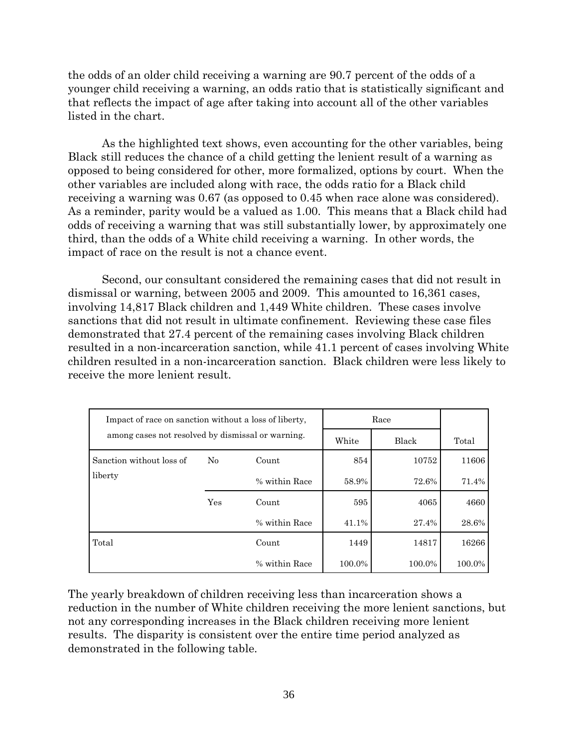the odds of an older child receiving a warning are 90.7 percent of the odds of a younger child receiving a warning, an odds ratio that is statistically significant and that reflects the impact of age after taking into account all of the other variables listed in the chart.

As the highlighted text shows, even accounting for the other variables, being Black still reduces the chance of a child getting the lenient result of a warning as opposed to being considered for other, more formalized, options by court. When the other variables are included along with race, the odds ratio for a Black child receiving a warning was 0.67 (as opposed to 0.45 when race alone was considered). As a reminder, parity would be a valued as 1.00. This means that a Black child had odds of receiving a warning that was still substantially lower, by approximately one third, than the odds of a White child receiving a warning. In other words, the impact of race on the result is not a chance event.

Second, our consultant considered the remaining cases that did not result in dismissal or warning, between 2005 and 2009. This amounted to 16,361 cases, involving 14,817 Black children and 1,449 White children. These cases involve sanctions that did not result in ultimate confinement. Reviewing these case files demonstrated that 27.4 percent of the remaining cases involving Black children resulted in a non-incarceration sanction, while 41.1 percent of cases involving White children resulted in a non-incarceration sanction. Black children were less likely to receive the more lenient result.

| Impact of race on sanction without a loss of liberty, among cases not resolved by dismissal or warning. | | | Race | | |
|---|---|---|---|---|---|
| | | | White | Black | Total |
| Sanction without loss of liberty | No | Count | 854 | 10752 | 11606 |
| | | % within Race | 58.9% | 72.6% | 71.4% |
| | Yes | Count | 595 | 4065 | 4660 |
| | | % within Race | 41.1% | 27.4% | 28.6% |
| Total | | Count | 1449 | 14817 | 16266 |
| | | % within Race | 100.0% | 100.0% | 100.0% |

The yearly breakdown of children receiving less than incarceration shows a reduction in the number of White children receiving the more lenient sanctions, but not any corresponding increases in the Black children receiving more lenient results. The disparity is consistent over the entire time period analyzed as demonstrated in the following table.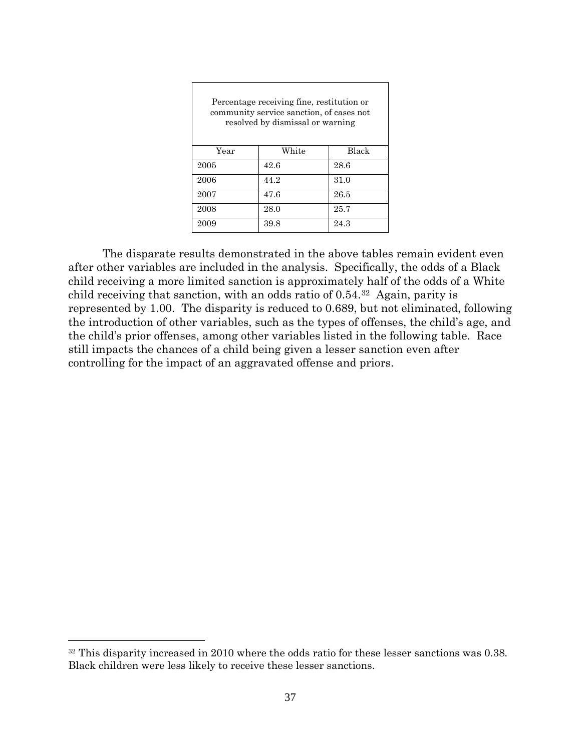| Percentage receiving fine, restitution or community service sanction, of cases not resolved by dismissal or warning | | |
|---|---|---|
| Year | White | Black |
| 2005 | 42.6 | 28.6 |
| 2006 | 44.2 | 31.0 |
| 2007 | 47.6 | 26.5 |
| 2008 | 28.0 | 25.7 |
| 2009 | 39.8 | 24.3 |

The disparate results demonstrated in the above tables remain evident even after other variables are included in the analysis. Specifically, the odds of a Black child receiving a more limited sanction is approximately half of the odds of a White child receiving that sanction, with an odds ratio of 0.54.[32] Again, parity is represented by 1.00. The disparity is reduced to 0.689, but not eliminated, following the introduction of other variables, such as the types of offenses, the child's age, and the child's prior offenses, among other variables listed in the following table. Race still impacts the chances of a child being given a lesser sanction even after controlling for the impact of an aggravated offense and priors.

[32] This disparity increased in 2010 where the odds ratio for these lesser sanctions was 0.38. Black children were less likely to receive these lesser sanctions.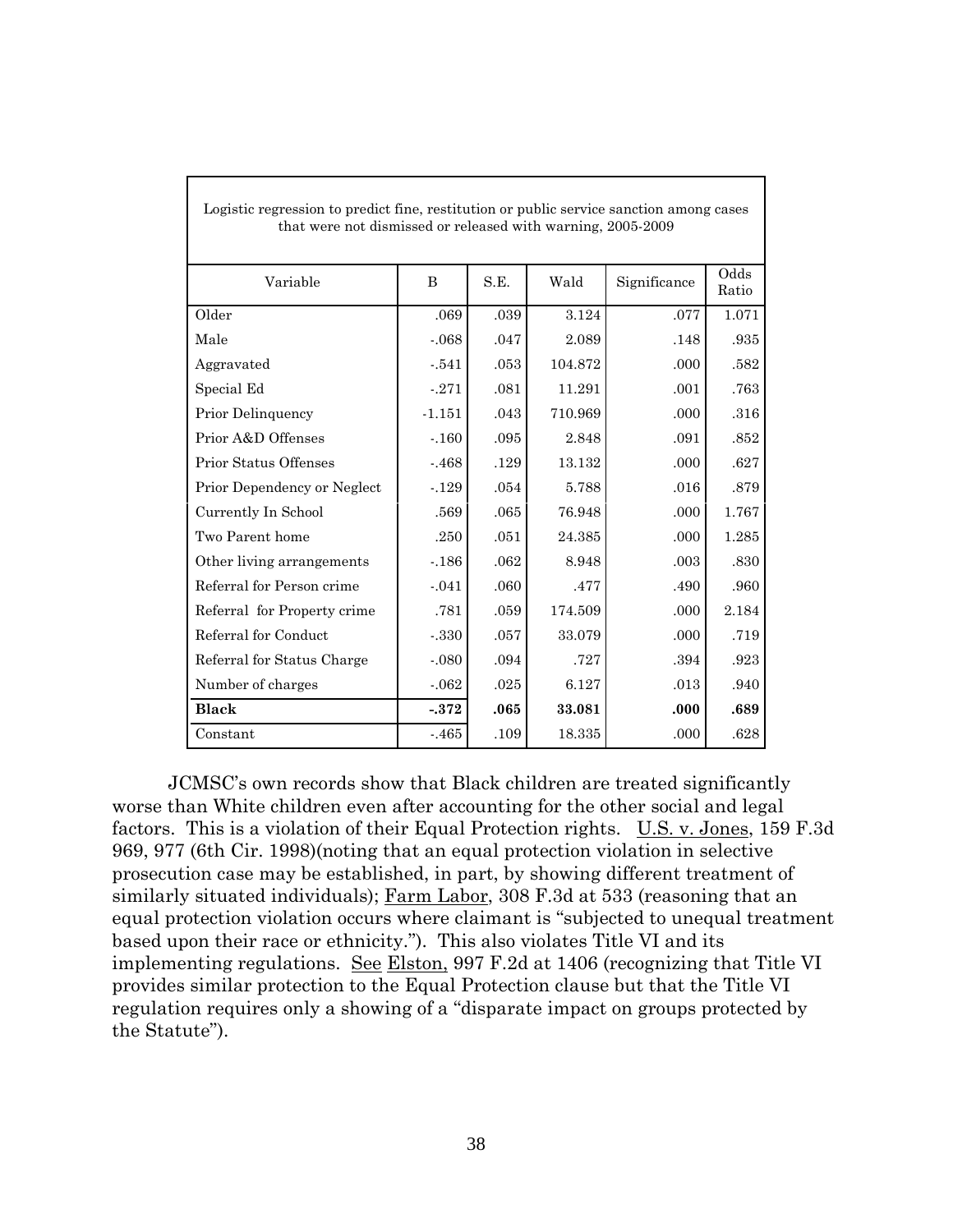Logistic regression to predict fine, restitution or public service sanction among cases that were not dismissed or released with warning, 2005-2009

| Variable | B | S.E. | Wald | Significance | Odds Ratio |
|---|---|---|---|---|---|
| Older | .069 | .039 | 3.124 | .077 | 1.071 |
| Male | -.068 | .047 | 2.089 | .148 | .935 |
| Aggravated | -.541 | .053 | 104.872 | .000 | .582 |
| Special Ed | -.271 | .081 | 11.291 | .001 | .763 |
| Prior Delinquency | -1.151 | .043 | 710.969 | .000 | .316 |
| Prior A&D Offenses | -.160 | .095 | 2.848 | .091 | .852 |
| Prior Status Offenses | -.468 | .129 | 13.132 | .000 | .627 |
| Prior Dependency or Neglect | -.129 | .054 | 5.788 | .016 | .879 |
| Currently In School | .569 | .065 | 76.948 | .000 | 1.767 |
| Two Parent home | .250 | .051 | 24.385 | .000 | 1.285 |
| Other living arrangements | -.186 | .062 | 8.948 | .003 | .830 |
| Referral for Person crime | -.041 | .060 | .477 | .490 | .960 |
| Referral for Property crime | .781 | .059 | 174.509 | .000 | 2.184 |
| Referral for Conduct | -.330 | .057 | 33.079 | .000 | .719 |
| Referral for Status Charge | -.080 | .094 | .727 | .394 | .923 |
| Number of charges | -.062 | .025 | 6.127 | .013 | .940 |
| **Black** | **-.372** | **.065** | **33.081** | **.000** | **.689** |
| Constant | -.465 | .109 | 18.335 | .000 | .628 |

JCMSC's own records show that Black children are treated significantly worse than White children even after accounting for the other social and legal factors. This is a violation of their Equal Protection rights. U.S. v. Jones, 159 F.3d 969, 977 (6th Cir. 1998)(noting that an equal protection violation in selective prosecution case may be established, in part, by showing different treatment of similarly situated individuals); Farm Labor, 308 F.3d at 533 (reasoning that an equal protection violation occurs where claimant is "subjected to unequal treatment based upon their race or ethnicity."). This also violates Title VI and its implementing regulations. See Elston, 997 F.2d at 1406 (recognizing that Title VI provides similar protection to the Equal Protection clause but that the Title VI regulation requires only a showing of a "disparate impact on groups protected by the Statute").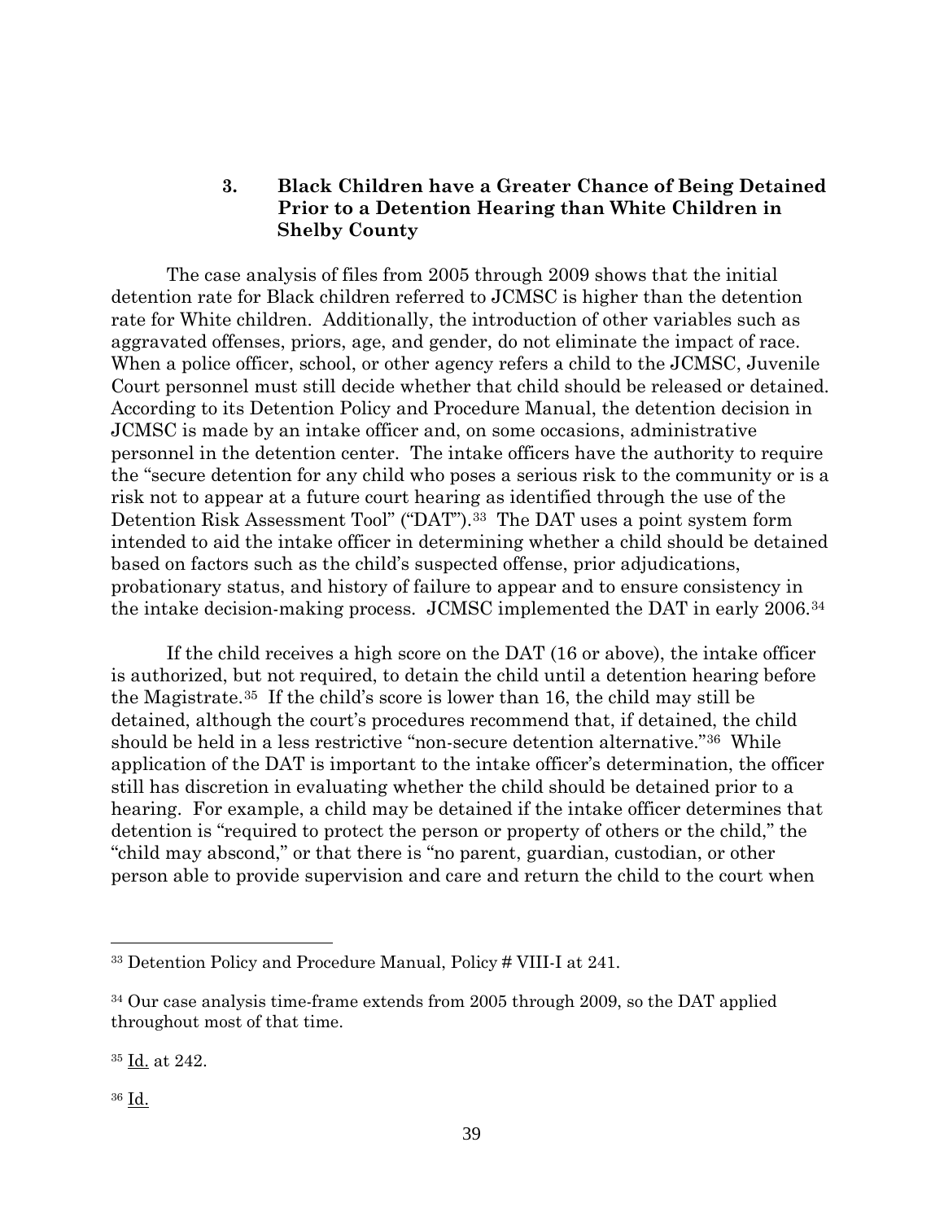### 3. Black Children have a Greater Chance of Being Detained Prior to a Detention Hearing than White Children in Shelby County

The case analysis of files from 2005 through 2009 shows that the initial detention rate for Black children referred to JCMSC is higher than the detention rate for White children. Additionally, the introduction of other variables such as aggravated offenses, priors, age, and gender, do not eliminate the impact of race. When a police officer, school, or other agency refers a child to the JCMSC, Juvenile Court personnel must still decide whether that child should be released or detained. According to its Detention Policy and Procedure Manual, the detention decision in JCMSC is made by an intake officer and, on some occasions, administrative personnel in the detention center. The intake officers have the authority to require the "secure detention for any child who poses a serious risk to the community or is a risk not to appear at a future court hearing as identified through the use of the Detention Risk Assessment Tool" ("DAT").[33] The DAT uses a point system form intended to aid the intake officer in determining whether a child should be detained based on factors such as the child's suspected offense, prior adjudications, probationary status, and history of failure to appear and to ensure consistency in the intake decision-making process. JCMSC implemented the DAT in early 2006.[34]

If the child receives a high score on the DAT (16 or above), the intake officer is authorized, but not required, to detain the child until a detention hearing before the Magistrate.[35] If the child's score is lower than 16, the child may still be detained, although the court's procedures recommend that, if detained, the child should be held in a less restrictive "non-secure detention alternative."[36] While application of the DAT is important to the intake officer's determination, the officer still has discretion in evaluating whether the child should be detained prior to a hearing. For example, a child may be detained if the intake officer determines that detention is "required to protect the person or property of others or the child," the "child may abscond," or that there is "no parent, guardian, custodian, or other person able to provide supervision and care and return the child to the court when

---

[33] Detention Policy and Procedure Manual, Policy # VIII-I at 241.

[34] Our case analysis time-frame extends from 2005 through 2009, so the DAT applied throughout most of that time.

[35] Id. at 242.

[36] Id.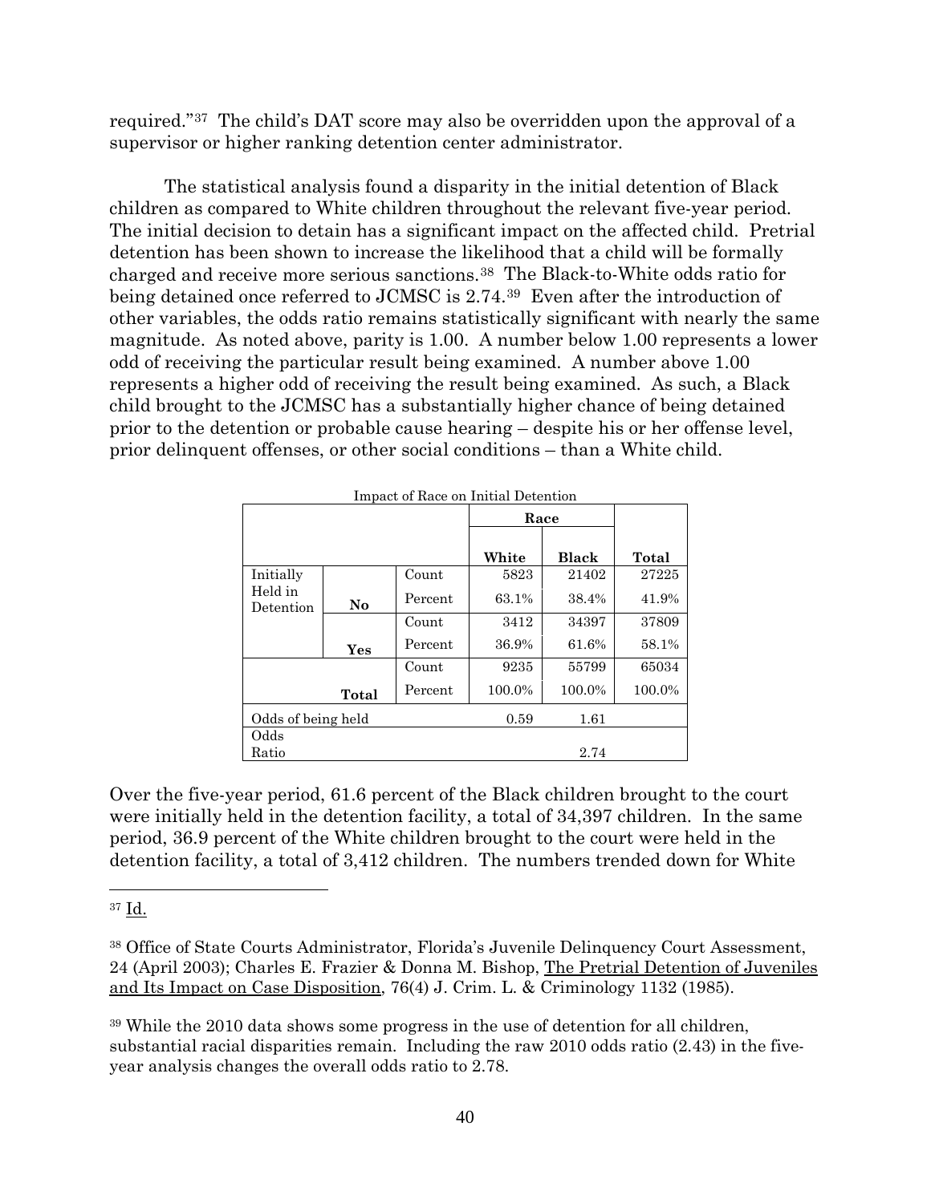required."[37] The child's DAT score may also be overridden upon the approval of a supervisor or higher ranking detention center administrator.

The statistical analysis found a disparity in the initial detention of Black children as compared to White children throughout the relevant five-year period. The initial decision to detain has a significant impact on the affected child. Pretrial detention has been shown to increase the likelihood that a child will be formally charged and receive more serious sanctions.[38] The Black-to-White odds ratio for being detained once referred to JCMSC is 2.74.[39] Even after the introduction of other variables, the odds ratio remains statistically significant with nearly the same magnitude. As noted above, parity is 1.00. A number below 1.00 represents a lower odd of receiving the particular result being examined. A number above 1.00 represents a higher odd of receiving the result being examined. As such, a Black child brought to the JCMSC has a substantially higher chance of being detained prior to the detention or probable cause hearing – despite his or her offense level, prior delinquent offenses, or other social conditions – than a White child.

Impact of Race on Initial Detention

| | | | Race | | |
|---|---|---|---|---|---|
| | | | **White** | **Black** | **Total** |
| Initially Held in Detention | **No** | Count | 5823 | 21402 | 27225 |
| | | Percent | 63.1% | 38.4% | 41.9% |
| | **Yes** | Count | 3412 | 34397 | 37809 |
| | | Percent | 36.9% | 61.6% | 58.1% |
| | **Total** | Count | 9235 | 55799 | 65034 |
| | | Percent | 100.0% | 100.0% | 100.0% |
| Odds of being held | | | 0.59 | 1.61 | |
| Odds Ratio | | | | 2.74 | |

Over the five-year period, 61.6 percent of the Black children brought to the court were initially held in the detention facility, a total of 34,397 children. In the same period, 36.9 percent of the White children brought to the court were held in the detention facility, a total of 3,412 children. The numbers trended down for White

[37] Id.

[38] Office of State Courts Administrator, Florida's Juvenile Delinquency Court Assessment, 24 (April 2003); Charles E. Frazier & Donna M. Bishop, The Pretrial Detention of Juveniles and Its Impact on Case Disposition, 76(4) J. Crim. L. & Criminology 1132 (1985).

[39] While the 2010 data shows some progress in the use of detention for all children, substantial racial disparities remain. Including the raw 2010 odds ratio (2.43) in the five-year analysis changes the overall odds ratio to 2.78.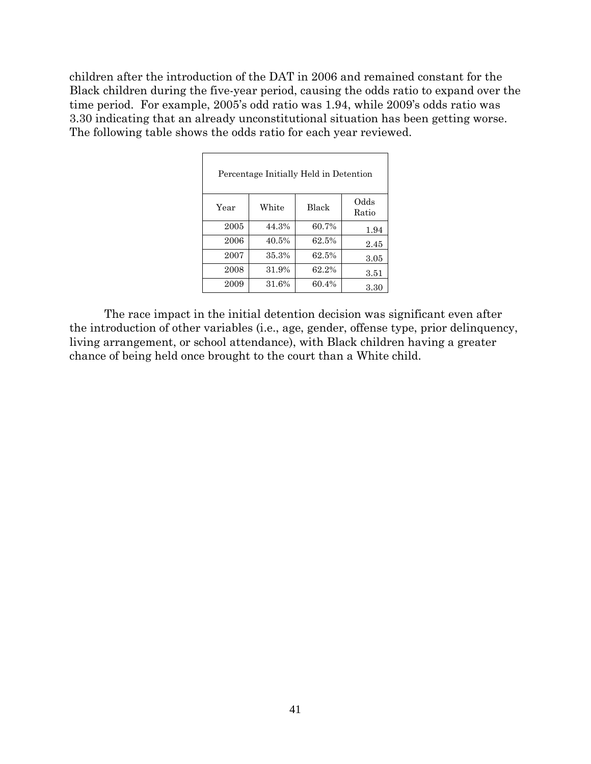children after the introduction of the DAT in 2006 and remained constant for the Black children during the five-year period, causing the odds ratio to expand over the time period. For example, 2005's odd ratio was 1.94, while 2009's odds ratio was 3.30 indicating that an already unconstitutional situation has been getting worse. The following table shows the odds ratio for each year reviewed.

| Percentage Initially Held in Detention | | | |
|---|---|---|---|
| Year | White | Black | Odds Ratio |
| 2005 | 44.3% | 60.7% | 1.94 |
| 2006 | 40.5% | 62.5% | 2.45 |
| 2007 | 35.3% | 62.5% | 3.05 |
| 2008 | 31.9% | 62.2% | 3.51 |
| 2009 | 31.6% | 60.4% | 3.30 |

The race impact in the initial detention decision was significant even after the introduction of other variables (i.e., age, gender, offense type, prior delinquency, living arrangement, or school attendance), with Black children having a greater chance of being held once brought to the court than a White child.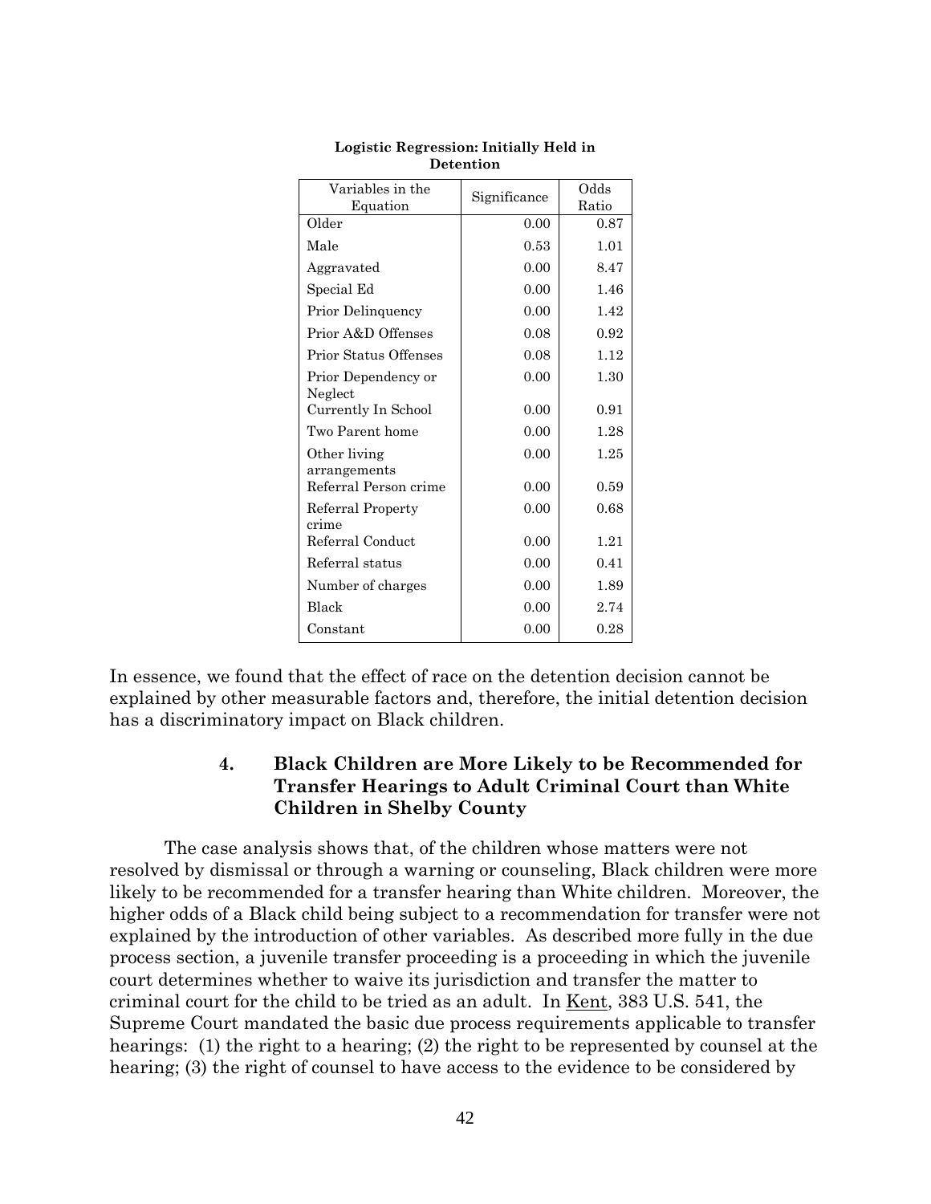**Logistic Regression: Initially Held in Detention**

| Variables in the Equation | Significance | Odds Ratio |
|---|---|---|
| Older | 0.00 | 0.87 |
| Male | 0.53 | 1.01 |
| Aggravated | 0.00 | 8.47 |
| Special Ed | 0.00 | 1.46 |
| Prior Delinquency | 0.00 | 1.42 |
| Prior A&D Offenses | 0.08 | 0.92 |
| Prior Status Offenses | 0.08 | 1.12 |
| Prior Dependency or Neglect | 0.00 | 1.30 |
| Currently In School | 0.00 | 0.91 |
| Two Parent home | 0.00 | 1.28 |
| Other living arrangements | 0.00 | 1.25 |
| Referral Person crime | 0.00 | 0.59 |
| Referral Property crime | 0.00 | 0.68 |
| Referral Conduct | 0.00 | 1.21 |
| Referral status | 0.00 | 0.41 |
| Number of charges | 0.00 | 1.89 |
| Black | 0.00 | 2.74 |
| Constant | 0.00 | 0.28 |

In essence, we found that the effect of race on the detention decision cannot be explained by other measurable factors and, therefore, the initial detention decision has a discriminatory impact on Black children.

### 4. Black Children are More Likely to be Recommended for Transfer Hearings to Adult Criminal Court than White Children in Shelby County

The case analysis shows that, of the children whose matters were not resolved by dismissal or through a warning or counseling, Black children were more likely to be recommended for a transfer hearing than White children. Moreover, the higher odds of a Black child being subject to a recommendation for transfer were not explained by the introduction of other variables. As described more fully in the due process section, a juvenile transfer proceeding is a proceeding in which the juvenile court determines whether to waive its jurisdiction and transfer the matter to criminal court for the child to be tried as an adult. In Kent, 383 U.S. 541, the Supreme Court mandated the basic due process requirements applicable to transfer hearings: (1) the right to a hearing; (2) the right to be represented by counsel at the hearing; (3) the right of counsel to have access to the evidence to be considered by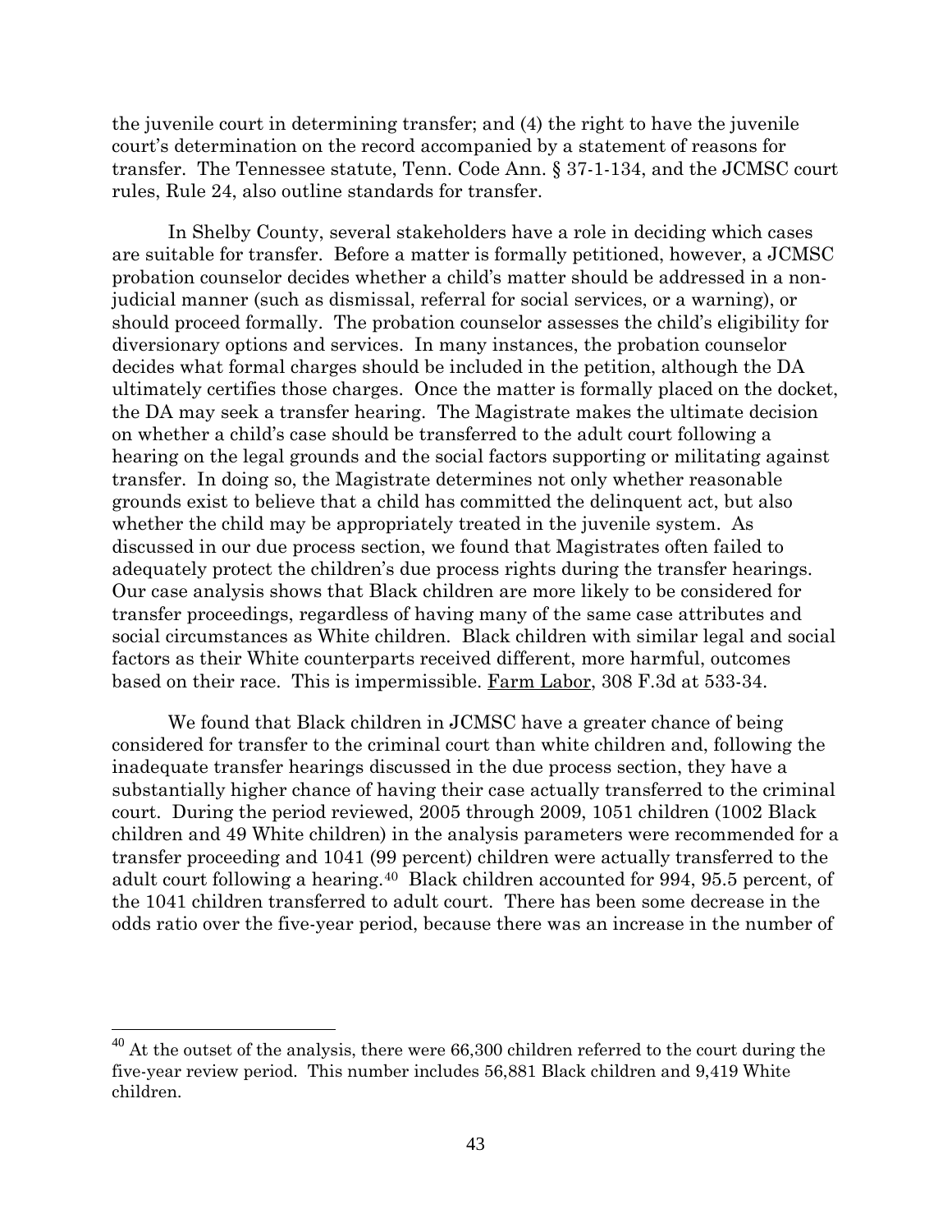the juvenile court in determining transfer; and (4) the right to have the juvenile court's determination on the record accompanied by a statement of reasons for transfer. The Tennessee statute, Tenn. Code Ann. § 37-1-134, and the JCMSC court rules, Rule 24, also outline standards for transfer.

In Shelby County, several stakeholders have a role in deciding which cases are suitable for transfer. Before a matter is formally petitioned, however, a JCMSC probation counselor decides whether a child's matter should be addressed in a non-judicial manner (such as dismissal, referral for social services, or a warning), or should proceed formally. The probation counselor assesses the child's eligibility for diversionary options and services. In many instances, the probation counselor decides what formal charges should be included in the petition, although the DA ultimately certifies those charges. Once the matter is formally placed on the docket, the DA may seek a transfer hearing. The Magistrate makes the ultimate decision on whether a child's case should be transferred to the adult court following a hearing on the legal grounds and the social factors supporting or militating against transfer. In doing so, the Magistrate determines not only whether reasonable grounds exist to believe that a child has committed the delinquent act, but also whether the child may be appropriately treated in the juvenile system. As discussed in our due process section, we found that Magistrates often failed to adequately protect the children's due process rights during the transfer hearings. Our case analysis shows that Black children are more likely to be considered for transfer proceedings, regardless of having many of the same case attributes and social circumstances as White children. Black children with similar legal and social factors as their White counterparts received different, more harmful, outcomes based on their race. This is impermissible. Farm Labor, 308 F.3d at 533-34.

We found that Black children in JCMSC have a greater chance of being considered for transfer to the criminal court than white children and, following the inadequate transfer hearings discussed in the due process section, they have a substantially higher chance of having their case actually transferred to the criminal court. During the period reviewed, 2005 through 2009, 1051 children (1002 Black children and 49 White children) in the analysis parameters were recommended for a transfer proceeding and 1041 (99 percent) children were actually transferred to the adult court following a hearing.[40] Black children accounted for 994, 95.5 percent, of the 1041 children transferred to adult court. There has been some decrease in the odds ratio over the five-year period, because there was an increase in the number of

[40] At the outset of the analysis, there were 66,300 children referred to the court during the five-year review period. This number includes 56,881 Black children and 9,419 White children.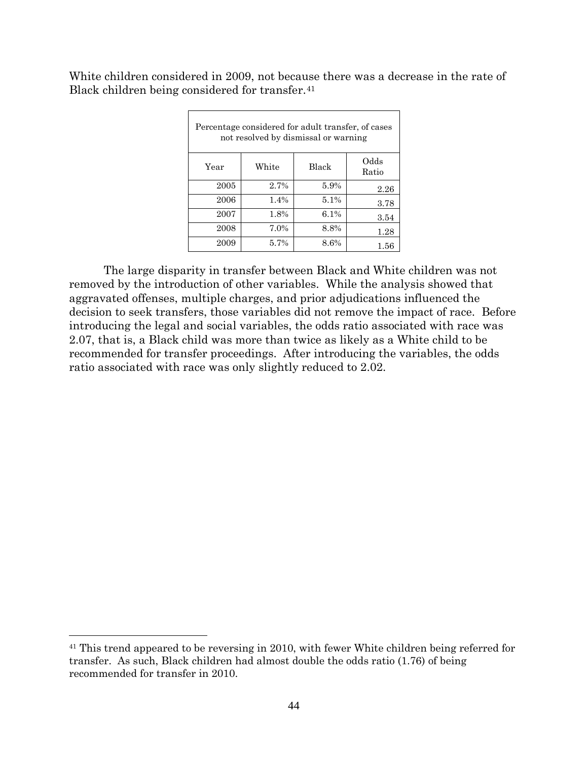White children considered in 2009, not because there was a decrease in the rate of Black children being considered for transfer.[41]

| Percentage considered for adult transfer, of cases not resolved by dismissal or warning | | | |
|---|---|---|---|
| Year | White | Black | Odds Ratio |
| 2005 | 2.7% | 5.9% | 2.26 |
| 2006 | 1.4% | 5.1% | 3.78 |
| 2007 | 1.8% | 6.1% | 3.54 |
| 2008 | 7.0% | 8.8% | 1.28 |
| 2009 | 5.7% | 8.6% | 1.56 |

The large disparity in transfer between Black and White children was not removed by the introduction of other variables. While the analysis showed that aggravated offenses, multiple charges, and prior adjudications influenced the decision to seek transfers, those variables did not remove the impact of race. Before introducing the legal and social variables, the odds ratio associated with race was 2.07, that is, a Black child was more than twice as likely as a White child to be recommended for transfer proceedings. After introducing the variables, the odds ratio associated with race was only slightly reduced to 2.02.

---

[41] This trend appeared to be reversing in 2010, with fewer White children being referred for transfer. As such, Black children had almost double the odds ratio (1.76) of being recommended for transfer in 2010.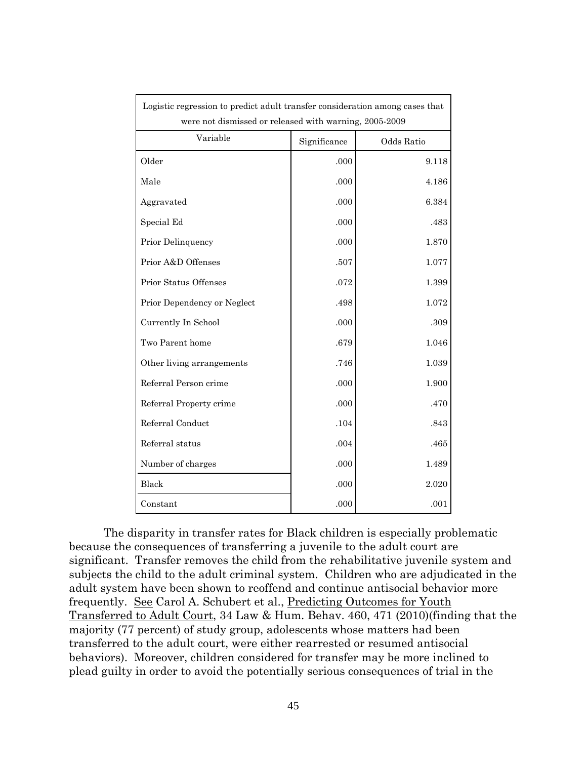| Logistic regression to predict adult transfer consideration among cases that were not dismissed or released with warning, 2005-2009 | | |
|---|---|---|
| Variable | Significance | Odds Ratio |
| Older | .000 | 9.118 |
| Male | .000 | 4.186 |
| Aggravated | .000 | 6.384 |
| Special Ed | .000 | .483 |
| Prior Delinquency | .000 | 1.870 |
| Prior A&D Offenses | .507 | 1.077 |
| Prior Status Offenses | .072 | 1.399 |
| Prior Dependency or Neglect | .498 | 1.072 |
| Currently In School | .000 | .309 |
| Two Parent home | .679 | 1.046 |
| Other living arrangements | .746 | 1.039 |
| Referral Person crime | .000 | 1.900 |
| Referral Property crime | .000 | .470 |
| Referral Conduct | .104 | .843 |
| Referral status | .004 | .465 |
| Number of charges | .000 | 1.489 |
| Black | .000 | 2.020 |
| Constant | .000 | .001 |

The disparity in transfer rates for Black children is especially problematic because the consequences of transferring a juvenile to the adult court are significant. Transfer removes the child from the rehabilitative juvenile system and subjects the child to the adult criminal system. Children who are adjudicated in the adult system have been shown to reoffend and continue antisocial behavior more frequently. See Carol A. Schubert et al., Predicting Outcomes for Youth Transferred to Adult Court, 34 Law & Hum. Behav. 460, 471 (2010)(finding that the majority (77 percent) of study group, adolescents whose matters had been transferred to the adult court, were either rearrested or resumed antisocial behaviors). Moreover, children considered for transfer may be more inclined to plead guilty in order to avoid the potentially serious consequences of trial in the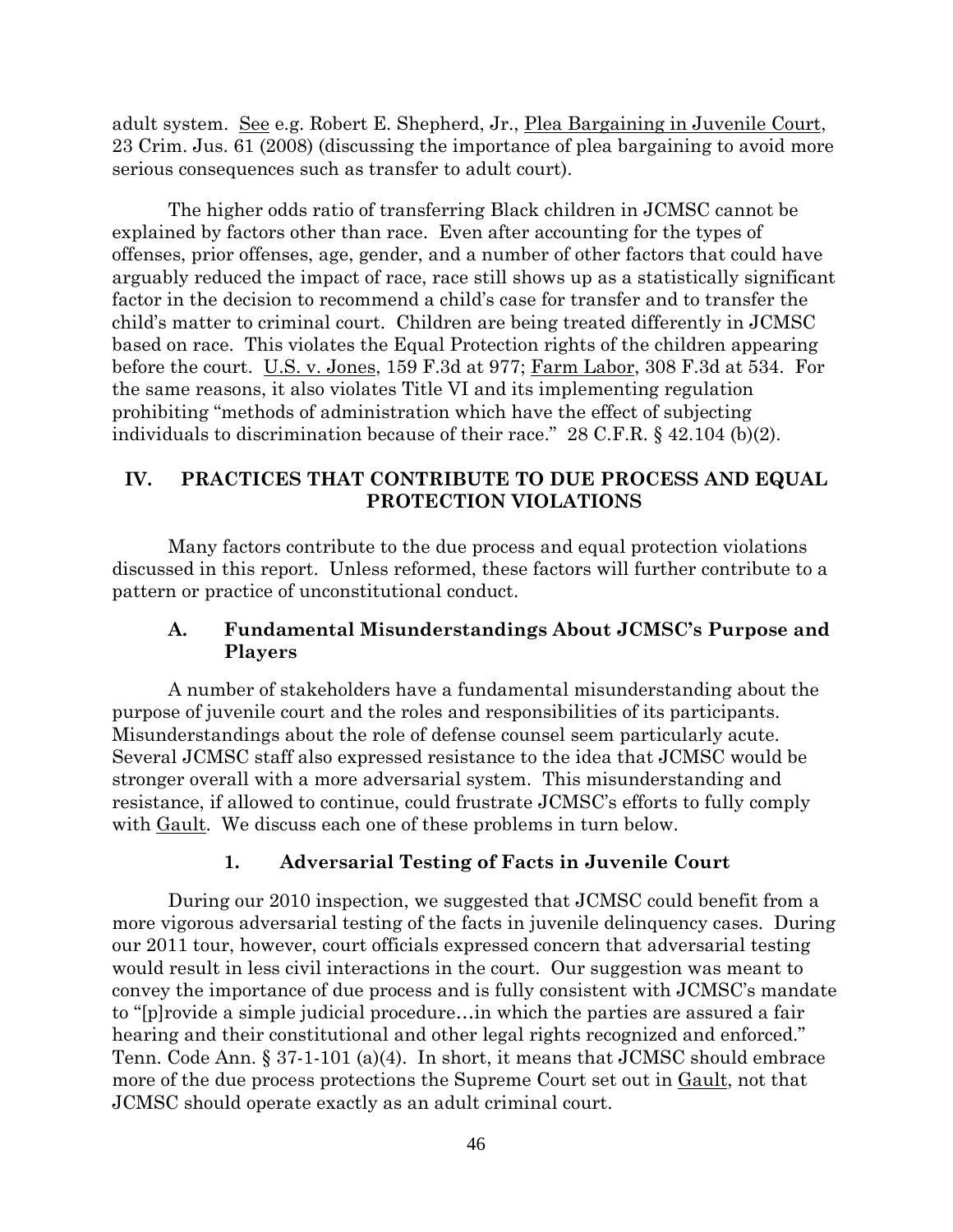adult system. See e.g. Robert E. Shepherd, Jr., Plea Bargaining in Juvenile Court, 23 Crim. Jus. 61 (2008) (discussing the importance of plea bargaining to avoid more serious consequences such as transfer to adult court).

The higher odds ratio of transferring Black children in JCMSC cannot be explained by factors other than race. Even after accounting for the types of offenses, prior offenses, age, gender, and a number of other factors that could have arguably reduced the impact of race, race still shows up as a statistically significant factor in the decision to recommend a child's case for transfer and to transfer the child's matter to criminal court. Children are being treated differently in JCMSC based on race. This violates the Equal Protection rights of the children appearing before the court. U.S. v. Jones, 159 F.3d at 977; Farm Labor, 308 F.3d at 534. For the same reasons, it also violates Title VI and its implementing regulation prohibiting "methods of administration which have the effect of subjecting individuals to discrimination because of their race." 28 C.F.R. § 42.104 (b)(2).

## IV. PRACTICES THAT CONTRIBUTE TO DUE PROCESS AND EQUAL PROTECTION VIOLATIONS

Many factors contribute to the due process and equal protection violations discussed in this report. Unless reformed, these factors will further contribute to a pattern or practice of unconstitutional conduct.

### A. Fundamental Misunderstandings About JCMSC's Purpose and Players

A number of stakeholders have a fundamental misunderstanding about the purpose of juvenile court and the roles and responsibilities of its participants. Misunderstandings about the role of defense counsel seem particularly acute. Several JCMSC staff also expressed resistance to the idea that JCMSC would be stronger overall with a more adversarial system. This misunderstanding and resistance, if allowed to continue, could frustrate JCMSC's efforts to fully comply with Gault. We discuss each one of these problems in turn below.

#### 1. Adversarial Testing of Facts in Juvenile Court

During our 2010 inspection, we suggested that JCMSC could benefit from a more vigorous adversarial testing of the facts in juvenile delinquency cases. During our 2011 tour, however, court officials expressed concern that adversarial testing would result in less civil interactions in the court. Our suggestion was meant to convey the importance of due process and is fully consistent with JCMSC's mandate to "[p]rovide a simple judicial procedure…in which the parties are assured a fair hearing and their constitutional and other legal rights recognized and enforced." Tenn. Code Ann. § 37-1-101 (a)(4). In short, it means that JCMSC should embrace more of the due process protections the Supreme Court set out in Gault, not that JCMSC should operate exactly as an adult criminal court.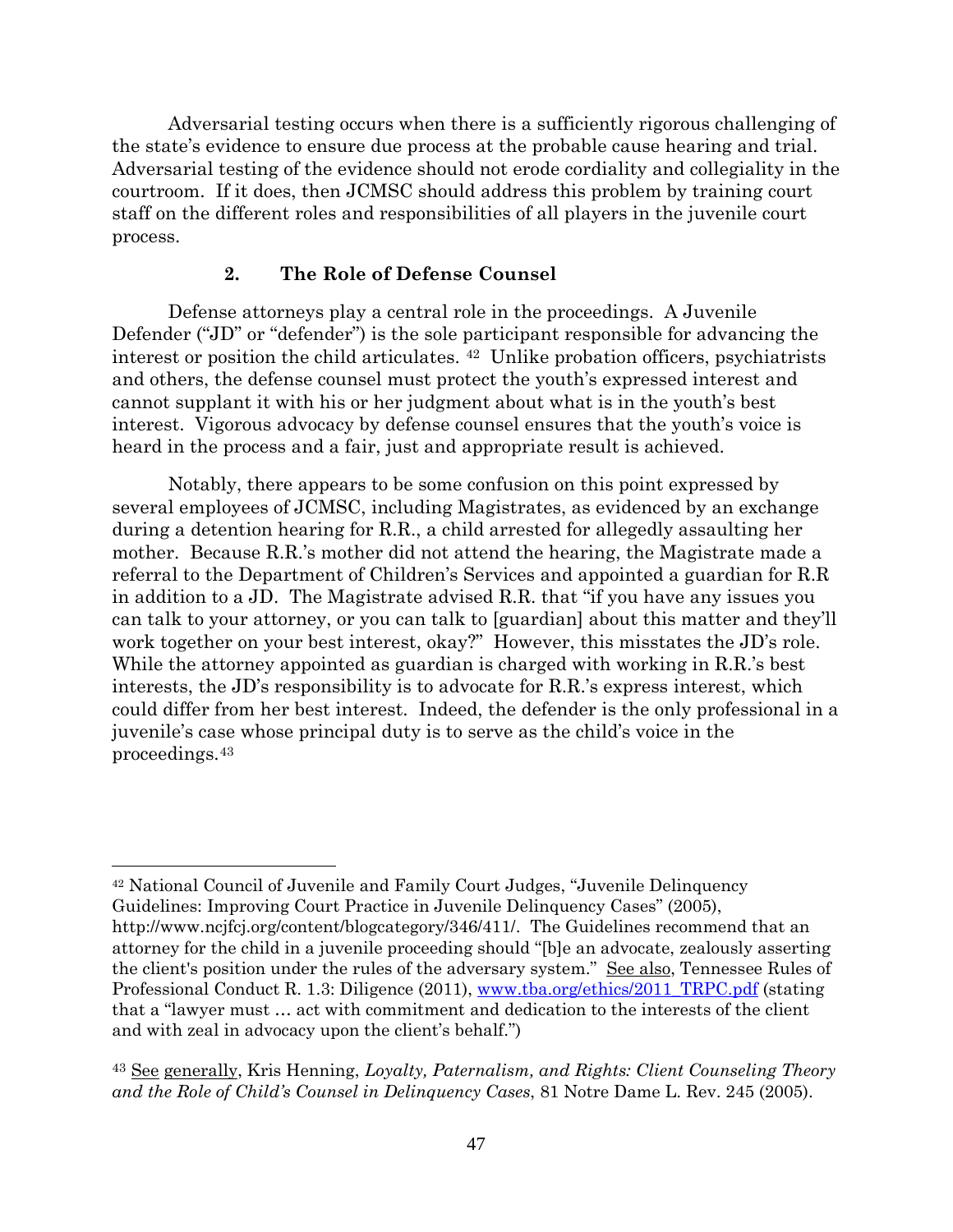Adversarial testing occurs when there is a sufficiently rigorous challenging of the state's evidence to ensure due process at the probable cause hearing and trial. Adversarial testing of the evidence should not erode cordiality and collegiality in the courtroom. If it does, then JCMSC should address this problem by training court staff on the different roles and responsibilities of all players in the juvenile court process.

### 2. The Role of Defense Counsel

Defense attorneys play a central role in the proceedings. A Juvenile Defender ("JD" or "defender") is the sole participant responsible for advancing the interest or position the child articulates. [42] Unlike probation officers, psychiatrists and others, the defense counsel must protect the youth's expressed interest and cannot supplant it with his or her judgment about what is in the youth's best interest. Vigorous advocacy by defense counsel ensures that the youth's voice is heard in the process and a fair, just and appropriate result is achieved.

Notably, there appears to be some confusion on this point expressed by several employees of JCMSC, including Magistrates, as evidenced by an exchange during a detention hearing for R.R., a child arrested for allegedly assaulting her mother. Because R.R.'s mother did not attend the hearing, the Magistrate made a referral to the Department of Children's Services and appointed a guardian for R.R in addition to a JD. The Magistrate advised R.R. that "if you have any issues you can talk to your attorney, or you can talk to [guardian] about this matter and they'll work together on your best interest, okay?" However, this misstates the JD's role. While the attorney appointed as guardian is charged with working in R.R.'s best interests, the JD's responsibility is to advocate for R.R.'s express interest, which could differ from her best interest. Indeed, the defender is the only professional in a juvenile's case whose principal duty is to serve as the child's voice in the proceedings.[43]

---

[42] National Council of Juvenile and Family Court Judges, "Juvenile Delinquency Guidelines: Improving Court Practice in Juvenile Delinquency Cases" (2005), http://www.ncjfcj.org/content/blogcategory/346/411/. The Guidelines recommend that an attorney for the child in a juvenile proceeding should "[b]e an advocate, zealously asserting the client's position under the rules of the adversary system." See also, Tennessee Rules of Professional Conduct R. 1.3: Diligence (2011), www.tba.org/ethics/2011_TRPC.pdf (stating that a "lawyer must … act with commitment and dedication to the interests of the client and with zeal in advocacy upon the client's behalf.")

[43] See generally, Kris Henning, *Loyalty, Paternalism, and Rights: Client Counseling Theory and the Role of Child's Counsel in Delinquency Cases*, 81 Notre Dame L. Rev. 245 (2005).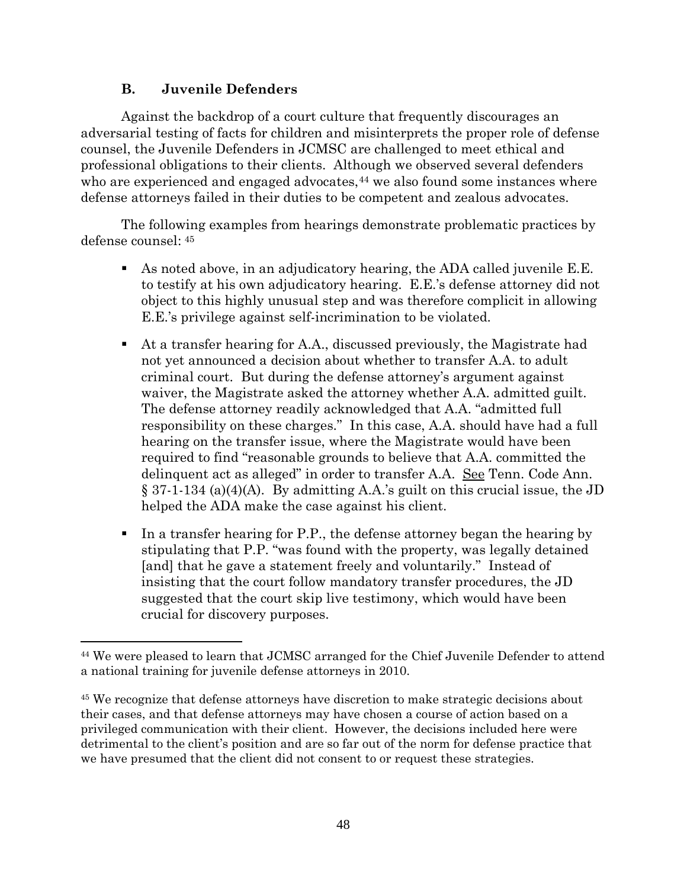### B. Juvenile Defenders

Against the backdrop of a court culture that frequently discourages an adversarial testing of facts for children and misinterprets the proper role of defense counsel, the Juvenile Defenders in JCMSC are challenged to meet ethical and professional obligations to their clients. Although we observed several defenders who are experienced and engaged advocates,[44] we also found some instances where defense attorneys failed in their duties to be competent and zealous advocates.

The following examples from hearings demonstrate problematic practices by defense counsel: [45]

- As noted above, in an adjudicatory hearing, the ADA called juvenile E.E. to testify at his own adjudicatory hearing. E.E.'s defense attorney did not object to this highly unusual step and was therefore complicit in allowing E.E.'s privilege against self-incrimination to be violated.
- At a transfer hearing for A.A., discussed previously, the Magistrate had not yet announced a decision about whether to transfer A.A. to adult criminal court. But during the defense attorney's argument against waiver, the Magistrate asked the attorney whether A.A. admitted guilt. The defense attorney readily acknowledged that A.A. "admitted full responsibility on these charges." In this case, A.A. should have had a full hearing on the transfer issue, where the Magistrate would have been required to find "reasonable grounds to believe that A.A. committed the delinquent act as alleged" in order to transfer A.A. See Tenn. Code Ann. § 37-1-134 (a)(4)(A). By admitting A.A.'s guilt on this crucial issue, the JD helped the ADA make the case against his client.
- In a transfer hearing for P.P., the defense attorney began the hearing by stipulating that P.P. "was found with the property, was legally detained [and] that he gave a statement freely and voluntarily." Instead of insisting that the court follow mandatory transfer procedures, the JD suggested that the court skip live testimony, which would have been crucial for discovery purposes.

---

[44] We were pleased to learn that JCMSC arranged for the Chief Juvenile Defender to attend a national training for juvenile defense attorneys in 2010.

[45] We recognize that defense attorneys have discretion to make strategic decisions about their cases, and that defense attorneys may have chosen a course of action based on a privileged communication with their client. However, the decisions included here were detrimental to the client's position and are so far out of the norm for defense practice that we have presumed that the client did not consent to or request these strategies.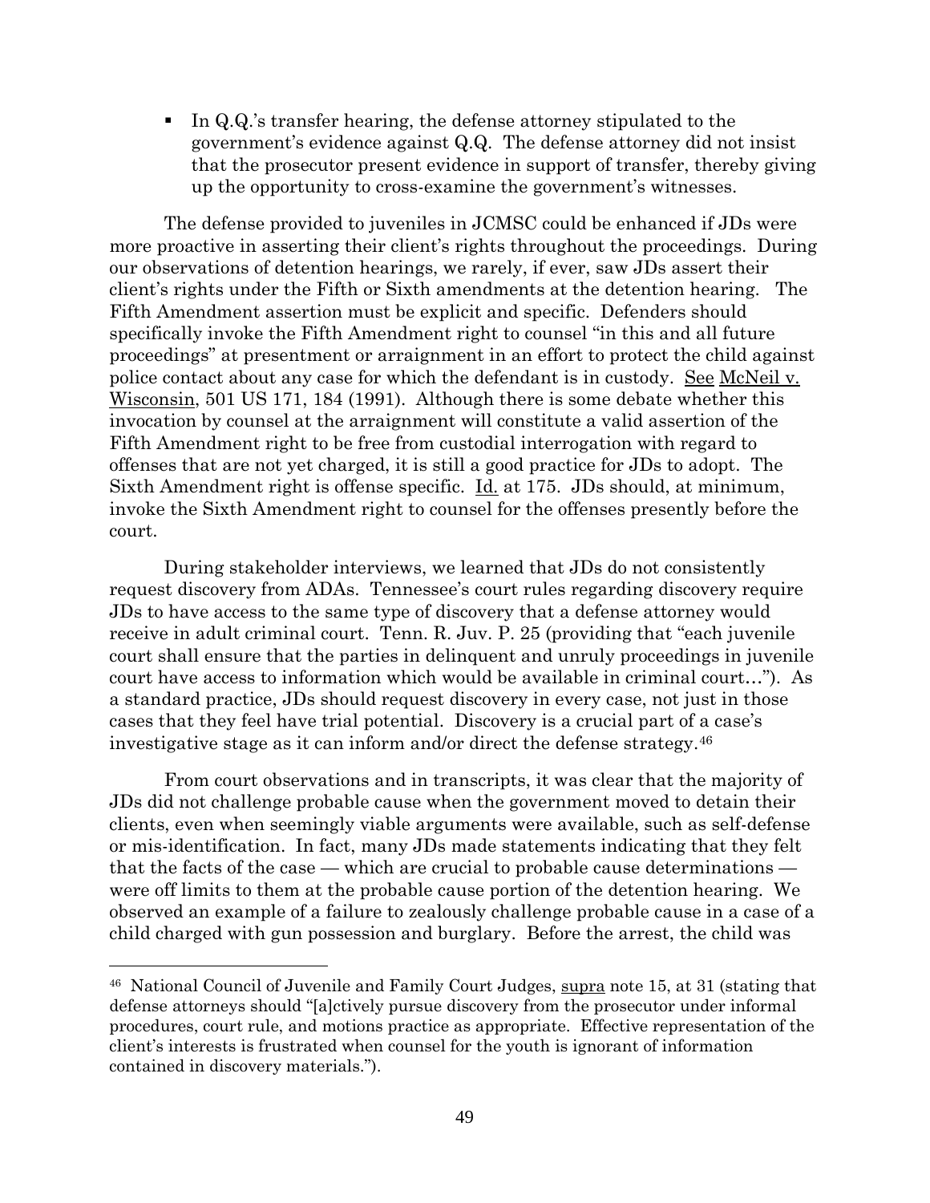- In Q.Q.'s transfer hearing, the defense attorney stipulated to the government's evidence against Q.Q. The defense attorney did not insist that the prosecutor present evidence in support of transfer, thereby giving up the opportunity to cross-examine the government's witnesses.

The defense provided to juveniles in JCMSC could be enhanced if JDs were more proactive in asserting their client's rights throughout the proceedings. During our observations of detention hearings, we rarely, if ever, saw JDs assert their client's rights under the Fifth or Sixth amendments at the detention hearing. The Fifth Amendment assertion must be explicit and specific. Defenders should specifically invoke the Fifth Amendment right to counsel "in this and all future proceedings" at presentment or arraignment in an effort to protect the child against police contact about any case for which the defendant is in custody. See McNeil v. Wisconsin, 501 US 171, 184 (1991). Although there is some debate whether this invocation by counsel at the arraignment will constitute a valid assertion of the Fifth Amendment right to be free from custodial interrogation with regard to offenses that are not yet charged, it is still a good practice for JDs to adopt. The Sixth Amendment right is offense specific. Id. at 175. JDs should, at minimum, invoke the Sixth Amendment right to counsel for the offenses presently before the court.

During stakeholder interviews, we learned that JDs do not consistently request discovery from ADAs. Tennessee's court rules regarding discovery require JDs to have access to the same type of discovery that a defense attorney would receive in adult criminal court. Tenn. R. Juv. P. 25 (providing that "each juvenile court shall ensure that the parties in delinquent and unruly proceedings in juvenile court have access to information which would be available in criminal court…"). As a standard practice, JDs should request discovery in every case, not just in those cases that they feel have trial potential. Discovery is a crucial part of a case's investigative stage as it can inform and/or direct the defense strategy.[46]

From court observations and in transcripts, it was clear that the majority of JDs did not challenge probable cause when the government moved to detain their clients, even when seemingly viable arguments were available, such as self-defense or mis-identification. In fact, many JDs made statements indicating that they felt that the facts of the case — which are crucial to probable cause determinations — were off limits to them at the probable cause portion of the detention hearing. We observed an example of a failure to zealously challenge probable cause in a case of a child charged with gun possession and burglary. Before the arrest, the child was

---

[46] National Council of Juvenile and Family Court Judges, supra note 15, at 31 (stating that defense attorneys should "[a]ctively pursue discovery from the prosecutor under informal procedures, court rule, and motions practice as appropriate. Effective representation of the client's interests is frustrated when counsel for the youth is ignorant of information contained in discovery materials.").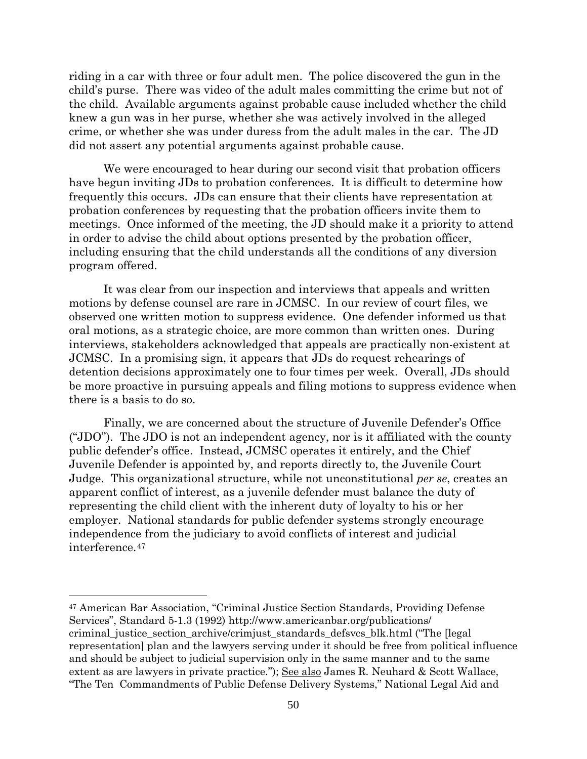riding in a car with three or four adult men. The police discovered the gun in the child's purse. There was video of the adult males committing the crime but not of the child. Available arguments against probable cause included whether the child knew a gun was in her purse, whether she was actively involved in the alleged crime, or whether she was under duress from the adult males in the car. The JD did not assert any potential arguments against probable cause.

We were encouraged to hear during our second visit that probation officers have begun inviting JDs to probation conferences. It is difficult to determine how frequently this occurs. JDs can ensure that their clients have representation at probation conferences by requesting that the probation officers invite them to meetings. Once informed of the meeting, the JD should make it a priority to attend in order to advise the child about options presented by the probation officer, including ensuring that the child understands all the conditions of any diversion program offered.

It was clear from our inspection and interviews that appeals and written motions by defense counsel are rare in JCMSC. In our review of court files, we observed one written motion to suppress evidence. One defender informed us that oral motions, as a strategic choice, are more common than written ones. During interviews, stakeholders acknowledged that appeals are practically non-existent at JCMSC. In a promising sign, it appears that JDs do request rehearings of detention decisions approximately one to four times per week. Overall, JDs should be more proactive in pursuing appeals and filing motions to suppress evidence when there is a basis to do so.

Finally, we are concerned about the structure of Juvenile Defender's Office ("JDO"). The JDO is not an independent agency, nor is it affiliated with the county public defender's office. Instead, JCMSC operates it entirely, and the Chief Juvenile Defender is appointed by, and reports directly to, the Juvenile Court Judge. This organizational structure, while not unconstitutional *per se*, creates an apparent conflict of interest, as a juvenile defender must balance the duty of representing the child client with the inherent duty of loyalty to his or her employer. National standards for public defender systems strongly encourage independence from the judiciary to avoid conflicts of interest and judicial interference.[47]

---

[47] American Bar Association, "Criminal Justice Section Standards, Providing Defense Services", Standard 5-1.3 (1992) http://www.americanbar.org/publications/criminal_justice_section_archive/crimjust_standards_defsvcs_blk.html ("The [legal representation] plan and the lawyers serving under it should be free from political influence and should be subject to judicial supervision only in the same manner and to the same extent as are lawyers in private practice."); See also James R. Neuhard & Scott Wallace, "The Ten Commandments of Public Defense Delivery Systems," National Legal Aid and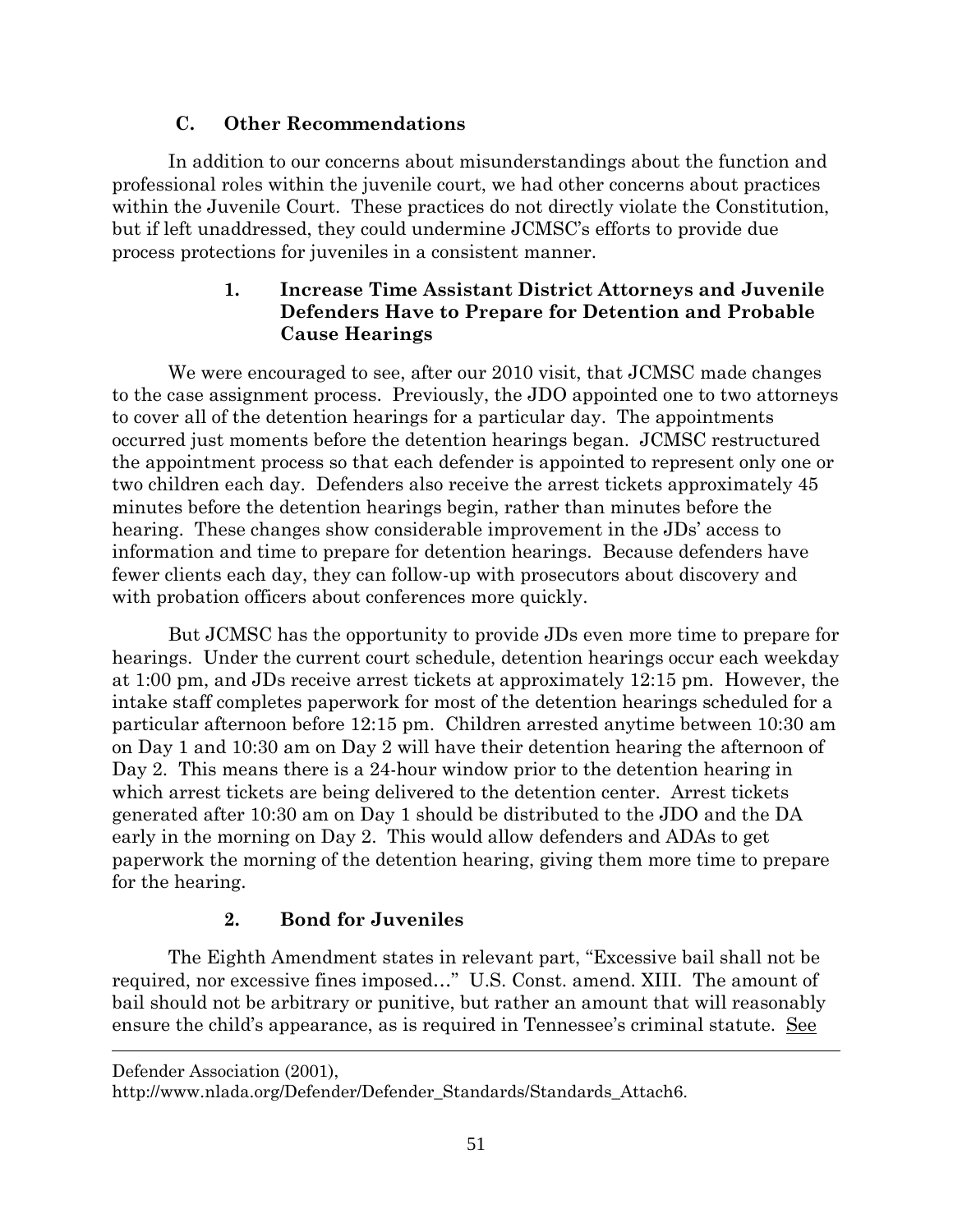### C. Other Recommendations

In addition to our concerns about misunderstandings about the function and professional roles within the juvenile court, we had other concerns about practices within the Juvenile Court. These practices do not directly violate the Constitution, but if left unaddressed, they could undermine JCMSC's efforts to provide due process protections for juveniles in a consistent manner.

#### 1. Increase Time Assistant District Attorneys and Juvenile Defenders Have to Prepare for Detention and Probable Cause Hearings

We were encouraged to see, after our 2010 visit, that JCMSC made changes to the case assignment process. Previously, the JDO appointed one to two attorneys to cover all of the detention hearings for a particular day. The appointments occurred just moments before the detention hearings began. JCMSC restructured the appointment process so that each defender is appointed to represent only one or two children each day. Defenders also receive the arrest tickets approximately 45 minutes before the detention hearings begin, rather than minutes before the hearing. These changes show considerable improvement in the JDs' access to information and time to prepare for detention hearings. Because defenders have fewer clients each day, they can follow-up with prosecutors about discovery and with probation officers about conferences more quickly.

But JCMSC has the opportunity to provide JDs even more time to prepare for hearings. Under the current court schedule, detention hearings occur each weekday at 1:00 pm, and JDs receive arrest tickets at approximately 12:15 pm. However, the intake staff completes paperwork for most of the detention hearings scheduled for a particular afternoon before 12:15 pm. Children arrested anytime between 10:30 am on Day 1 and 10:30 am on Day 2 will have their detention hearing the afternoon of Day 2. This means there is a 24-hour window prior to the detention hearing in which arrest tickets are being delivered to the detention center. Arrest tickets generated after 10:30 am on Day 1 should be distributed to the JDO and the DA early in the morning on Day 2. This would allow defenders and ADAs to get paperwork the morning of the detention hearing, giving them more time to prepare for the hearing.

#### 2. Bond for Juveniles

The Eighth Amendment states in relevant part, "Excessive bail shall not be required, nor excessive fines imposed…" U.S. Const. amend. XIII. The amount of bail should not be arbitrary or punitive, but rather an amount that will reasonably ensure the child's appearance, as is required in Tennessee's criminal statute. See

---

Defender Association (2001), http://www.nlada.org/Defender/Defender_Standards/Standards_Attach6.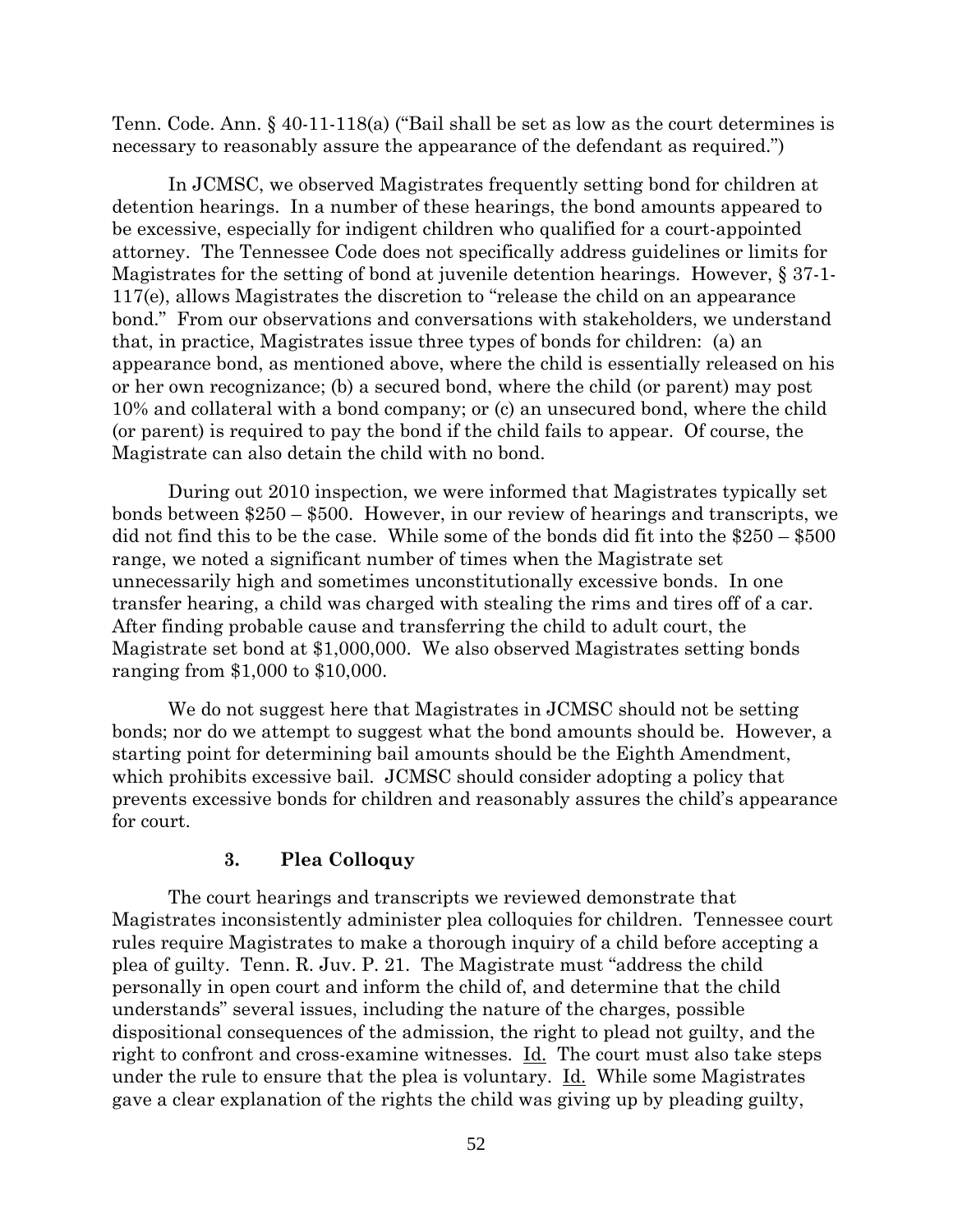Tenn. Code. Ann. § 40-11-118(a) ("Bail shall be set as low as the court determines is necessary to reasonably assure the appearance of the defendant as required.")

In JCMSC, we observed Magistrates frequently setting bond for children at detention hearings. In a number of these hearings, the bond amounts appeared to be excessive, especially for indigent children who qualified for a court-appointed attorney. The Tennessee Code does not specifically address guidelines or limits for Magistrates for the setting of bond at juvenile detention hearings. However, § 37-1-117(e), allows Magistrates the discretion to "release the child on an appearance bond." From our observations and conversations with stakeholders, we understand that, in practice, Magistrates issue three types of bonds for children: (a) an appearance bond, as mentioned above, where the child is essentially released on his or her own recognizance; (b) a secured bond, where the child (or parent) may post 10% and collateral with a bond company; or (c) an unsecured bond, where the child (or parent) is required to pay the bond if the child fails to appear. Of course, the Magistrate can also detain the child with no bond.

During out 2010 inspection, we were informed that Magistrates typically set bonds between $250 – $500. However, in our review of hearings and transcripts, we did not find this to be the case. While some of the bonds did fit into the $250 – $500 range, we noted a significant number of times when the Magistrate set unnecessarily high and sometimes unconstitutionally excessive bonds. In one transfer hearing, a child was charged with stealing the rims and tires off of a car. After finding probable cause and transferring the child to adult court, the Magistrate set bond at $1,000,000. We also observed Magistrates setting bonds ranging from $1,000 to $10,000.

We do not suggest here that Magistrates in JCMSC should not be setting bonds; nor do we attempt to suggest what the bond amounts should be. However, a starting point for determining bail amounts should be the Eighth Amendment, which prohibits excessive bail. JCMSC should consider adopting a policy that prevents excessive bonds for children and reasonably assures the child's appearance for court.

### 3. Plea Colloquy

The court hearings and transcripts we reviewed demonstrate that Magistrates inconsistently administer plea colloquies for children. Tennessee court rules require Magistrates to make a thorough inquiry of a child before accepting a plea of guilty. Tenn. R. Juv. P. 21. The Magistrate must "address the child personally in open court and inform the child of, and determine that the child understands" several issues, including the nature of the charges, possible dispositional consequences of the admission, the right to plead not guilty, and the right to confront and cross-examine witnesses. Id. The court must also take steps under the rule to ensure that the plea is voluntary. Id. While some Magistrates gave a clear explanation of the rights the child was giving up by pleading guilty,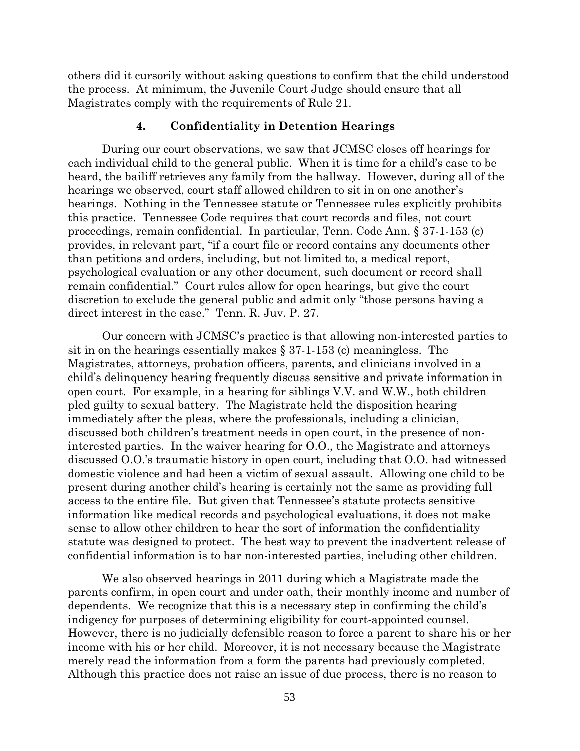others did it cursorily without asking questions to confirm that the child understood the process. At minimum, the Juvenile Court Judge should ensure that all Magistrates comply with the requirements of Rule 21.

#### 4. Confidentiality in Detention Hearings

During our court observations, we saw that JCMSC closes off hearings for each individual child to the general public. When it is time for a child's case to be heard, the bailiff retrieves any family from the hallway. However, during all of the hearings we observed, court staff allowed children to sit in on one another's hearings. Nothing in the Tennessee statute or Tennessee rules explicitly prohibits this practice. Tennessee Code requires that court records and files, not court proceedings, remain confidential. In particular, Tenn. Code Ann. § 37-1-153 (c) provides, in relevant part, "if a court file or record contains any documents other than petitions and orders, including, but not limited to, a medical report, psychological evaluation or any other document, such document or record shall remain confidential." Court rules allow for open hearings, but give the court discretion to exclude the general public and admit only "those persons having a direct interest in the case." Tenn. R. Juv. P. 27.

Our concern with JCMSC's practice is that allowing non-interested parties to sit in on the hearings essentially makes § 37-1-153 (c) meaningless. The Magistrates, attorneys, probation officers, parents, and clinicians involved in a child's delinquency hearing frequently discuss sensitive and private information in open court. For example, in a hearing for siblings V.V. and W.W., both children pled guilty to sexual battery. The Magistrate held the disposition hearing immediately after the pleas, where the professionals, including a clinician, discussed both children's treatment needs in open court, in the presence of non-interested parties. In the waiver hearing for O.O., the Magistrate and attorneys discussed O.O.'s traumatic history in open court, including that O.O. had witnessed domestic violence and had been a victim of sexual assault. Allowing one child to be present during another child's hearing is certainly not the same as providing full access to the entire file. But given that Tennessee's statute protects sensitive information like medical records and psychological evaluations, it does not make sense to allow other children to hear the sort of information the confidentiality statute was designed to protect. The best way to prevent the inadvertent release of confidential information is to bar non-interested parties, including other children.

We also observed hearings in 2011 during which a Magistrate made the parents confirm, in open court and under oath, their monthly income and number of dependents. We recognize that this is a necessary step in confirming the child's indigency for purposes of determining eligibility for court-appointed counsel. However, there is no judicially defensible reason to force a parent to share his or her income with his or her child. Moreover, it is not necessary because the Magistrate merely read the information from a form the parents had previously completed. Although this practice does not raise an issue of due process, there is no reason to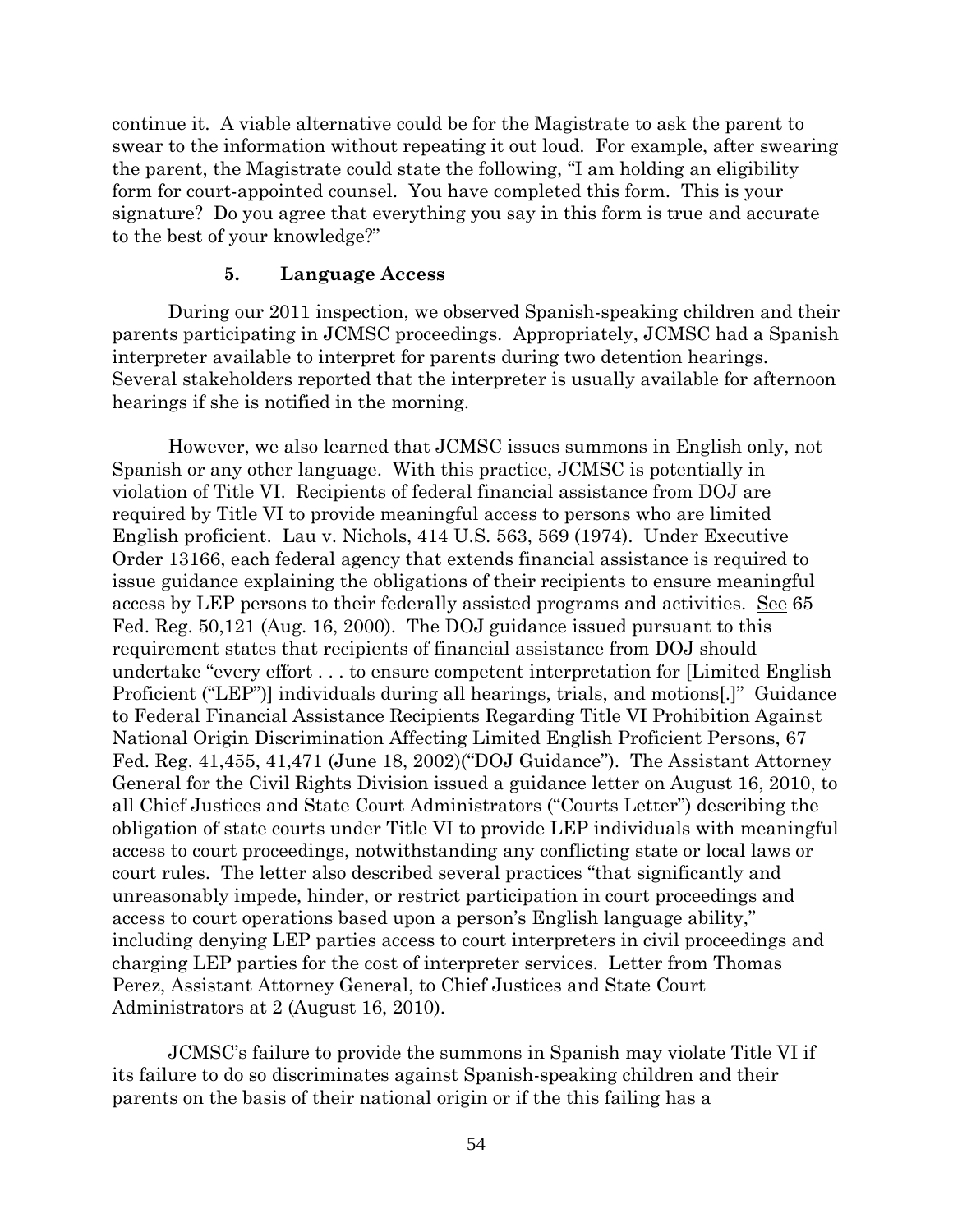continue it. A viable alternative could be for the Magistrate to ask the parent to swear to the information without repeating it out loud. For example, after swearing the parent, the Magistrate could state the following, "I am holding an eligibility form for court-appointed counsel. You have completed this form. This is your signature? Do you agree that everything you say in this form is true and accurate to the best of your knowledge?"

### 5. Language Access

During our 2011 inspection, we observed Spanish-speaking children and their parents participating in JCMSC proceedings. Appropriately, JCMSC had a Spanish interpreter available to interpret for parents during two detention hearings. Several stakeholders reported that the interpreter is usually available for afternoon hearings if she is notified in the morning.

However, we also learned that JCMSC issues summons in English only, not Spanish or any other language. With this practice, JCMSC is potentially in violation of Title VI. Recipients of federal financial assistance from DOJ are required by Title VI to provide meaningful access to persons who are limited English proficient. Lau v. Nichols, 414 U.S. 563, 569 (1974). Under Executive Order 13166, each federal agency that extends financial assistance is required to issue guidance explaining the obligations of their recipients to ensure meaningful access by LEP persons to their federally assisted programs and activities. See 65 Fed. Reg. 50,121 (Aug. 16, 2000). The DOJ guidance issued pursuant to this requirement states that recipients of financial assistance from DOJ should undertake "every effort . . . to ensure competent interpretation for [Limited English Proficient ("LEP")] individuals during all hearings, trials, and motions[.]" Guidance to Federal Financial Assistance Recipients Regarding Title VI Prohibition Against National Origin Discrimination Affecting Limited English Proficient Persons, 67 Fed. Reg. 41,455, 41,471 (June 18, 2002)("DOJ Guidance"). The Assistant Attorney General for the Civil Rights Division issued a guidance letter on August 16, 2010, to all Chief Justices and State Court Administrators ("Courts Letter") describing the obligation of state courts under Title VI to provide LEP individuals with meaningful access to court proceedings, notwithstanding any conflicting state or local laws or court rules. The letter also described several practices "that significantly and unreasonably impede, hinder, or restrict participation in court proceedings and access to court operations based upon a person's English language ability," including denying LEP parties access to court interpreters in civil proceedings and charging LEP parties for the cost of interpreter services. Letter from Thomas Perez, Assistant Attorney General, to Chief Justices and State Court Administrators at 2 (August 16, 2010).

JCMSC's failure to provide the summons in Spanish may violate Title VI if its failure to do so discriminates against Spanish-speaking children and their parents on the basis of their national origin or if the this failing has a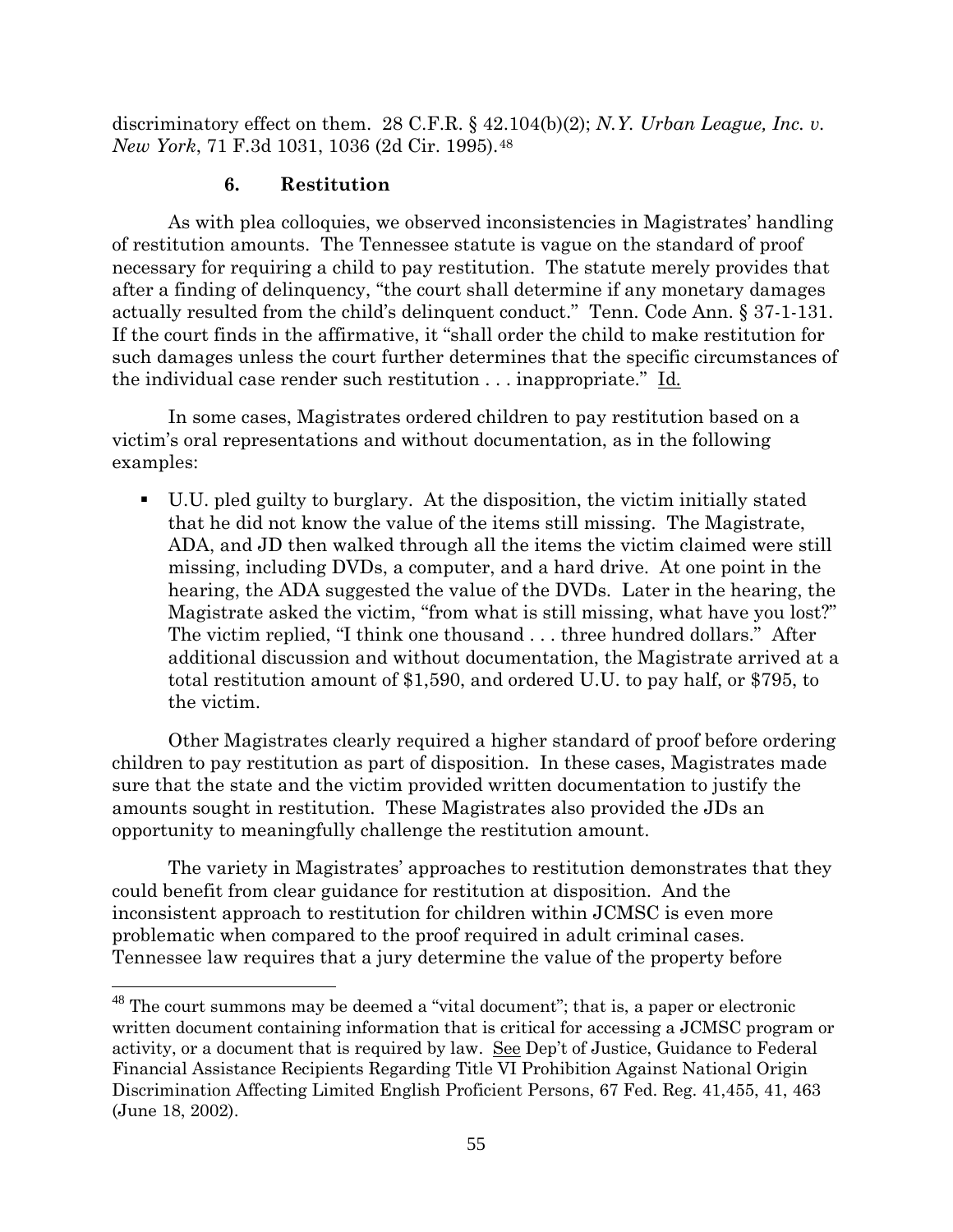discriminatory effect on them. 28 C.F.R. § 42.104(b)(2); *N.Y. Urban League, Inc. v. New York*, 71 F.3d 1031, 1036 (2d Cir. 1995).[48]

### 6. Restitution

As with plea colloquies, we observed inconsistencies in Magistrates' handling of restitution amounts. The Tennessee statute is vague on the standard of proof necessary for requiring a child to pay restitution. The statute merely provides that after a finding of delinquency, "the court shall determine if any monetary damages actually resulted from the child's delinquent conduct." Tenn. Code Ann. § 37-1-131. If the court finds in the affirmative, it "shall order the child to make restitution for such damages unless the court further determines that the specific circumstances of the individual case render such restitution . . . inappropriate." Id.

In some cases, Magistrates ordered children to pay restitution based on a victim's oral representations and without documentation, as in the following examples:

- U.U. pled guilty to burglary. At the disposition, the victim initially stated that he did not know the value of the items still missing. The Magistrate, ADA, and JD then walked through all the items the victim claimed were still missing, including DVDs, a computer, and a hard drive. At one point in the hearing, the ADA suggested the value of the DVDs. Later in the hearing, the Magistrate asked the victim, "from what is still missing, what have you lost?" The victim replied, "I think one thousand . . . three hundred dollars." After additional discussion and without documentation, the Magistrate arrived at a total restitution amount of $1,590, and ordered U.U. to pay half, or $795, to the victim.

Other Magistrates clearly required a higher standard of proof before ordering children to pay restitution as part of disposition. In these cases, Magistrates made sure that the state and the victim provided written documentation to justify the amounts sought in restitution. These Magistrates also provided the JDs an opportunity to meaningfully challenge the restitution amount.

The variety in Magistrates' approaches to restitution demonstrates that they could benefit from clear guidance for restitution at disposition. And the inconsistent approach to restitution for children within JCMSC is even more problematic when compared to the proof required in adult criminal cases. Tennessee law requires that a jury determine the value of the property before

---

[48] The court summons may be deemed a "vital document"; that is, a paper or electronic written document containing information that is critical for accessing a JCMSC program or activity, or a document that is required by law. See Dep't of Justice, Guidance to Federal Financial Assistance Recipients Regarding Title VI Prohibition Against National Origin Discrimination Affecting Limited English Proficient Persons, 67 Fed. Reg. 41,455, 41, 463 (June 18, 2002).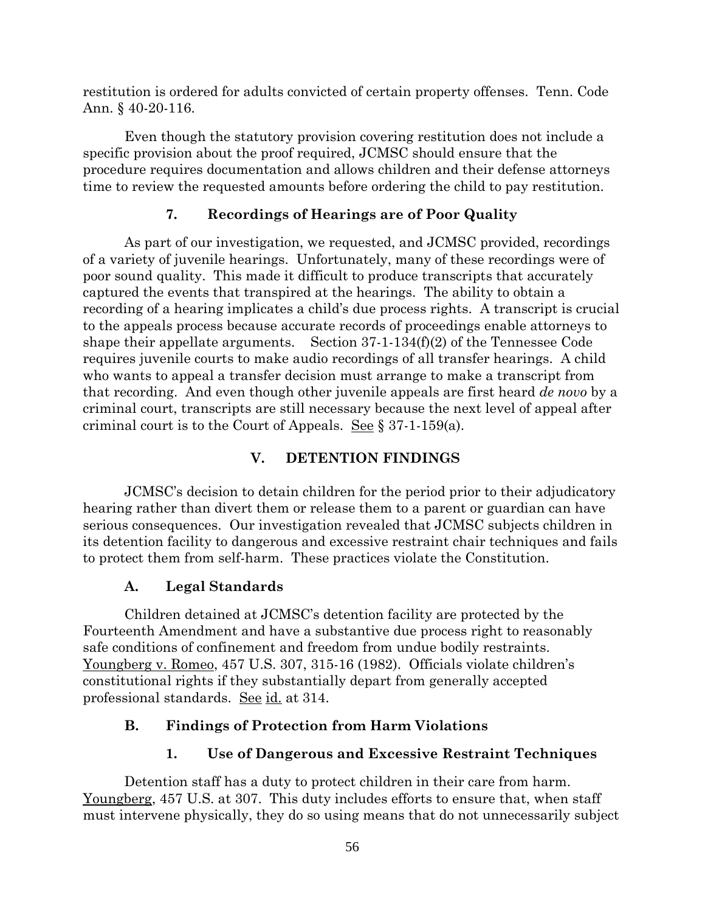restitution is ordered for adults convicted of certain property offenses. Tenn. Code Ann. § 40-20-116.

Even though the statutory provision covering restitution does not include a specific provision about the proof required, JCMSC should ensure that the procedure requires documentation and allows children and their defense attorneys time to review the requested amounts before ordering the child to pay restitution.

#### 7. Recordings of Hearings are of Poor Quality

As part of our investigation, we requested, and JCMSC provided, recordings of a variety of juvenile hearings. Unfortunately, many of these recordings were of poor sound quality. This made it difficult to produce transcripts that accurately captured the events that transpired at the hearings. The ability to obtain a recording of a hearing implicates a child's due process rights. A transcript is crucial to the appeals process because accurate records of proceedings enable attorneys to shape their appellate arguments. Section 37-1-134(f)(2) of the Tennessee Code requires juvenile courts to make audio recordings of all transfer hearings. A child who wants to appeal a transfer decision must arrange to make a transcript from that recording. And even though other juvenile appeals are first heard *de novo* by a criminal court, transcripts are still necessary because the next level of appeal after criminal court is to the Court of Appeals. See § 37-1-159(a).

## V. DETENTION FINDINGS

JCMSC's decision to detain children for the period prior to their adjudicatory hearing rather than divert them or release them to a parent or guardian can have serious consequences. Our investigation revealed that JCMSC subjects children in its detention facility to dangerous and excessive restraint chair techniques and fails to protect them from self-harm. These practices violate the Constitution.

### A. Legal Standards

Children detained at JCMSC's detention facility are protected by the Fourteenth Amendment and have a substantive due process right to reasonably safe conditions of confinement and freedom from undue bodily restraints. Youngberg v. Romeo, 457 U.S. 307, 315-16 (1982). Officials violate children's constitutional rights if they substantially depart from generally accepted professional standards. See id. at 314.

### B. Findings of Protection from Harm Violations

#### 1. Use of Dangerous and Excessive Restraint Techniques

Detention staff has a duty to protect children in their care from harm. Youngberg, 457 U.S. at 307. This duty includes efforts to ensure that, when staff must intervene physically, they do so using means that do not unnecessarily subject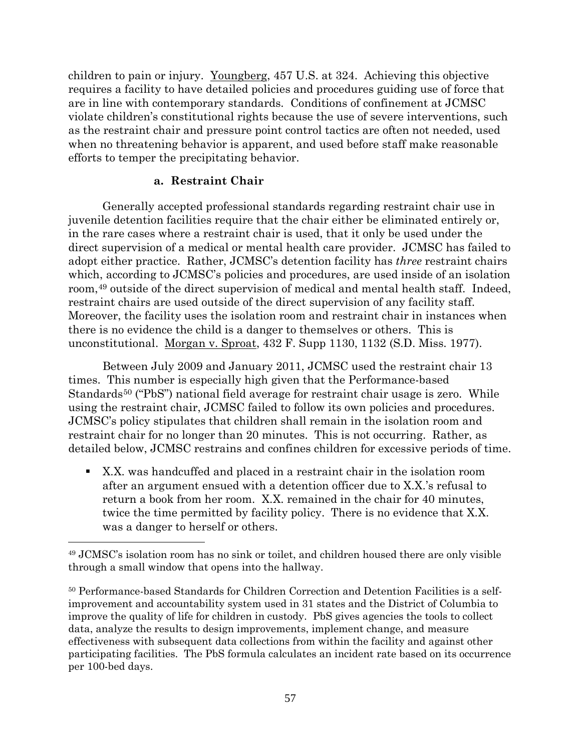children to pain or injury. Youngberg, 457 U.S. at 324. Achieving this objective requires a facility to have detailed policies and procedures guiding use of force that are in line with contemporary standards. Conditions of confinement at JCMSC violate children's constitutional rights because the use of severe interventions, such as the restraint chair and pressure point control tactics are often not needed, used when no threatening behavior is apparent, and used before staff make reasonable efforts to temper the precipitating behavior.

#### a. Restraint Chair

Generally accepted professional standards regarding restraint chair use in juvenile detention facilities require that the chair either be eliminated entirely or, in the rare cases where a restraint chair is used, that it only be used under the direct supervision of a medical or mental health care provider. JCMSC has failed to adopt either practice. Rather, JCMSC's detention facility has *three* restraint chairs which, according to JCMSC's policies and procedures, are used inside of an isolation room,[49] outside of the direct supervision of medical and mental health staff. Indeed, restraint chairs are used outside of the direct supervision of any facility staff. Moreover, the facility uses the isolation room and restraint chair in instances when there is no evidence the child is a danger to themselves or others. This is unconstitutional. Morgan v. Sproat, 432 F. Supp 1130, 1132 (S.D. Miss. 1977).

Between July 2009 and January 2011, JCMSC used the restraint chair 13 times. This number is especially high given that the Performance-based Standards[50] ("PbS") national field average for restraint chair usage is zero. While using the restraint chair, JCMSC failed to follow its own policies and procedures. JCMSC's policy stipulates that children shall remain in the isolation room and restraint chair for no longer than 20 minutes. This is not occurring. Rather, as detailed below, JCMSC restrains and confines children for excessive periods of time.

- X.X. was handcuffed and placed in a restraint chair in the isolation room after an argument ensued with a detention officer due to X.X.'s refusal to return a book from her room. X.X. remained in the chair for 40 minutes, twice the time permitted by facility policy. There is no evidence that X.X. was a danger to herself or others.

---

[49] JCMSC's isolation room has no sink or toilet, and children housed there are only visible through a small window that opens into the hallway.

[50] Performance-based Standards for Children Correction and Detention Facilities is a self-improvement and accountability system used in 31 states and the District of Columbia to improve the quality of life for children in custody. PbS gives agencies the tools to collect data, analyze the results to design improvements, implement change, and measure effectiveness with subsequent data collections from within the facility and against other participating facilities. The PbS formula calculates an incident rate based on its occurrence per 100-bed days.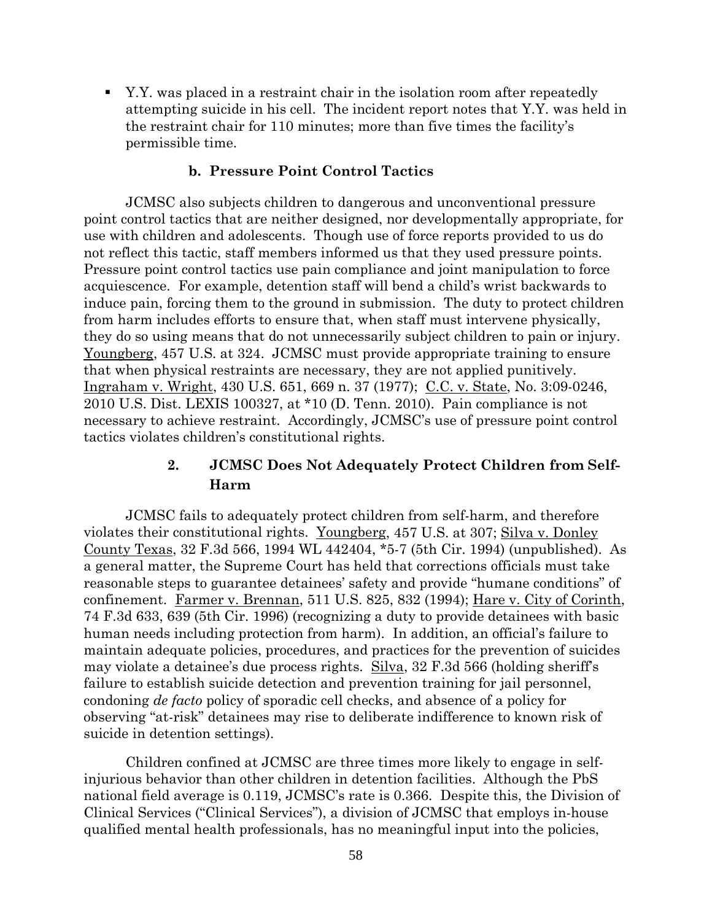- Y.Y. was placed in a restraint chair in the isolation room after repeatedly attempting suicide in his cell. The incident report notes that Y.Y. was held in the restraint chair for 110 minutes; more than five times the facility's permissible time.

#### b. Pressure Point Control Tactics

JCMSC also subjects children to dangerous and unconventional pressure point control tactics that are neither designed, nor developmentally appropriate, for use with children and adolescents. Though use of force reports provided to us do not reflect this tactic, staff members informed us that they used pressure points. Pressure point control tactics use pain compliance and joint manipulation to force acquiescence. For example, detention staff will bend a child's wrist backwards to induce pain, forcing them to the ground in submission. The duty to protect children from harm includes efforts to ensure that, when staff must intervene physically, they do so using means that do not unnecessarily subject children to pain or injury. Youngberg, 457 U.S. at 324. JCMSC must provide appropriate training to ensure that when physical restraints are necessary, they are not applied punitively. Ingraham v. Wright, 430 U.S. 651, 669 n. 37 (1977); C.C. v. State, No. 3:09-0246, 2010 U.S. Dist. LEXIS 100327, at *10 (D. Tenn. 2010). Pain compliance is not necessary to achieve restraint. Accordingly, JCMSC's use of pressure point control tactics violates children's constitutional rights.

### 2. JCMSC Does Not Adequately Protect Children from Self-Harm

JCMSC fails to adequately protect children from self-harm, and therefore violates their constitutional rights. Youngberg, 457 U.S. at 307; Silva v. Donley County Texas, 32 F.3d 566, 1994 WL 442404, *5-7 (5th Cir. 1994) (unpublished). As a general matter, the Supreme Court has held that corrections officials must take reasonable steps to guarantee detainees' safety and provide "humane conditions" of confinement. Farmer v. Brennan, 511 U.S. 825, 832 (1994); Hare v. City of Corinth, 74 F.3d 633, 639 (5th Cir. 1996) (recognizing a duty to provide detainees with basic human needs including protection from harm). In addition, an official's failure to maintain adequate policies, procedures, and practices for the prevention of suicides may violate a detainee's due process rights. Silva, 32 F.3d 566 (holding sheriff's failure to establish suicide detection and prevention training for jail personnel, condoning *de facto* policy of sporadic cell checks, and absence of a policy for observing "at-risk" detainees may rise to deliberate indifference to known risk of suicide in detention settings).

Children confined at JCMSC are three times more likely to engage in self-injurious behavior than other children in detention facilities. Although the PbS national field average is 0.119, JCMSC's rate is 0.366. Despite this, the Division of Clinical Services ("Clinical Services"), a division of JCMSC that employs in-house qualified mental health professionals, has no meaningful input into the policies,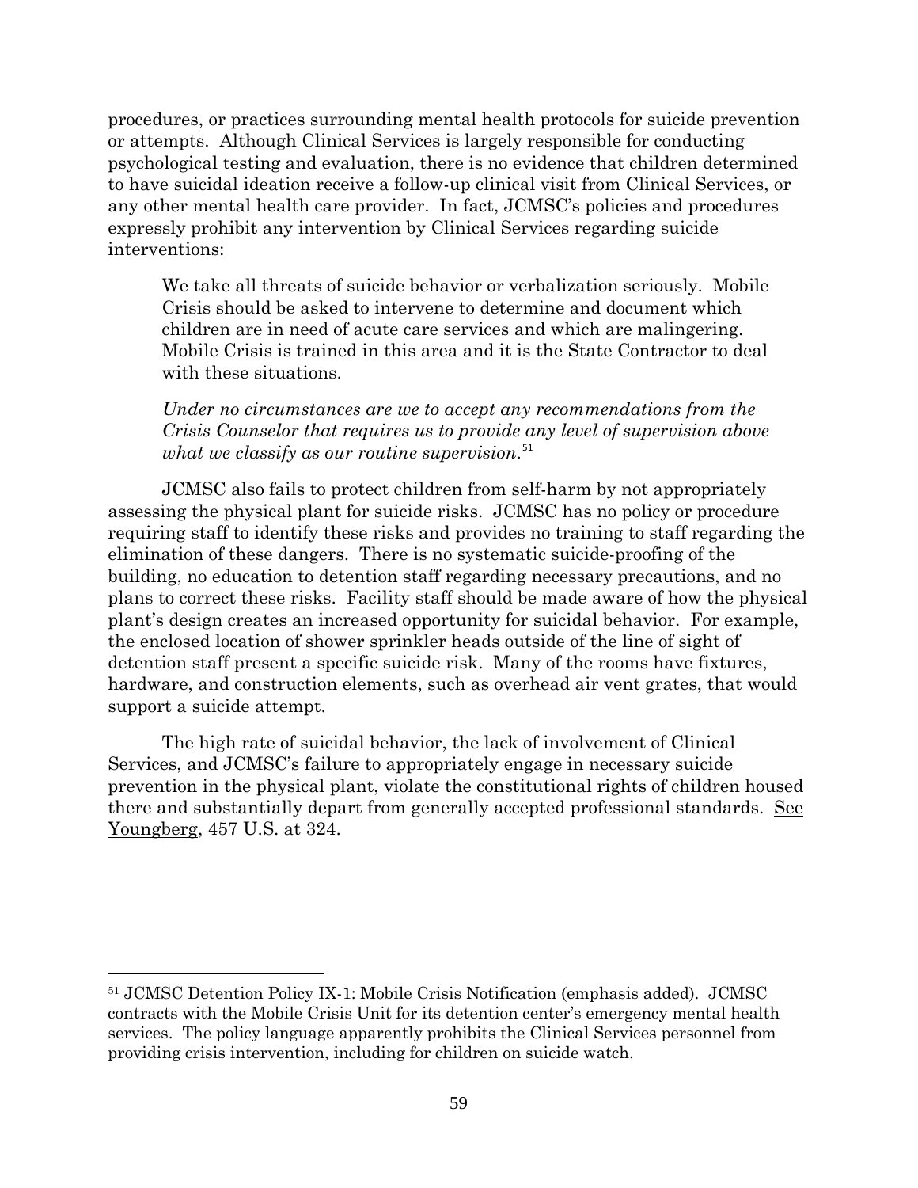procedures, or practices surrounding mental health protocols for suicide prevention or attempts. Although Clinical Services is largely responsible for conducting psychological testing and evaluation, there is no evidence that children determined to have suicidal ideation receive a follow-up clinical visit from Clinical Services, or any other mental health care provider. In fact, JCMSC's policies and procedures expressly prohibit any intervention by Clinical Services regarding suicide interventions:

> We take all threats of suicide behavior or verbalization seriously. Mobile Crisis should be asked to intervene to determine and document which children are in need of acute care services and which are malingering. Mobile Crisis is trained in this area and it is the State Contractor to deal with these situations.
>
> *Under no circumstances are we to accept any recommendations from the Crisis Counselor that requires us to provide any level of supervision above what we classify as our routine supervision.*[51]

JCMSC also fails to protect children from self-harm by not appropriately assessing the physical plant for suicide risks. JCMSC has no policy or procedure requiring staff to identify these risks and provides no training to staff regarding the elimination of these dangers. There is no systematic suicide-proofing of the building, no education to detention staff regarding necessary precautions, and no plans to correct these risks. Facility staff should be made aware of how the physical plant's design creates an increased opportunity for suicidal behavior. For example, the enclosed location of shower sprinkler heads outside of the line of sight of detention staff present a specific suicide risk. Many of the rooms have fixtures, hardware, and construction elements, such as overhead air vent grates, that would support a suicide attempt.

The high rate of suicidal behavior, the lack of involvement of Clinical Services, and JCMSC's failure to appropriately engage in necessary suicide prevention in the physical plant, violate the constitutional rights of children housed there and substantially depart from generally accepted professional standards. See Youngberg, 457 U.S. at 324.

---

[51] JCMSC Detention Policy IX-1: Mobile Crisis Notification (emphasis added). JCMSC contracts with the Mobile Crisis Unit for its detention center's emergency mental health services. The policy language apparently prohibits the Clinical Services personnel from providing crisis intervention, including for children on suicide watch.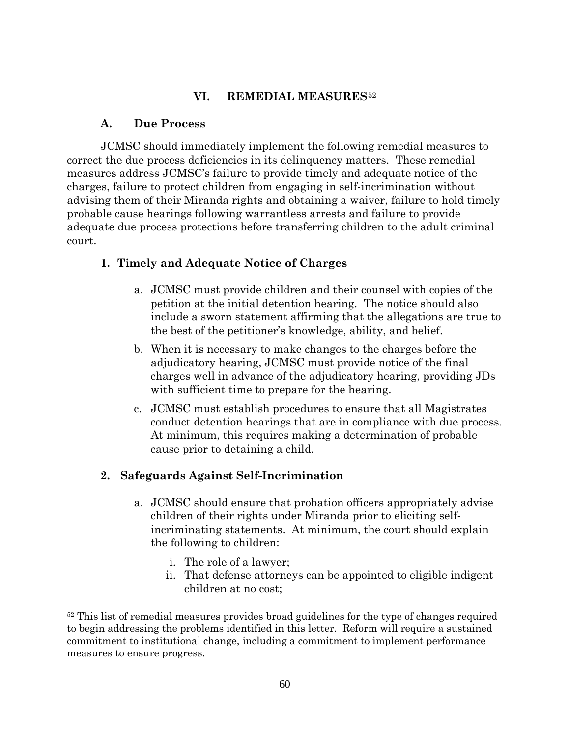## VI. REMEDIAL MEASURES[52]

### A. Due Process

JCMSC should immediately implement the following remedial measures to correct the due process deficiencies in its delinquency matters. These remedial measures address JCMSC's failure to provide timely and adequate notice of the charges, failure to protect children from engaging in self-incrimination without advising them of their Miranda rights and obtaining a waiver, failure to hold timely probable cause hearings following warrantless arrests and failure to provide adequate due process protections before transferring children to the adult criminal court.

#### 1. Timely and Adequate Notice of Charges

a. JCMSC must provide children and their counsel with copies of the petition at the initial detention hearing. The notice should also include a sworn statement affirming that the allegations are true to the best of the petitioner's knowledge, ability, and belief.

b. When it is necessary to make changes to the charges before the adjudicatory hearing, JCMSC must provide notice of the final charges well in advance of the adjudicatory hearing, providing JDs with sufficient time to prepare for the hearing.

c. JCMSC must establish procedures to ensure that all Magistrates conduct detention hearings that are in compliance with due process. At minimum, this requires making a determination of probable cause prior to detaining a child.

#### 2. Safeguards Against Self-Incrimination

a. JCMSC should ensure that probation officers appropriately advise children of their rights under Miranda prior to eliciting self-incriminating statements. At minimum, the court should explain the following to children:

   i. The role of a lawyer;
   ii. That defense attorneys can be appointed to eligible indigent children at no cost;

---

[52] This list of remedial measures provides broad guidelines for the type of changes required to begin addressing the problems identified in this letter. Reform will require a sustained commitment to institutional change, including a commitment to implement performance measures to ensure progress.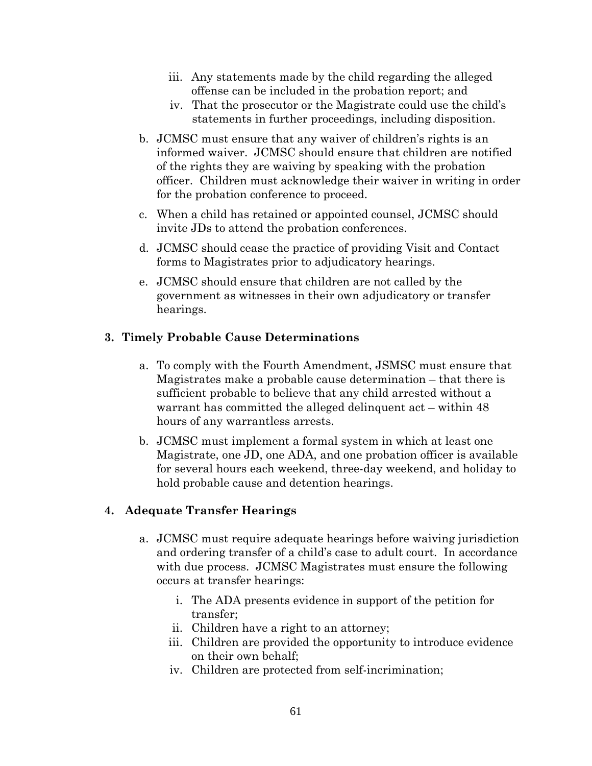iii. Any statements made by the child regarding the alleged offense can be included in the probation report; and
   iv. That the prosecutor or the Magistrate could use the child's statements in further proceedings, including disposition.

b. JCMSC must ensure that any waiver of children's rights is an informed waiver. JCMSC should ensure that children are notified of the rights they are waiving by speaking with the probation officer. Children must acknowledge their waiver in writing in order for the probation conference to proceed.

c. When a child has retained or appointed counsel, JCMSC should invite JDs to attend the probation conferences.

d. JCMSC should cease the practice of providing Visit and Contact forms to Magistrates prior to adjudicatory hearings.

e. JCMSC should ensure that children are not called by the government as witnesses in their own adjudicatory or transfer hearings.

### 3. Timely Probable Cause Determinations

a. To comply with the Fourth Amendment, JSMSC must ensure that Magistrates make a probable cause determination – that there is sufficient probable to believe that any child arrested without a warrant has committed the alleged delinquent act – within 48 hours of any warrantless arrests.

b. JCMSC must implement a formal system in which at least one Magistrate, one JD, one ADA, and one probation officer is available for several hours each weekend, three-day weekend, and holiday to hold probable cause and detention hearings.

### 4. Adequate Transfer Hearings

a. JCMSC must require adequate hearings before waiving jurisdiction and ordering transfer of a child's case to adult court. In accordance with due process. JCMSC Magistrates must ensure the following occurs at transfer hearings:

   i. The ADA presents evidence in support of the petition for transfer;
   ii. Children have a right to an attorney;
   iii. Children are provided the opportunity to introduce evidence on their own behalf;
   iv. Children are protected from self-incrimination;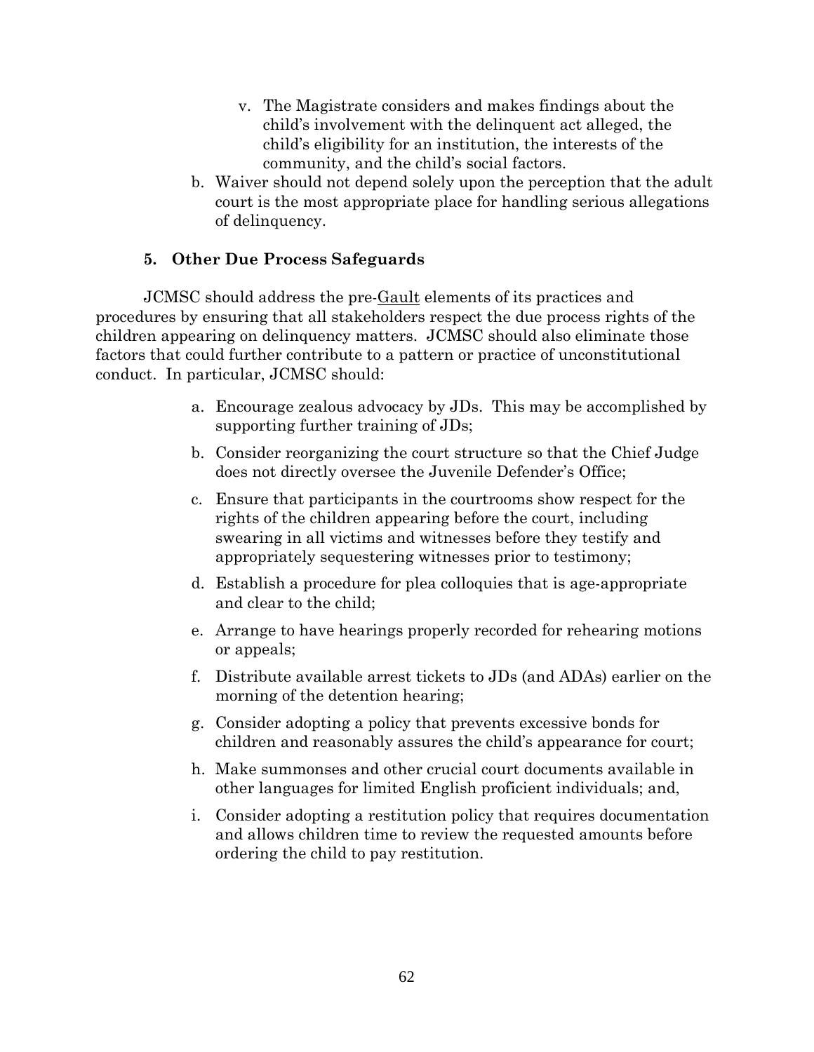v. The Magistrate considers and makes findings about the child's involvement with the delinquent act alleged, the child's eligibility for an institution, the interests of the community, and the child's social factors.

b. Waiver should not depend solely upon the perception that the adult court is the most appropriate place for handling serious allegations of delinquency.

### 5. Other Due Process Safeguards

JCMSC should address the pre-Gault elements of its practices and procedures by ensuring that all stakeholders respect the due process rights of the children appearing on delinquency matters. JCMSC should also eliminate those factors that could further contribute to a pattern or practice of unconstitutional conduct. In particular, JCMSC should:

a. Encourage zealous advocacy by JDs. This may be accomplished by supporting further training of JDs;

b. Consider reorganizing the court structure so that the Chief Judge does not directly oversee the Juvenile Defender's Office;

c. Ensure that participants in the courtrooms show respect for the rights of the children appearing before the court, including swearing in all victims and witnesses before they testify and appropriately sequestering witnesses prior to testimony;

d. Establish a procedure for plea colloquies that is age-appropriate and clear to the child;

e. Arrange to have hearings properly recorded for rehearing motions or appeals;

f. Distribute available arrest tickets to JDs (and ADAs) earlier on the morning of the detention hearing;

g. Consider adopting a policy that prevents excessive bonds for children and reasonably assures the child's appearance for court;

h. Make summonses and other crucial court documents available in other languages for limited English proficient individuals; and,

i. Consider adopting a restitution policy that requires documentation and allows children time to review the requested amounts before ordering the child to pay restitution.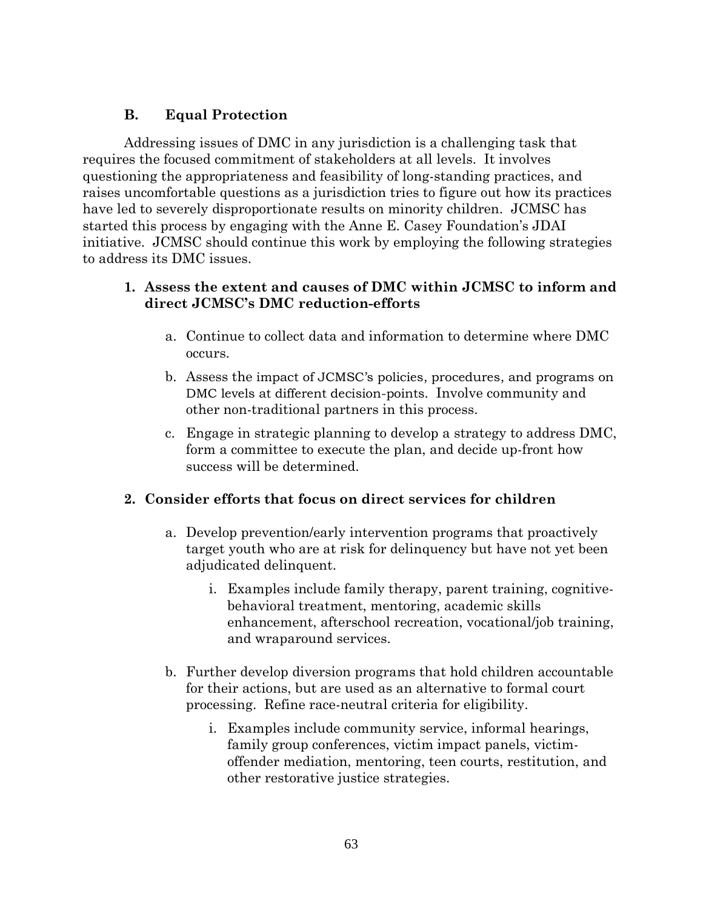### B. Equal Protection

Addressing issues of DMC in any jurisdiction is a challenging task that requires the focused commitment of stakeholders at all levels. It involves questioning the appropriateness and feasibility of long-standing practices, and raises uncomfortable questions as a jurisdiction tries to figure out how its practices have led to severely disproportionate results on minority children. JCMSC has started this process by engaging with the Anne E. Casey Foundation's JDAI initiative. JCMSC should continue this work by employing the following strategies to address its DMC issues.

1. **Assess the extent and causes of DMC within JCMSC to inform and direct JCMSC's DMC reduction-efforts**

    a. Continue to collect data and information to determine where DMC occurs.

    b. Assess the impact of JCMSC's policies, procedures, and programs on DMC levels at different decision-points. Involve community and other non-traditional partners in this process.

    c. Engage in strategic planning to develop a strategy to address DMC, form a committee to execute the plan, and decide up-front how success will be determined.

2. **Consider efforts that focus on direct services for children**

    a. Develop prevention/early intervention programs that proactively target youth who are at risk for delinquency but have not yet been adjudicated delinquent.

        i. Examples include family therapy, parent training, cognitive-behavioral treatment, mentoring, academic skills enhancement, afterschool recreation, vocational/job training, and wraparound services.

    b. Further develop diversion programs that hold children accountable for their actions, but are used as an alternative to formal court processing. Refine race-neutral criteria for eligibility.

        i. Examples include community service, informal hearings, family group conferences, victim impact panels, victim-offender mediation, mentoring, teen courts, restitution, and other restorative justice strategies.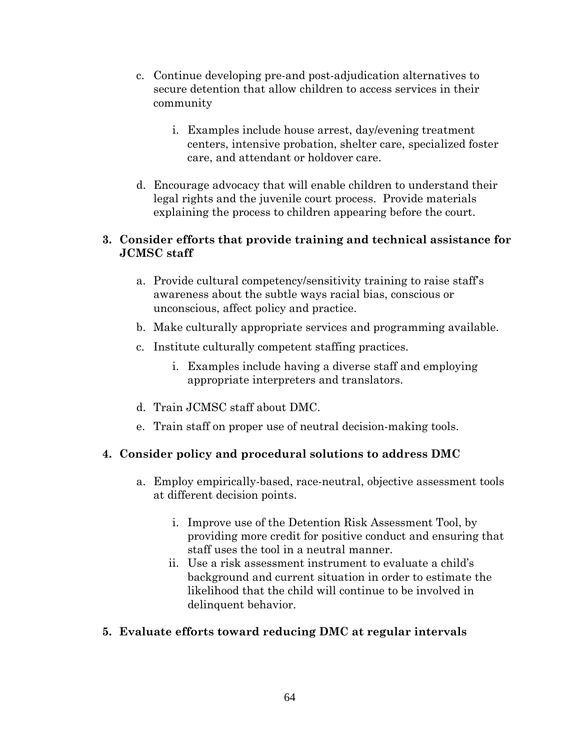c. Continue developing pre-and post-adjudication alternatives to secure detention that allow children to access services in their community

    i. Examples include house arrest, day/evening treatment centers, intensive probation, shelter care, specialized foster care, and attendant or holdover care.

d. Encourage advocacy that will enable children to understand their legal rights and the juvenile court process. Provide materials explaining the process to children appearing before the court.

**3. Consider efforts that provide training and technical assistance for JCMSC staff**

a. Provide cultural competency/sensitivity training to raise staff's awareness about the subtle ways racial bias, conscious or unconscious, affect policy and practice.

b. Make culturally appropriate services and programming available.

c. Institute culturally competent staffing practices.

    i. Examples include having a diverse staff and employing appropriate interpreters and translators.

d. Train JCMSC staff about DMC.

e. Train staff on proper use of neutral decision-making tools.

**4. Consider policy and procedural solutions to address DMC**

a. Employ empirically-based, race-neutral, objective assessment tools at different decision points.

    i. Improve use of the Detention Risk Assessment Tool, by providing more credit for positive conduct and ensuring that staff uses the tool in a neutral manner.

    ii. Use a risk assessment instrument to evaluate a child's background and current situation in order to estimate the likelihood that the child will continue to be involved in delinquent behavior.

**5. Evaluate efforts toward reducing DMC at regular intervals**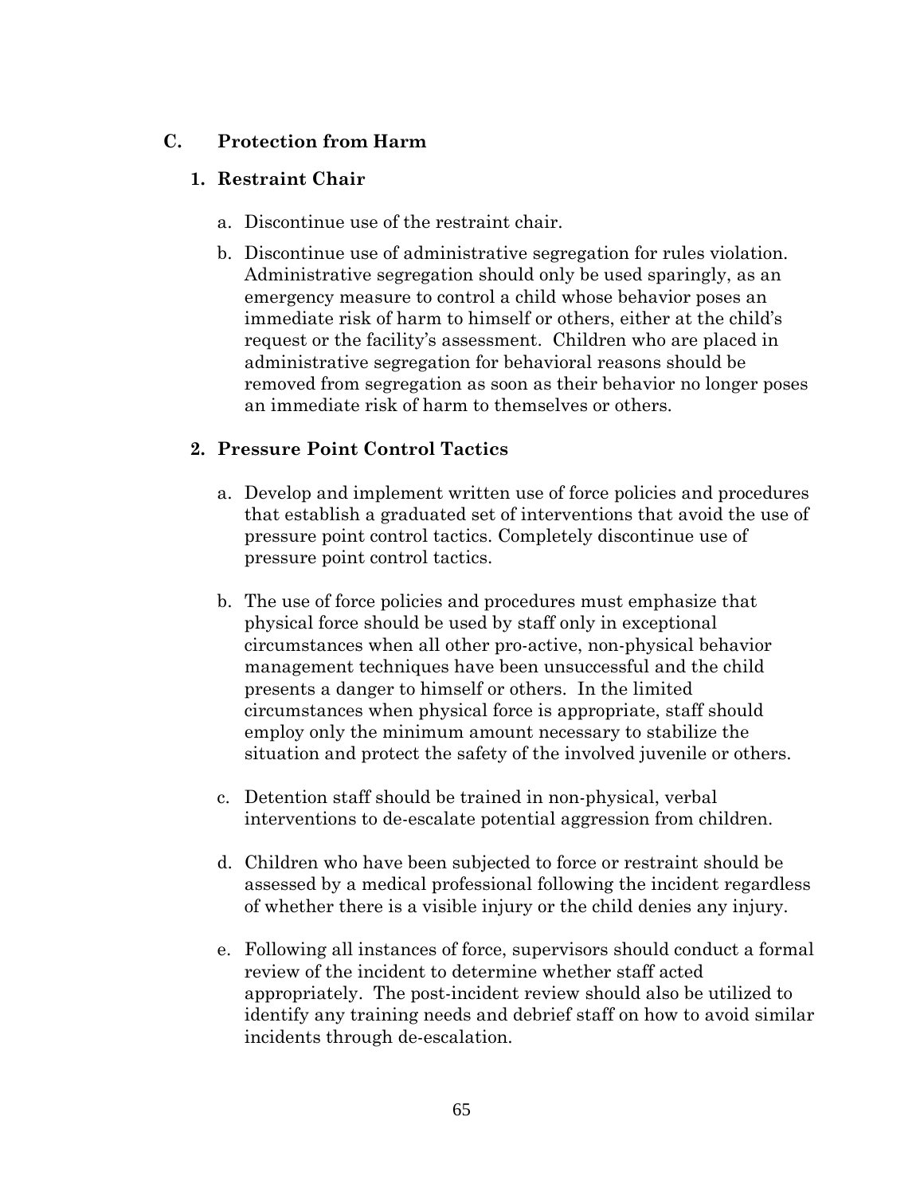## C. Protection from Harm

### 1. Restraint Chair

a. Discontinue use of the restraint chair.

b. Discontinue use of administrative segregation for rules violation. Administrative segregation should only be used sparingly, as an emergency measure to control a child whose behavior poses an immediate risk of harm to himself or others, either at the child's request or the facility's assessment. Children who are placed in administrative segregation for behavioral reasons should be removed from segregation as soon as their behavior no longer poses an immediate risk of harm to themselves or others.

### 2. Pressure Point Control Tactics

a. Develop and implement written use of force policies and procedures that establish a graduated set of interventions that avoid the use of pressure point control tactics. Completely discontinue use of pressure point control tactics.

b. The use of force policies and procedures must emphasize that physical force should be used by staff only in exceptional circumstances when all other pro-active, non-physical behavior management techniques have been unsuccessful and the child presents a danger to himself or others. In the limited circumstances when physical force is appropriate, staff should employ only the minimum amount necessary to stabilize the situation and protect the safety of the involved juvenile or others.

c. Detention staff should be trained in non-physical, verbal interventions to de-escalate potential aggression from children.

d. Children who have been subjected to force or restraint should be assessed by a medical professional following the incident regardless of whether there is a visible injury or the child denies any injury.

e. Following all instances of force, supervisors should conduct a formal review of the incident to determine whether staff acted appropriately. The post-incident review should also be utilized to identify any training needs and debrief staff on how to avoid similar incidents through de-escalation.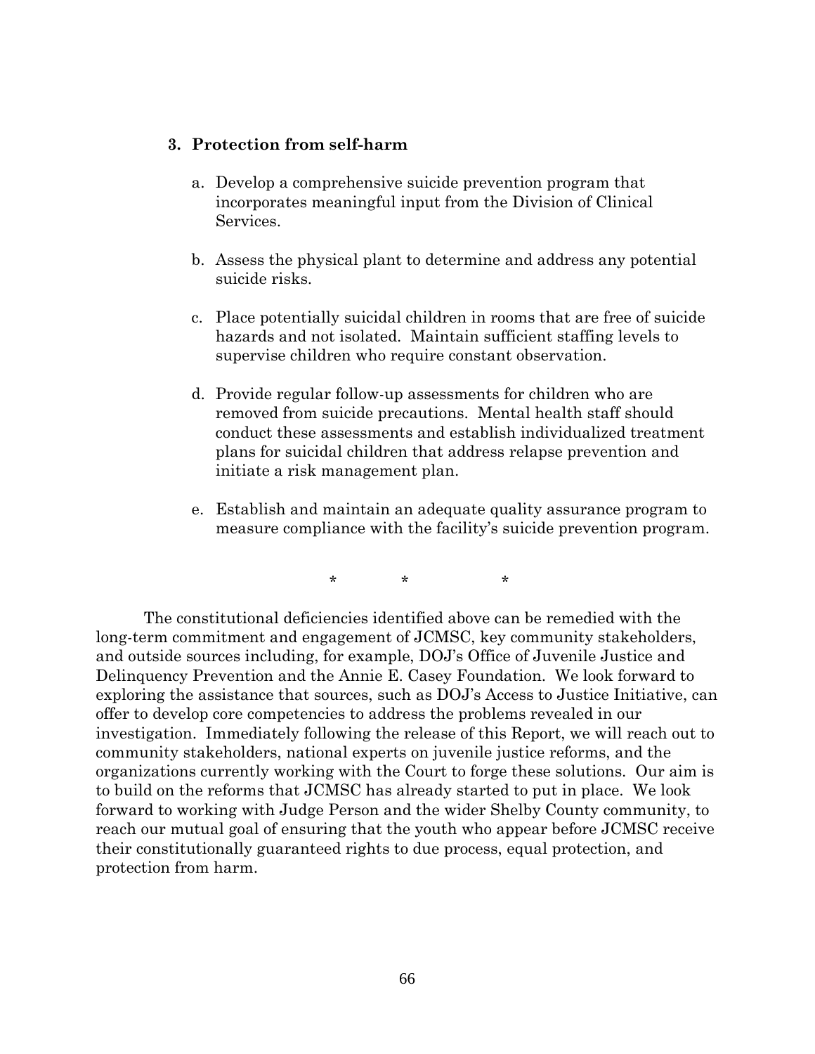### 3. Protection from self-harm

a. Develop a comprehensive suicide prevention program that incorporates meaningful input from the Division of Clinical Services.

b. Assess the physical plant to determine and address any potential suicide risks.

c. Place potentially suicidal children in rooms that are free of suicide hazards and not isolated. Maintain sufficient staffing levels to supervise children who require constant observation.

d. Provide regular follow-up assessments for children who are removed from suicide precautions. Mental health staff should conduct these assessments and establish individualized treatment plans for suicidal children that address relapse prevention and initiate a risk management plan.

e. Establish and maintain an adequate quality assurance program to measure compliance with the facility's suicide prevention program.

\* \* \*

The constitutional deficiencies identified above can be remedied with the long-term commitment and engagement of JCMSC, key community stakeholders, and outside sources including, for example, DOJ's Office of Juvenile Justice and Delinquency Prevention and the Annie E. Casey Foundation. We look forward to exploring the assistance that sources, such as DOJ's Access to Justice Initiative, can offer to develop core competencies to address the problems revealed in our investigation. Immediately following the release of this Report, we will reach out to community stakeholders, national experts on juvenile justice reforms, and the organizations currently working with the Court to forge these solutions. Our aim is to build on the reforms that JCMSC has already started to put in place. We look forward to working with Judge Person and the wider Shelby County community, to reach our mutual goal of ensuring that the youth who appear before JCMSC receive their constitutionally guaranteed rights to due process, equal protection, and protection from harm.